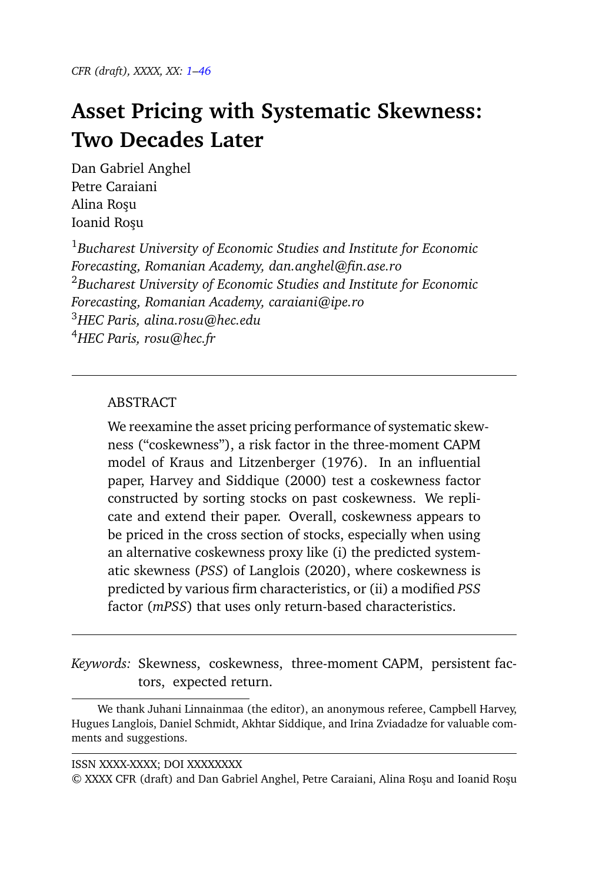# Asset Pricing with Systematic Skewness: Two Decades Later

Dan Gabriel Anghel
Petre Caraiani
Alina Roşu
Ioanid Roşu

[1] *Bucharest University of Economic Studies and Institute for Economic Forecasting, Romanian Academy, dan.anghel@fin.ase.ro*
[2] *Bucharest University of Economic Studies and Institute for Economic Forecasting, Romanian Academy, caraiani@ipe.ro*
[3] *HEC Paris, alina.rosu@hec.edu*
[4] *HEC Paris, rosu@hec.fr*

---

ABSTRACT

We reexamine the asset pricing performance of systematic skewness ("coskewness"), a risk factor in the three-moment CAPM model of Kraus and Litzenberger (1976). In an influential paper, Harvey and Siddique (2000) test a coskewness factor constructed by sorting stocks on past coskewness. We replicate and extend their paper. Overall, coskewness appears to be priced in the cross section of stocks, especially when using an alternative coskewness proxy like (i) the predicted systematic skewness (*PSS*) of Langlois (2020), where coskewness is predicted by various firm characteristics, or (ii) a modified *PSS* factor (*mPSS*) that uses only return-based characteristics.

---

*Keywords:* Skewness, coskewness, three-moment CAPM, persistent factors, expected return.

We thank Juhani Linnainmaa (the editor), an anonymous referee, Campbell Harvey, Hugues Langlois, Daniel Schmidt, Akhtar Siddique, and Irina Zviadadze for valuable comments and suggestions.

ISSN XXXX-XXXX; DOI XXXXXXXX
© XXXX CFR (draft) and Dan Gabriel Anghel, Petre Caraiani, Alina Roşu and Ioanid Roşu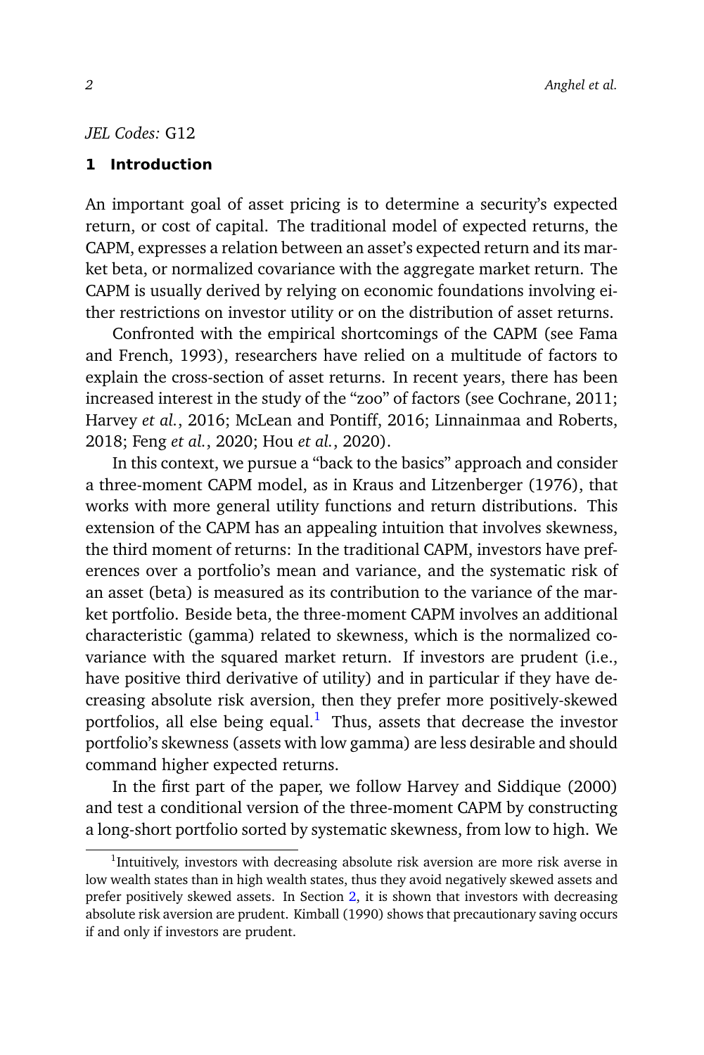*JEL Codes:* G12

## 1 Introduction

An important goal of asset pricing is to determine a security's expected return, or cost of capital. The traditional model of expected returns, the CAPM, expresses a relation between an asset's expected return and its market beta, or normalized covariance with the aggregate market return. The CAPM is usually derived by relying on economic foundations involving either restrictions on investor utility or on the distribution of asset returns.

Confronted with the empirical shortcomings of the CAPM (see Fama and French, 1993), researchers have relied on a multitude of factors to explain the cross-section of asset returns. In recent years, there has been increased interest in the study of the "zoo" of factors (see Cochrane, 2011; Harvey *et al.*, 2016; McLean and Pontiff, 2016; Linnainmaa and Roberts, 2018; Feng *et al.*, 2020; Hou *et al.*, 2020).

In this context, we pursue a "back to the basics" approach and consider a three-moment CAPM model, as in Kraus and Litzenberger (1976), that works with more general utility functions and return distributions. This extension of the CAPM has an appealing intuition that involves skewness, the third moment of returns: In the traditional CAPM, investors have preferences over a portfolio's mean and variance, and the systematic risk of an asset (beta) is measured as its contribution to the variance of the market portfolio. Beside beta, the three-moment CAPM involves an additional characteristic (gamma) related to skewness, which is the normalized covariance with the squared market return. If investors are prudent (i.e., have positive third derivative of utility) and in particular if they have decreasing absolute risk aversion, then they prefer more positively-skewed portfolios, all else being equal.[1] Thus, assets that decrease the investor portfolio's skewness (assets with low gamma) are less desirable and should command higher expected returns.

In the first part of the paper, we follow Harvey and Siddique (2000) and test a conditional version of the three-moment CAPM by constructing a long-short portfolio sorted by systematic skewness, from low to high. We

[1] Intuitively, investors with decreasing absolute risk aversion are more risk averse in low wealth states than in high wealth states, thus they avoid negatively skewed assets and prefer positively skewed assets. In Section 2, it is shown that investors with decreasing absolute risk aversion are prudent. Kimball (1990) shows that precautionary saving occurs if and only if investors are prudent.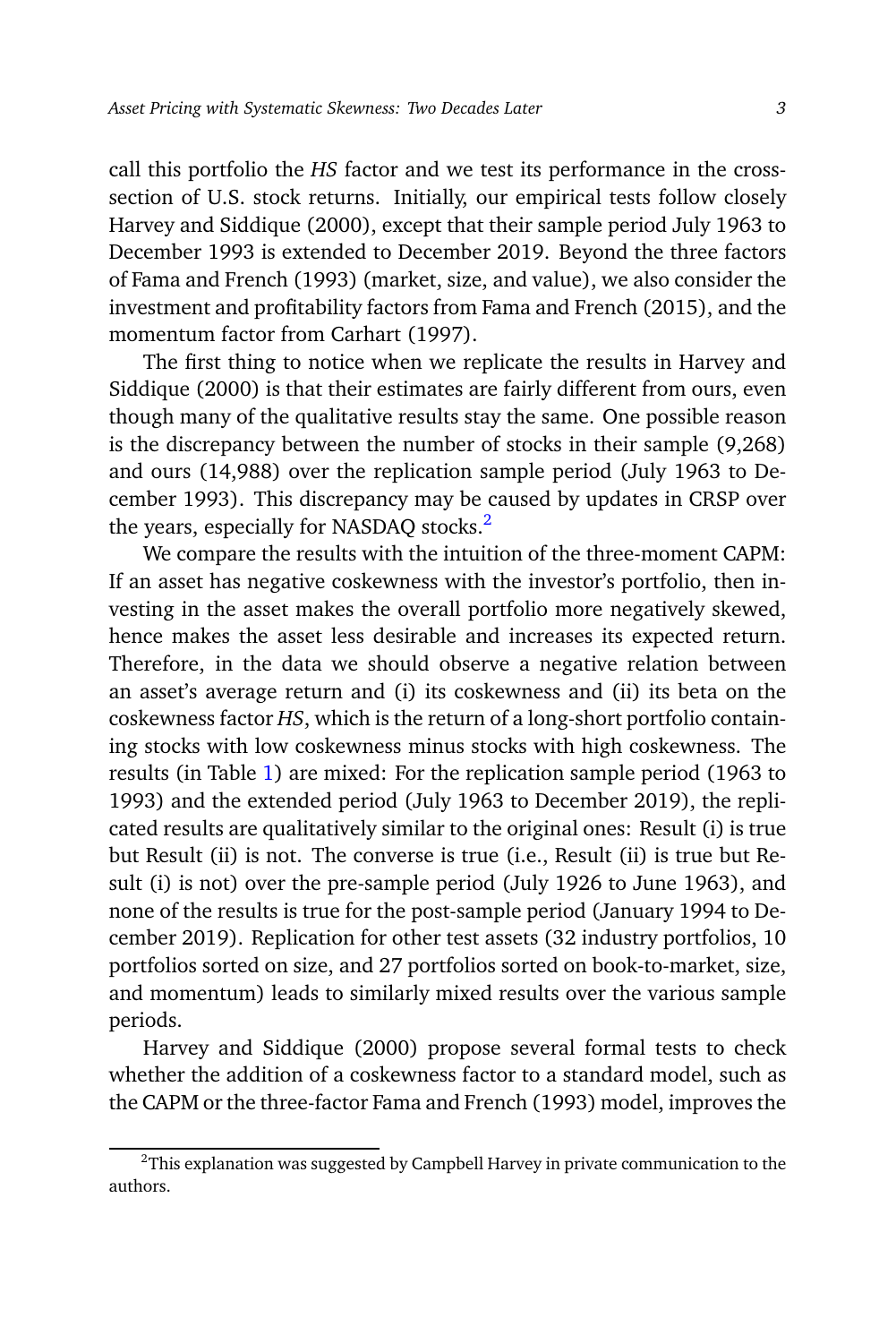call this portfolio the *HS* factor and we test its performance in the cross-section of U.S. stock returns. Initially, our empirical tests follow closely Harvey and Siddique (2000), except that their sample period July 1963 to December 1993 is extended to December 2019. Beyond the three factors of Fama and French (1993) (market, size, and value), we also consider the investment and profitability factors from Fama and French (2015), and the momentum factor from Carhart (1997).

The first thing to notice when we replicate the results in Harvey and Siddique (2000) is that their estimates are fairly different from ours, even though many of the qualitative results stay the same. One possible reason is the discrepancy between the number of stocks in their sample (9,268) and ours (14,988) over the replication sample period (July 1963 to December 1993). This discrepancy may be caused by updates in CRSP over the years, especially for NASDAQ stocks.[2]

We compare the results with the intuition of the three-moment CAPM: If an asset has negative coskewness with the investor's portfolio, then investing in the asset makes the overall portfolio more negatively skewed, hence makes the asset less desirable and increases its expected return. Therefore, in the data we should observe a negative relation between an asset's average return and (i) its coskewness and (ii) its beta on the coskewness factor *HS*, which is the return of a long-short portfolio containing stocks with low coskewness minus stocks with high coskewness. The results (in Table 1) are mixed: For the replication sample period (1963 to 1993) and the extended period (July 1963 to December 2019), the replicated results are qualitatively similar to the original ones: Result (i) is true but Result (ii) is not. The converse is true (i.e., Result (ii) is true but Result (i) is not) over the pre-sample period (July 1926 to June 1963), and none of the results is true for the post-sample period (January 1994 to December 2019). Replication for other test assets (32 industry portfolios, 10 portfolios sorted on size, and 27 portfolios sorted on book-to-market, size, and momentum) leads to similarly mixed results over the various sample periods.

Harvey and Siddique (2000) propose several formal tests to check whether the addition of a coskewness factor to a standard model, such as the CAPM or the three-factor Fama and French (1993) model, improves the

[2] This explanation was suggested by Campbell Harvey in private communication to the authors.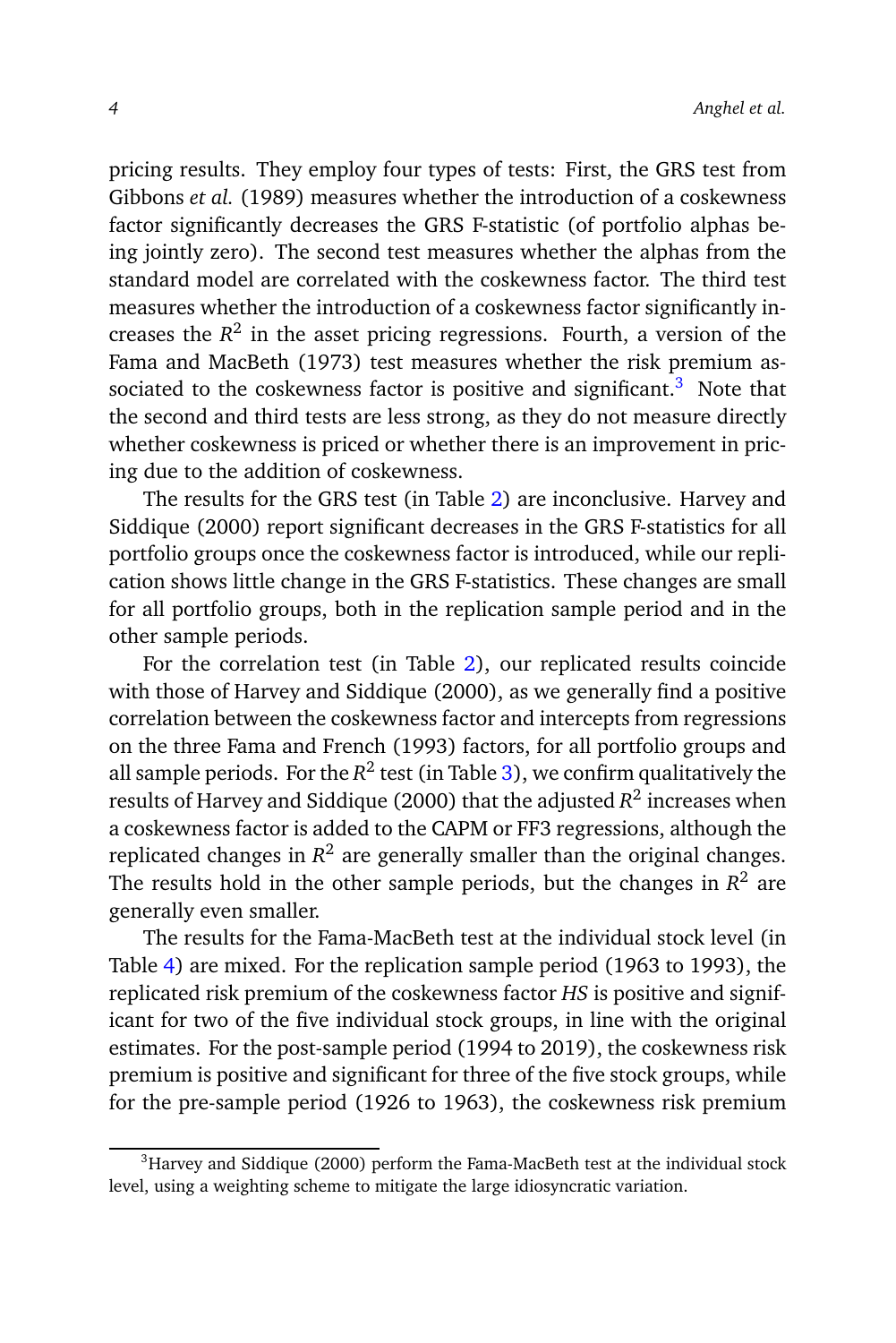pricing results. They employ four types of tests: First, the GRS test from Gibbons *et al.* (1989) measures whether the introduction of a coskewness factor significantly decreases the GRS F-statistic (of portfolio alphas being jointly zero). The second test measures whether the alphas from the standard model are correlated with the coskewness factor. The third test measures whether the introduction of a coskewness factor significantly increases the $R^2$ in the asset pricing regressions. Fourth, a version of the Fama and MacBeth (1973) test measures whether the risk premium associated to the coskewness factor is positive and significant.[3] Note that the second and third tests are less strong, as they do not measure directly whether coskewness is priced or whether there is an improvement in pricing due to the addition of coskewness.

The results for the GRS test (in Table 2) are inconclusive. Harvey and Siddique (2000) report significant decreases in the GRS F-statistics for all portfolio groups once the coskewness factor is introduced, while our replication shows little change in the GRS F-statistics. These changes are small for all portfolio groups, both in the replication sample period and in the other sample periods.

For the correlation test (in Table 2), our replicated results coincide with those of Harvey and Siddique (2000), as we generally find a positive correlation between the coskewness factor and intercepts from regressions on the three Fama and French (1993) factors, for all portfolio groups and all sample periods. For the $R^2$ test (in Table 3), we confirm qualitatively the results of Harvey and Siddique (2000) that the adjusted $R^2$ increases when a coskewness factor is added to the CAPM or FF3 regressions, although the replicated changes in $R^2$ are generally smaller than the original changes. The results hold in the other sample periods, but the changes in $R^2$ are generally even smaller.

The results for the Fama-MacBeth test at the individual stock level (in Table 4) are mixed. For the replication sample period (1963 to 1993), the replicated risk premium of the coskewness factor *HS* is positive and significant for two of the five individual stock groups, in line with the original estimates. For the post-sample period (1994 to 2019), the coskewness risk premium is positive and significant for three of the five stock groups, while for the pre-sample period (1926 to 1963), the coskewness risk premium

[3] Harvey and Siddique (2000) perform the Fama-MacBeth test at the individual stock level, using a weighting scheme to mitigate the large idiosyncratic variation.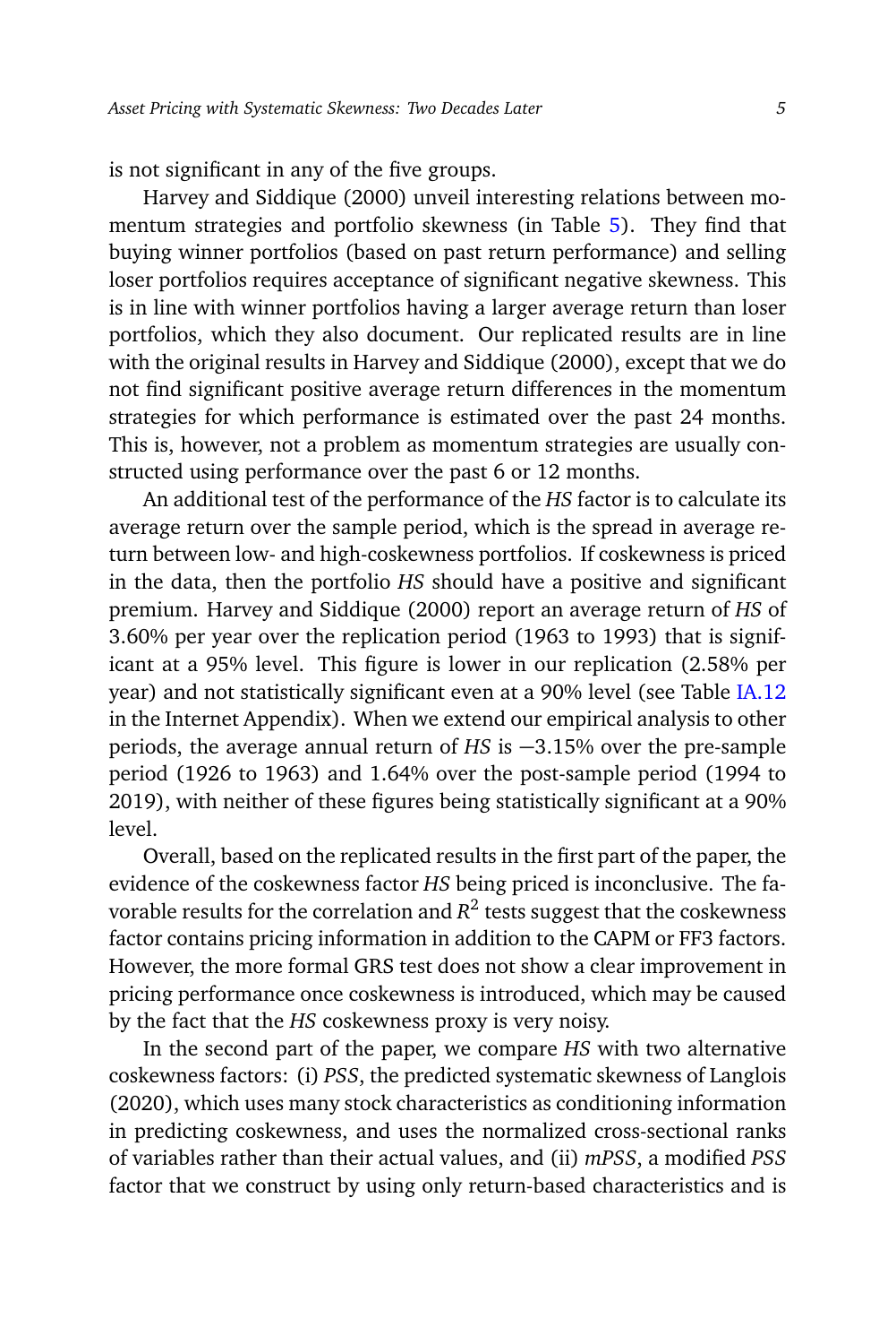is not significant in any of the five groups.

Harvey and Siddique (2000) unveil interesting relations between momentum strategies and portfolio skewness (in Table 5). They find that buying winner portfolios (based on past return performance) and selling loser portfolios requires acceptance of significant negative skewness. This is in line with winner portfolios having a larger average return than loser portfolios, which they also document. Our replicated results are in line with the original results in Harvey and Siddique (2000), except that we do not find significant positive average return differences in the momentum strategies for which performance is estimated over the past 24 months. This is, however, not a problem as momentum strategies are usually constructed using performance over the past 6 or 12 months.

An additional test of the performance of the *HS* factor is to calculate its average return over the sample period, which is the spread in average return between low- and high-coskewness portfolios. If coskewness is priced in the data, then the portfolio *HS* should have a positive and significant premium. Harvey and Siddique (2000) report an average return of *HS* of 3.60% per year over the replication period (1963 to 1993) that is significant at a 95% level. This figure is lower in our replication (2.58% per year) and not statistically significant even at a 90% level (see Table IA.12 in the Internet Appendix). When we extend our empirical analysis to other periods, the average annual return of *HS* is −3.15% over the pre-sample period (1926 to 1963) and 1.64% over the post-sample period (1994 to 2019), with neither of these figures being statistically significant at a 90% level.

Overall, based on the replicated results in the first part of the paper, the evidence of the coskewness factor *HS* being priced is inconclusive. The favorable results for the correlation and $R^2$ tests suggest that the coskewness factor contains pricing information in addition to the CAPM or FF3 factors. However, the more formal GRS test does not show a clear improvement in pricing performance once coskewness is introduced, which may be caused by the fact that the *HS* coskewness proxy is very noisy.

In the second part of the paper, we compare *HS* with two alternative coskewness factors: (i) *PSS*, the predicted systematic skewness of Langlois (2020), which uses many stock characteristics as conditioning information in predicting coskewness, and uses the normalized cross-sectional ranks of variables rather than their actual values, and (ii) *mPSS*, a modified *PSS* factor that we construct by using only return-based characteristics and is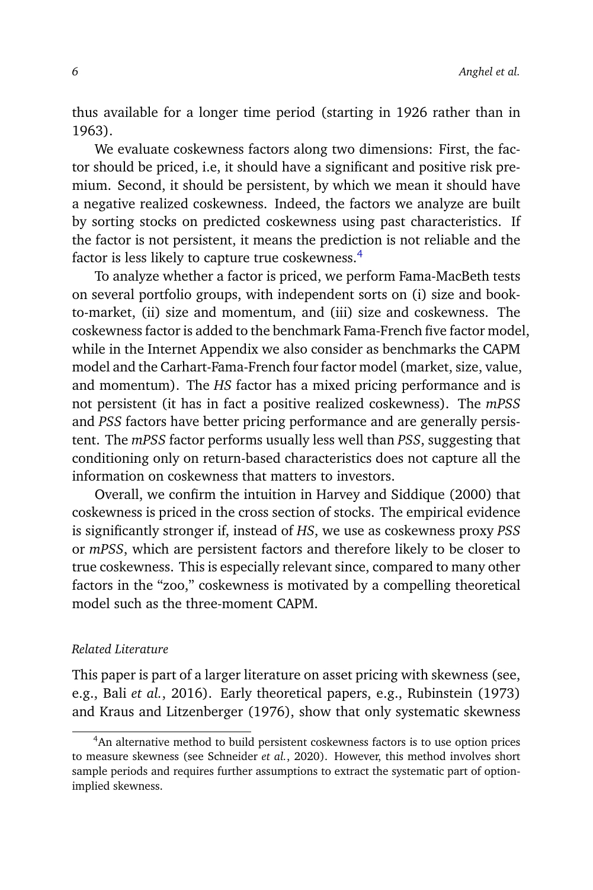thus available for a longer time period (starting in 1926 rather than in 1963).

We evaluate coskewness factors along two dimensions: First, the factor should be priced, i.e, it should have a significant and positive risk premium. Second, it should be persistent, by which we mean it should have a negative realized coskewness. Indeed, the factors we analyze are built by sorting stocks on predicted coskewness using past characteristics. If the factor is not persistent, it means the prediction is not reliable and the factor is less likely to capture true coskewness.[4]

To analyze whether a factor is priced, we perform Fama-MacBeth tests on several portfolio groups, with independent sorts on (i) size and book-to-market, (ii) size and momentum, and (iii) size and coskewness. The coskewness factor is added to the benchmark Fama-French five factor model, while in the Internet Appendix we also consider as benchmarks the CAPM model and the Carhart-Fama-French four factor model (market, size, value, and momentum). The *HS* factor has a mixed pricing performance and is not persistent (it has in fact a positive realized coskewness). The *mPSS* and *PSS* factors have better pricing performance and are generally persistent. The *mPSS* factor performs usually less well than *PSS*, suggesting that conditioning only on return-based characteristics does not capture all the information on coskewness that matters to investors.

Overall, we confirm the intuition in Harvey and Siddique (2000) that coskewness is priced in the cross section of stocks. The empirical evidence is significantly stronger if, instead of *HS*, we use as coskewness proxy *PSS* or *mPSS*, which are persistent factors and therefore likely to be closer to true coskewness. This is especially relevant since, compared to many other factors in the "zoo," coskewness is motivated by a compelling theoretical model such as the three-moment CAPM.

*Related Literature*

This paper is part of a larger literature on asset pricing with skewness (see, e.g., Bali *et al.*, 2016). Early theoretical papers, e.g., Rubinstein (1973) and Kraus and Litzenberger (1976), show that only systematic skewness

[4] An alternative method to build persistent coskewness factors is to use option prices to measure skewness (see Schneider *et al.*, 2020). However, this method involves short sample periods and requires further assumptions to extract the systematic part of option-implied skewness.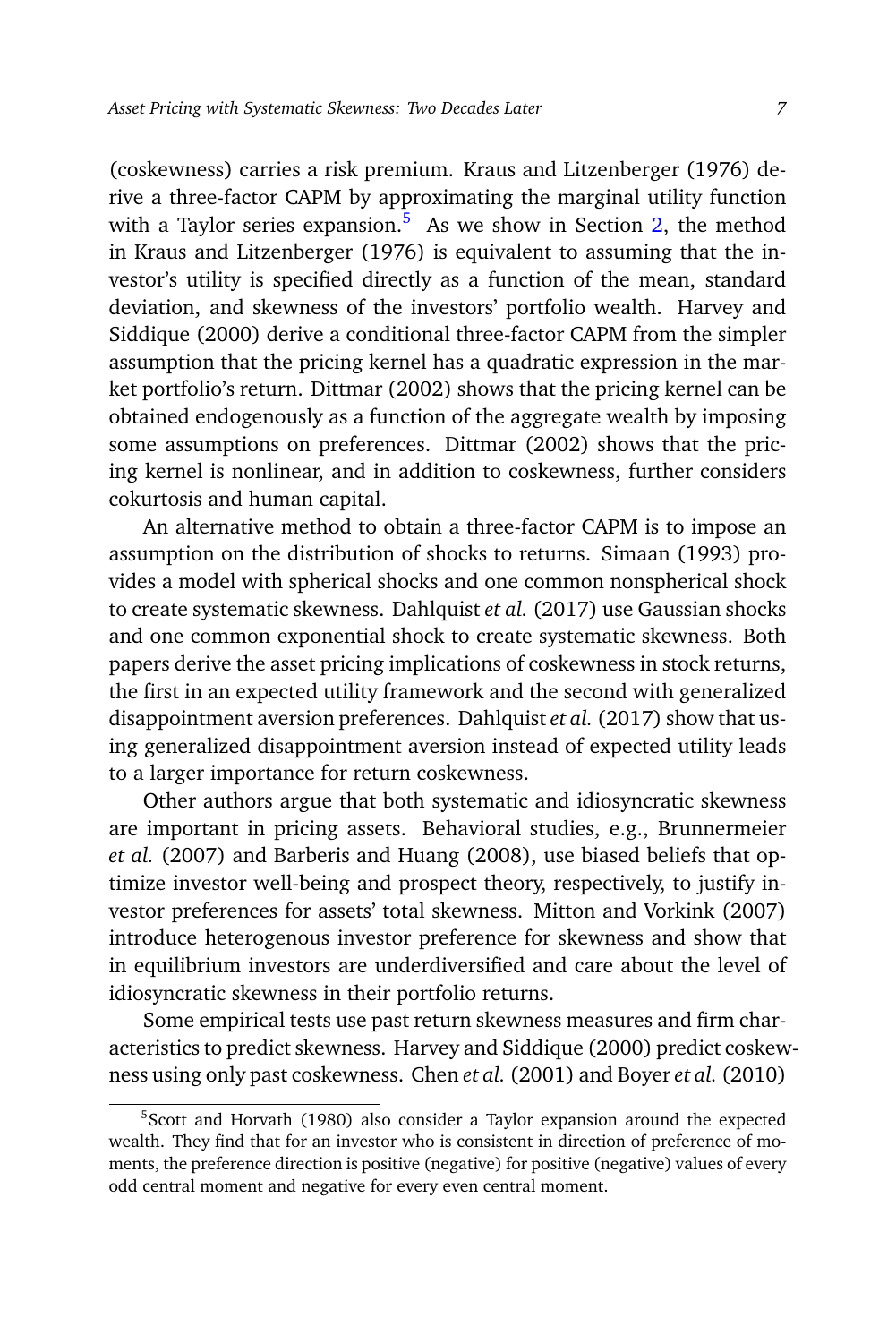(coskewness) carries a risk premium. Kraus and Litzenberger (1976) derive a three-factor CAPM by approximating the marginal utility function with a Taylor series expansion.[5] As we show in Section 2, the method in Kraus and Litzenberger (1976) is equivalent to assuming that the investor's utility is specified directly as a function of the mean, standard deviation, and skewness of the investors' portfolio wealth. Harvey and Siddique (2000) derive a conditional three-factor CAPM from the simpler assumption that the pricing kernel has a quadratic expression in the market portfolio's return. Dittmar (2002) shows that the pricing kernel can be obtained endogenously as a function of the aggregate wealth by imposing some assumptions on preferences. Dittmar (2002) shows that the pricing kernel is nonlinear, and in addition to coskewness, further considers cokurtosis and human capital.

An alternative method to obtain a three-factor CAPM is to impose an assumption on the distribution of shocks to returns. Simaan (1993) provides a model with spherical shocks and one common nonspherical shock to create systematic skewness. Dahlquist *et al.* (2017) use Gaussian shocks and one common exponential shock to create systematic skewness. Both papers derive the asset pricing implications of coskewness in stock returns, the first in an expected utility framework and the second with generalized disappointment aversion preferences. Dahlquist *et al.* (2017) show that using generalized disappointment aversion instead of expected utility leads to a larger importance for return coskewness.

Other authors argue that both systematic and idiosyncratic skewness are important in pricing assets. Behavioral studies, e.g., Brunnermeier *et al.* (2007) and Barberis and Huang (2008), use biased beliefs that optimize investor well-being and prospect theory, respectively, to justify investor preferences for assets' total skewness. Mitton and Vorkink (2007) introduce heterogenous investor preference for skewness and show that in equilibrium investors are underdiversified and care about the level of idiosyncratic skewness in their portfolio returns.

Some empirical tests use past return skewness measures and firm characteristics to predict skewness. Harvey and Siddique (2000) predict coskewness using only past coskewness. Chen *et al.* (2001) and Boyer *et al.* (2010)

[5] Scott and Horvath (1980) also consider a Taylor expansion around the expected wealth. They find that for an investor who is consistent in direction of preference of moments, the preference direction is positive (negative) for positive (negative) values of every odd central moment and negative for every even central moment.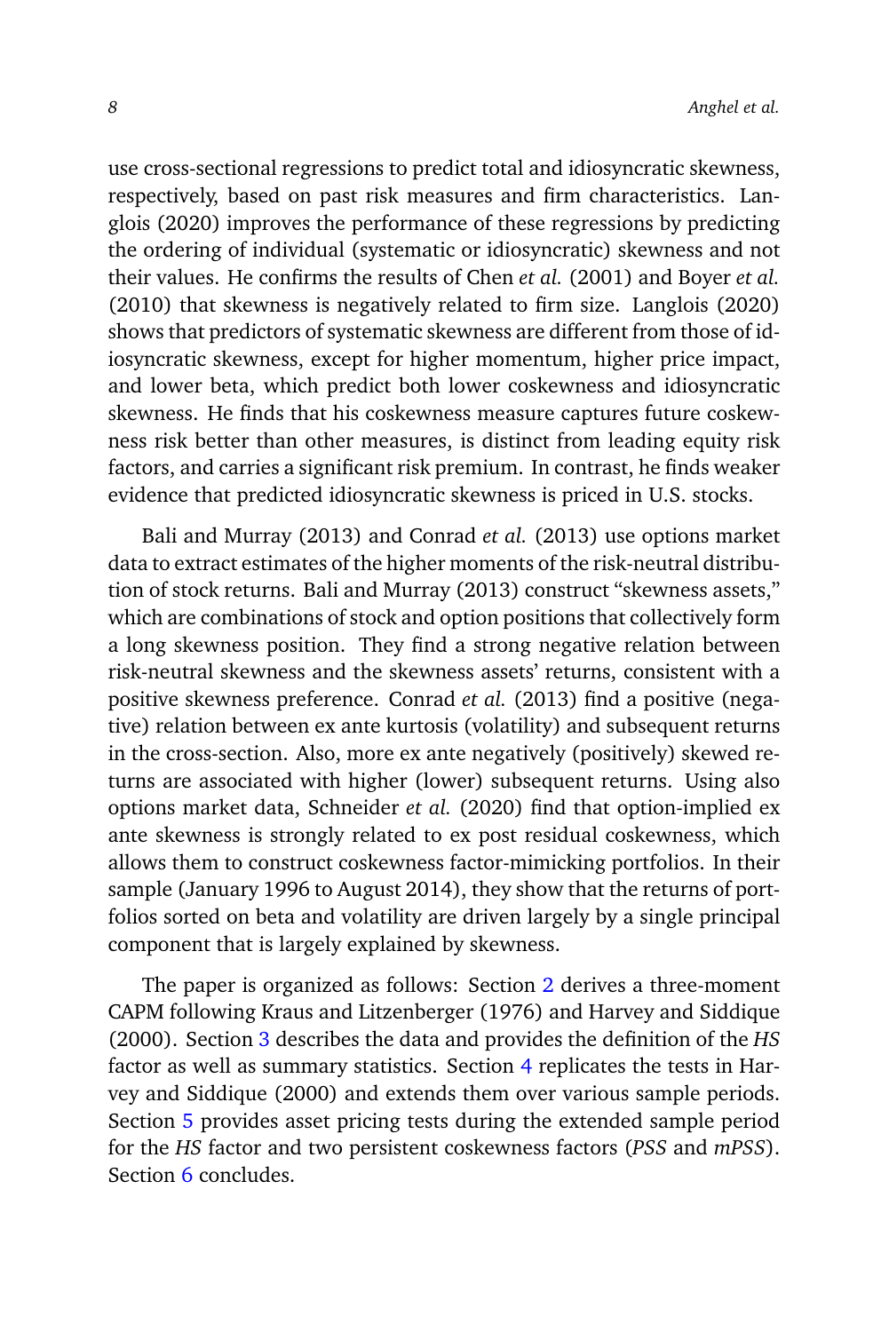use cross-sectional regressions to predict total and idiosyncratic skewness, respectively, based on past risk measures and firm characteristics. Langlois (2020) improves the performance of these regressions by predicting the ordering of individual (systematic or idiosyncratic) skewness and not their values. He confirms the results of Chen *et al.* (2001) and Boyer *et al.* (2010) that skewness is negatively related to firm size. Langlois (2020) shows that predictors of systematic skewness are different from those of idiosyncratic skewness, except for higher momentum, higher price impact, and lower beta, which predict both lower coskewness and idiosyncratic skewness. He finds that his coskewness measure captures future coskewness risk better than other measures, is distinct from leading equity risk factors, and carries a significant risk premium. In contrast, he finds weaker evidence that predicted idiosyncratic skewness is priced in U.S. stocks.

Bali and Murray (2013) and Conrad *et al.* (2013) use options market data to extract estimates of the higher moments of the risk-neutral distribution of stock returns. Bali and Murray (2013) construct "skewness assets," which are combinations of stock and option positions that collectively form a long skewness position. They find a strong negative relation between risk-neutral skewness and the skewness assets' returns, consistent with a positive skewness preference. Conrad *et al.* (2013) find a positive (negative) relation between ex ante kurtosis (volatility) and subsequent returns in the cross-section. Also, more ex ante negatively (positively) skewed returns are associated with higher (lower) subsequent returns. Using also options market data, Schneider *et al.* (2020) find that option-implied ex ante skewness is strongly related to ex post residual coskewness, which allows them to construct coskewness factor-mimicking portfolios. In their sample (January 1996 to August 2014), they show that the returns of portfolios sorted on beta and volatility are driven largely by a single principal component that is largely explained by skewness.

The paper is organized as follows: Section 2 derives a three-moment CAPM following Kraus and Litzenberger (1976) and Harvey and Siddique (2000). Section 3 describes the data and provides the definition of the *HS* factor as well as summary statistics. Section 4 replicates the tests in Harvey and Siddique (2000) and extends them over various sample periods. Section 5 provides asset pricing tests during the extended sample period for the *HS* factor and two persistent coskewness factors (*PSS* and *mPSS*). Section 6 concludes.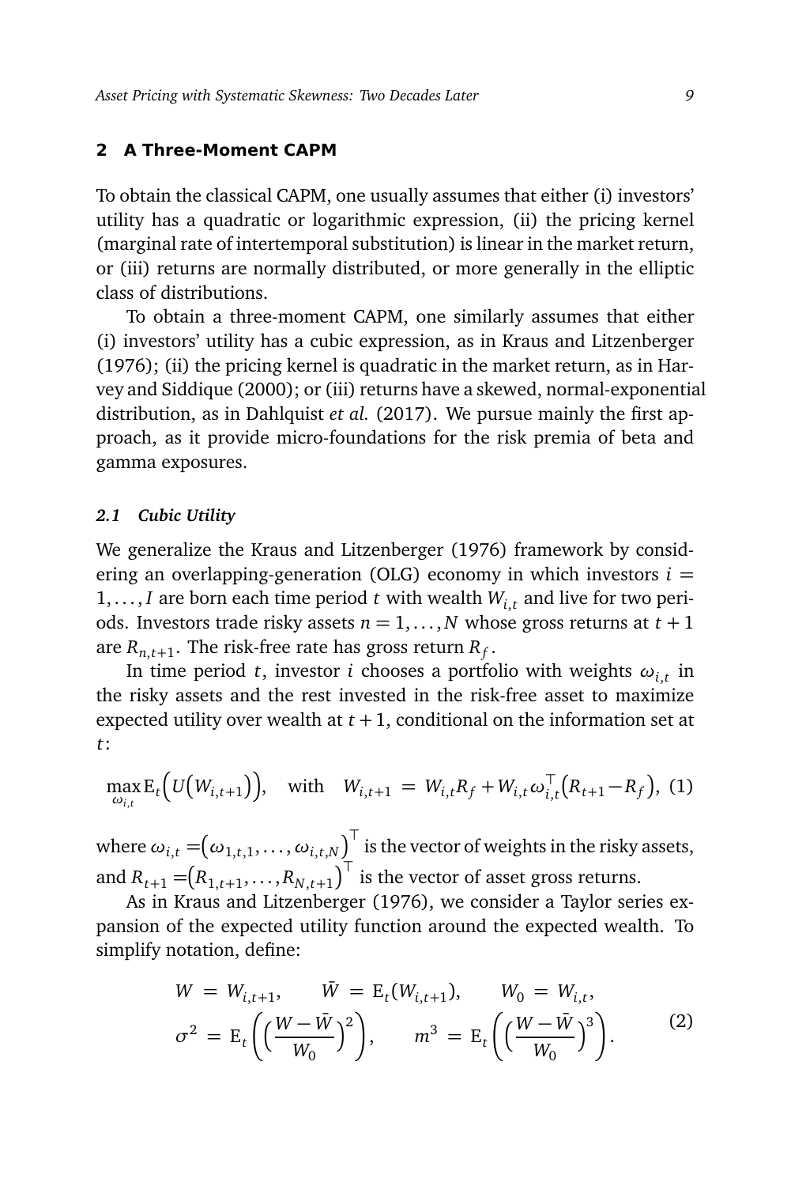## 2 A Three-Moment CAPM

To obtain the classical CAPM, one usually assumes that either (i) investors' utility has a quadratic or logarithmic expression, (ii) the pricing kernel (marginal rate of intertemporal substitution) is linear in the market return, or (iii) returns are normally distributed, or more generally in the elliptic class of distributions.

To obtain a three-moment CAPM, one similarly assumes that either (i) investors' utility has a cubic expression, as in Kraus and Litzenberger (1976); (ii) the pricing kernel is quadratic in the market return, as in Harvey and Siddique (2000); or (iii) returns have a skewed, normal-exponential distribution, as in Dahlquist *et al.* (2017). We pursue mainly the first approach, as it provide micro-foundations for the risk premia of beta and gamma exposures.

### *2.1 Cubic Utility*

We generalize the Kraus and Litzenberger (1976) framework by considering an overlapping-generation (OLG) economy in which investors $i = 1, \ldots, I$ are born each time period $t$ with wealth $W_{i,t}$ and live for two periods. Investors trade risky assets $n = 1, \ldots, N$ whose gross returns at $t+1$ are $R_{n,t+1}$. The risk-free rate has gross return $R_f$.

In time period $t$, investor $i$ chooses a portfolio with weights $\omega_{i,t}$ in the risky assets and the rest invested in the risk-free asset to maximize expected utility over wealth at $t+1$, conditional on the information set at $t$:

$$\max_{\omega_{i,t}} \mathrm{E}_t\Big(U\big(W_{i,t+1}\big)\Big), \quad \text{with} \quad W_{i,t+1} \,=\, W_{i,t}R_f + W_{i,t}\omega_{i,t}^{\top}\big(R_{t+1} - R_f\big), \tag{1}$$

where $\omega_{i,t} = \big(\omega_{1,t,1}, \ldots, \omega_{i,t,N}\big)^{\top}$ is the vector of weights in the risky assets, and $R_{t+1} = \big(R_{1,t+1}, \ldots, R_{N,t+1}\big)^{\top}$ is the vector of asset gross returns.

As in Kraus and Litzenberger (1976), we consider a Taylor series expansion of the expected utility function around the expected wealth. To simplify notation, define:

$$\begin{aligned}
&W \,=\, W_{i,t+1}, \qquad \bar{W} \,=\, \mathrm{E}_t(W_{i,t+1}), \qquad W_0 \,=\, W_{i,t}, \\
&\sigma^2 \,=\, \mathrm{E}_t\left(\Big(\frac{W - \bar{W}}{W_0}\Big)^2\right), \qquad m^3 \,=\, \mathrm{E}_t\left(\Big(\frac{W - \bar{W}}{W_0}\Big)^3\right).
\end{aligned} \tag{2}$$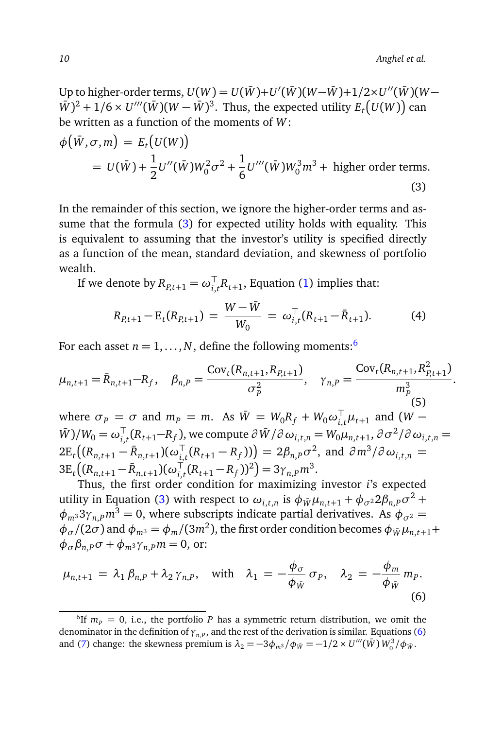Up to higher-order terms, $U(W) = U(\bar{W}) + U'(\bar{W})(W - \bar{W}) + 1/2 \times U''(\bar{W})(W - \bar{W})^2 + 1/6 \times U'''(\bar{W})(W - \bar{W})^3$. Thus, the expected utility $E_t\big(U(W)\big)$ can be written as a function of the moments of $W$:

$$
\begin{aligned}
\phi\big(\bar{W}, \sigma, m\big) &= E_t\big(U(W)\big) \\
&= U(\bar{W}) + \frac{1}{2} U''(\bar{W}) W_0^2 \sigma^2 + \frac{1}{6} U'''(\bar{W}) W_0^3 m^3 + \text{ higher order terms.}
\end{aligned}
\tag{3}
$$

In the remainder of this section, we ignore the higher-order terms and assume that the formula (3) for expected utility holds with equality. This is equivalent to assuming that the investor's utility is specified directly as a function of the mean, standard deviation, and skewness of portfolio wealth.

If we denote by $R_{P,t+1} = \omega_{i,t}^{\top} R_{t+1}$, Equation (1) implies that:

$$
R_{P,t+1} - \mathrm{E}_t(R_{P,t+1}) = \frac{W - \bar{W}}{W_0} = \omega_{i,t}^{\top}(R_{t+1} - \bar{R}_{t+1}). \tag{4}
$$

For each asset $n = 1, \ldots, N$, define the following moments:[6]

$$
\mu_{n,t+1} = \bar{R}_{n,t+1} - R_f, \quad \beta_{n,P} = \frac{\mathrm{Cov}_t(R_{n,t+1}, R_{P,t+1})}{\sigma_P^2}, \quad \gamma_{n,P} = \frac{\mathrm{Cov}_t(R_{n,t+1}, R_{P,t+1}^2)}{m_P^3}. \tag{5}
$$

where $\sigma_P = \sigma$ and $m_P = m$. As $\bar{W} = W_0 R_f + W_0 \omega_{i,t}^{\top} \mu_{t+1}$ and $(W - \bar{W})/W_0 = \omega_{i,t}^{\top}(R_{t+1} - R_f)$, we compute $\partial \bar{W} / \partial \omega_{i,t,n} = W_0 \mu_{n,t+1}$, $\partial \sigma^2 / \partial \omega_{i,t,n} = 2\mathrm{E}_t\big((R_{n,t+1} - \bar{R}_{n,t+1})(\omega_{i,t}^{\top}(R_{t+1} - R_f))\big) = 2\beta_{n,P}\sigma^2$, and $\partial m^3 / \partial \omega_{i,t,n} = 3\mathrm{E}_t\big((R_{n,t+1} - \bar{R}_{n,t+1})(\omega_{i,t}^{\top}(R_{t+1} - R_f))^2\big) = 3\gamma_{n,P} m^3$.

Thus, the first order condition for maximizing investor $i$'s expected utility in Equation (3) with respect to $\omega_{i,t,n}$ is $\phi_{\bar{W}} \mu_{n,t+1} + \phi_{\sigma^2} 2\beta_{n,P}\sigma^2 + \phi_{m^3} 3\gamma_{n,P} m^3 = 0$, where subscripts indicate partial derivatives. As $\phi_{\sigma^2} = \phi_\sigma / (2\sigma)$ and $\phi_{m^3} = \phi_m / (3m^2)$, the first order condition becomes $\phi_{\bar{W}} \mu_{n,t+1} + \phi_\sigma \beta_{n,P} \sigma + \phi_{m^3} \gamma_{n,P} m = 0$, or:

$$
\mu_{n,t+1} = \lambda_1 \beta_{n,P} + \lambda_2 \gamma_{n,P}, \quad \text{with} \quad \lambda_1 = -\frac{\phi_\sigma}{\phi_{\bar{W}}} \sigma_P, \quad \lambda_2 = -\frac{\phi_m}{\phi_{\bar{W}}} m_P. \tag{6}
$$

---

[6] If $m_P = 0$, i.e., the portfolio $P$ has a symmetric return distribution, we omit the denominator in the definition of $\gamma_{n,P}$, and the rest of the derivation is similar. Equations (6) and (7) change: the skewness premium is $\lambda_2 = -3\phi_{m^3}/\phi_{\bar{W}} = -1/2 \times U'''(\bar{W})\, W_0^3 / \phi_{\bar{W}}$.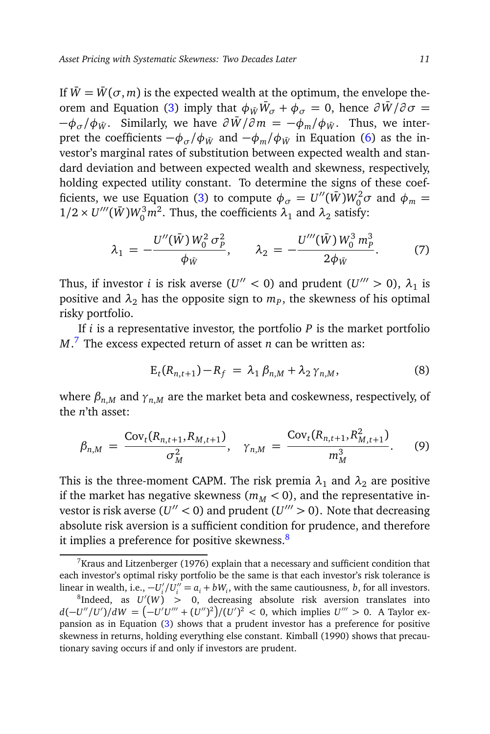If $\bar{W} = \bar{W}(\sigma, m)$ is the expected wealth at the optimum, the envelope theorem and Equation (3) imply that $\phi_{\bar{W}} \bar{W}_\sigma + \phi_\sigma = 0$, hence $\partial \bar{W}/\partial \sigma = -\phi_\sigma/\phi_{\bar{W}}$. Similarly, we have $\partial \bar{W}/\partial m = -\phi_m/\phi_{\bar{W}}$. Thus, we interpret the coefficients $-\phi_\sigma/\phi_{\bar{W}}$ and $-\phi_m/\phi_{\bar{W}}$ in Equation (6) as the investor's marginal rates of substitution between expected wealth and standard deviation and between expected wealth and skewness, respectively, holding expected utility constant. To determine the signs of these coefficients, we use Equation (3) to compute $\phi_\sigma = U''(\bar{W}) W_0^2 \sigma$ and $\phi_m = 1/2 \times U'''(\bar{W}) W_0^3 m^2$. Thus, the coefficients $\lambda_1$ and $\lambda_2$ satisfy:

$$\lambda_1 = -\frac{U''(\bar{W})\, W_0^2\, \sigma_P^2}{\phi_{\bar{W}}}, \qquad \lambda_2 = -\frac{U'''(\bar{W})\, W_0^3\, m_P^3}{2\phi_{\bar{W}}}. \tag{7}$$

Thus, if investor $i$ is risk averse ($U'' < 0$) and prudent ($U''' > 0$), $\lambda_1$ is positive and $\lambda_2$ has the opposite sign to $m_P$, the skewness of his optimal risky portfolio.

If $i$ is a representative investor, the portfolio $P$ is the market portfolio $M$.[7] The excess expected return of asset $n$ can be written as:

$$\mathrm{E}_t(R_{n,t+1}) - R_f = \lambda_1\, \beta_{n,M} + \lambda_2\, \gamma_{n,M}, \tag{8}$$

where $\beta_{n,M}$ and $\gamma_{n,M}$ are the market beta and coskewness, respectively, of the $n$'th asset:

$$\beta_{n,M} = \frac{\mathrm{Cov}_t(R_{n,t+1}, R_{M,t+1})}{\sigma_M^2}, \quad \gamma_{n,M} = \frac{\mathrm{Cov}_t(R_{n,t+1}, R_{M,t+1}^2)}{m_M^3}. \tag{9}$$

This is the three-moment CAPM. The risk premia $\lambda_1$ and $\lambda_2$ are positive if the market has negative skewness ($m_M < 0$), and the representative investor is risk averse ($U'' < 0$) and prudent ($U''' > 0$). Note that decreasing absolute risk aversion is a sufficient condition for prudence, and therefore it implies a preference for positive skewness.[8]

---

[7] Kraus and Litzenberger (1976) explain that a necessary and sufficient condition that each investor's optimal risky portfolio be the same is that each investor's risk tolerance is linear in wealth, i.e., $-U_i'/U_i'' = a_i + bW_i$, with the same cautiousness, $b$, for all investors.

[8] Indeed, as $U'(W) > 0$, decreasing absolute risk aversion translates into $d(-U''/U')/dW = \left(-U'U''' + (U'')^2\right)/(U')^2 < 0$, which implies $U''' > 0$. A Taylor expansion as in Equation (3) shows that a prudent investor has a preference for positive skewness in returns, holding everything else constant. Kimball (1990) shows that precautionary saving occurs if and only if investors are prudent.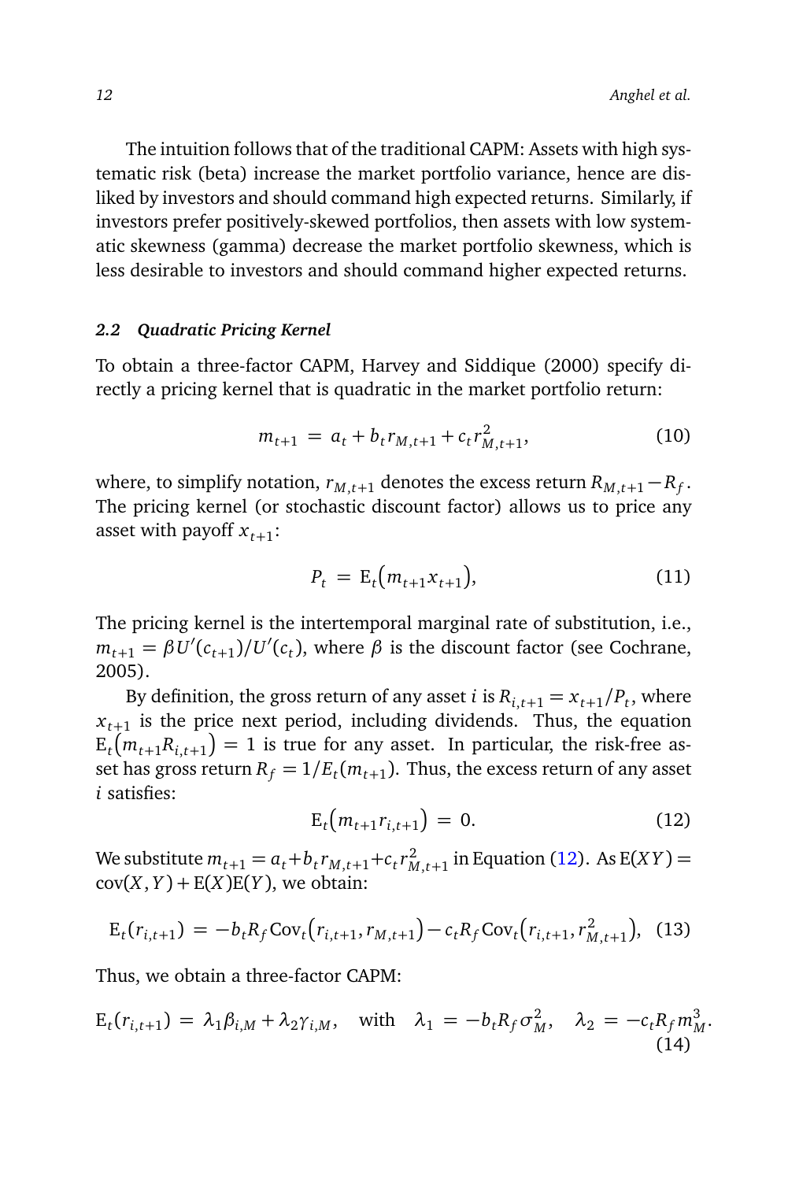The intuition follows that of the traditional CAPM: Assets with high systematic risk (beta) increase the market portfolio variance, hence are disliked by investors and should command high expected returns. Similarly, if investors prefer positively-skewed portfolios, then assets with low systematic skewness (gamma) decrease the market portfolio skewness, which is less desirable to investors and should command higher expected returns.

### *2.2 Quadratic Pricing Kernel*

To obtain a three-factor CAPM, Harvey and Siddique (2000) specify directly a pricing kernel that is quadratic in the market portfolio return:

$$m_{t+1} \;=\; a_t + b_t r_{M,t+1} + c_t r_{M,t+1}^2, \tag{10}$$

where, to simplify notation, $r_{M,t+1}$ denotes the excess return $R_{M,t+1} - R_f$. The pricing kernel (or stochastic discount factor) allows us to price any asset with payoff $x_{t+1}$:

$$P_t \;=\; \mathrm{E}_t\big(m_{t+1} x_{t+1}\big), \tag{11}$$

The pricing kernel is the intertemporal marginal rate of substitution, i.e., $m_{t+1} = \beta U'(c_{t+1})/U'(c_t)$, where $\beta$ is the discount factor (see Cochrane, 2005).

By definition, the gross return of any asset $i$ is $R_{i,t+1} = x_{t+1}/P_t$, where $x_{t+1}$ is the price next period, including dividends. Thus, the equation $\mathrm{E}_t\big(m_{t+1} R_{i,t+1}\big) = 1$ is true for any asset. In particular, the risk-free asset has gross return $R_f = 1/E_t(m_{t+1})$. Thus, the excess return of any asset $i$ satisfies:

$$\mathrm{E}_t\big(m_{t+1} r_{i,t+1}\big) \;=\; 0. \tag{12}$$

We substitute $m_{t+1} = a_t + b_t r_{M,t+1} + c_t r_{M,t+1}^2$ in Equation (12). As $\mathrm{E}(XY) = \mathrm{cov}(X,Y) + \mathrm{E}(X)\mathrm{E}(Y)$, we obtain:

$$\mathrm{E}_t(r_{i,t+1}) \;=\; -b_t R_f \,\mathrm{Cov}_t\big(r_{i,t+1}, r_{M,t+1}\big) - c_t R_f \,\mathrm{Cov}_t\big(r_{i,t+1}, r_{M,t+1}^2\big), \tag{13}$$

Thus, we obtain a three-factor CAPM:

$$\mathrm{E}_t(r_{i,t+1}) \;=\; \lambda_1 \beta_{i,M} + \lambda_2 \gamma_{i,M}, \quad \text{with} \quad \lambda_1 \;=\; -b_t R_f \sigma_M^2, \quad \lambda_2 \;=\; -c_t R_f m_M^3. \tag{14}$$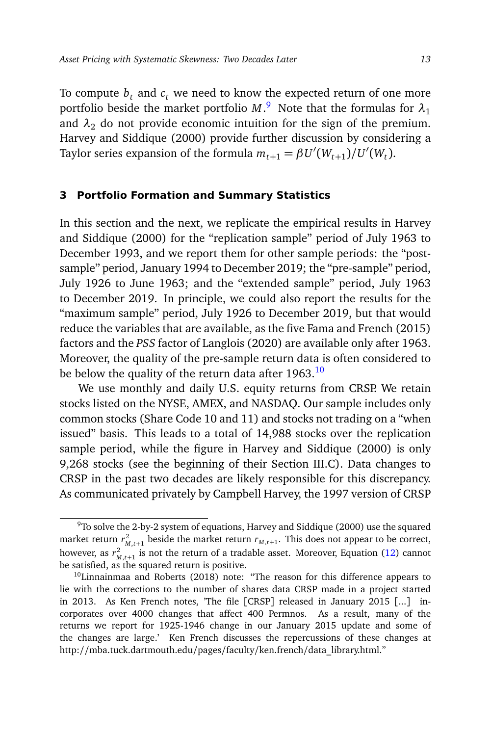To compute $b_t$ and $c_t$ we need to know the expected return of one more portfolio beside the market portfolio $M$.[9] Note that the formulas for $\lambda_1$ and $\lambda_2$ do not provide economic intuition for the sign of the premium. Harvey and Siddique (2000) provide further discussion by considering a Taylor series expansion of the formula $m_{t+1} = \beta U'(W_{t+1})/U'(W_t)$.

## 3 Portfolio Formation and Summary Statistics

In this section and the next, we replicate the empirical results in Harvey and Siddique (2000) for the "replication sample" period of July 1963 to December 1993, and we report them for other sample periods: the "post-sample" period, January 1994 to December 2019; the "pre-sample" period, July 1926 to June 1963; and the "extended sample" period, July 1963 to December 2019. In principle, we could also report the results for the "maximum sample" period, July 1926 to December 2019, but that would reduce the variables that are available, as the five Fama and French (2015) factors and the *PSS* factor of Langlois (2020) are available only after 1963. Moreover, the quality of the pre-sample return data is often considered to be below the quality of the return data after 1963.[10]

We use monthly and daily U.S. equity returns from CRSP. We retain stocks listed on the NYSE, AMEX, and NASDAQ. Our sample includes only common stocks (Share Code 10 and 11) and stocks not trading on a "when issued" basis. This leads to a total of 14,988 stocks over the replication sample period, while the figure in Harvey and Siddique (2000) is only 9,268 stocks (see the beginning of their Section III.C). Data changes to CRSP in the past two decades are likely responsible for this discrepancy. As communicated privately by Campbell Harvey, the 1997 version of CRSP

---

[9] To solve the 2-by-2 system of equations, Harvey and Siddique (2000) use the squared market return $r^2_{M,t+1}$ beside the market return $r_{M,t+1}$. This does not appear to be correct, however, as $r^2_{M,t+1}$ is not the return of a tradable asset. Moreover, Equation (12) cannot be satisfied, as the squared return is positive.

[10] Linnainmaa and Roberts (2018) note: "The reason for this difference appears to lie with the corrections to the number of shares data CRSP made in a project started in 2013. As Ken French notes, 'The file [CRSP] released in January 2015 [...] incorporates over 4000 changes that affect 400 Permnos. As a result, many of the returns we report for 1925-1946 change in our January 2015 update and some of the changes are large.' Ken French discusses the repercussions of these changes at http://mba.tuck.dartmouth.edu/pages/faculty/ken.french/data_library.html."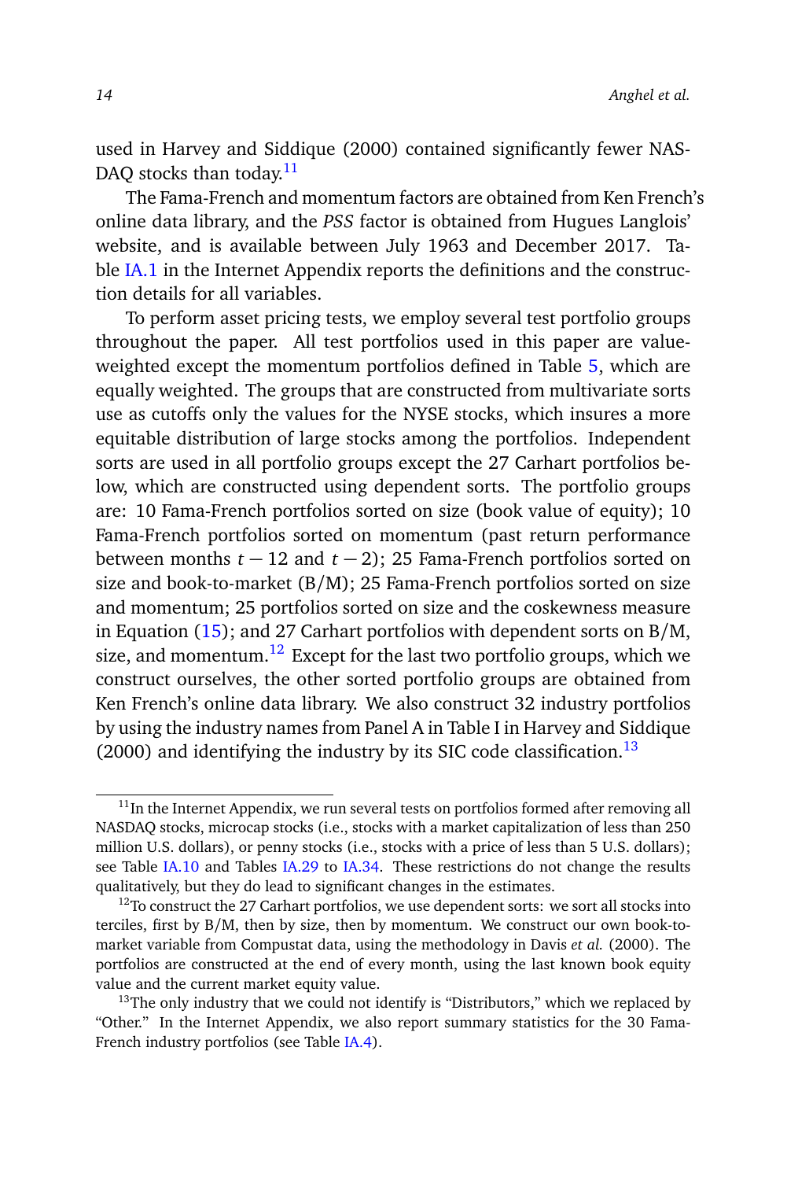used in Harvey and Siddique (2000) contained significantly fewer NASDAQ stocks than today.[11]

The Fama-French and momentum factors are obtained from Ken French's online data library, and the *PSS* factor is obtained from Hugues Langlois' website, and is available between July 1963 and December 2017. Table IA.1 in the Internet Appendix reports the definitions and the construction details for all variables.

To perform asset pricing tests, we employ several test portfolio groups throughout the paper. All test portfolios used in this paper are value-weighted except the momentum portfolios defined in Table 5, which are equally weighted. The groups that are constructed from multivariate sorts use as cutoffs only the values for the NYSE stocks, which insures a more equitable distribution of large stocks among the portfolios. Independent sorts are used in all portfolio groups except the 27 Carhart portfolios below, which are constructed using dependent sorts. The portfolio groups are: 10 Fama-French portfolios sorted on size (book value of equity); 10 Fama-French portfolios sorted on momentum (past return performance between months $t-12$ and $t-2$); 25 Fama-French portfolios sorted on size and book-to-market (B/M); 25 Fama-French portfolios sorted on size and momentum; 25 portfolios sorted on size and the coskewness measure in Equation (15); and 27 Carhart portfolios with dependent sorts on B/M, size, and momentum.[12] Except for the last two portfolio groups, which we construct ourselves, the other sorted portfolio groups are obtained from Ken French's online data library. We also construct 32 industry portfolios by using the industry names from Panel A in Table I in Harvey and Siddique (2000) and identifying the industry by its SIC code classification.[13]

---

[11] In the Internet Appendix, we run several tests on portfolios formed after removing all NASDAQ stocks, microcap stocks (i.e., stocks with a market capitalization of less than 250 million U.S. dollars), or penny stocks (i.e., stocks with a price of less than 5 U.S. dollars); see Table IA.10 and Tables IA.29 to IA.34. These restrictions do not change the results qualitatively, but they do lead to significant changes in the estimates.

[12] To construct the 27 Carhart portfolios, we use dependent sorts: we sort all stocks into terciles, first by B/M, then by size, then by momentum. We construct our own book-to-market variable from Compustat data, using the methodology in Davis *et al.* (2000). The portfolios are constructed at the end of every month, using the last known book equity value and the current market equity value.

[13] The only industry that we could not identify is "Distributors," which we replaced by "Other." In the Internet Appendix, we also report summary statistics for the 30 Fama-French industry portfolios (see Table IA.4).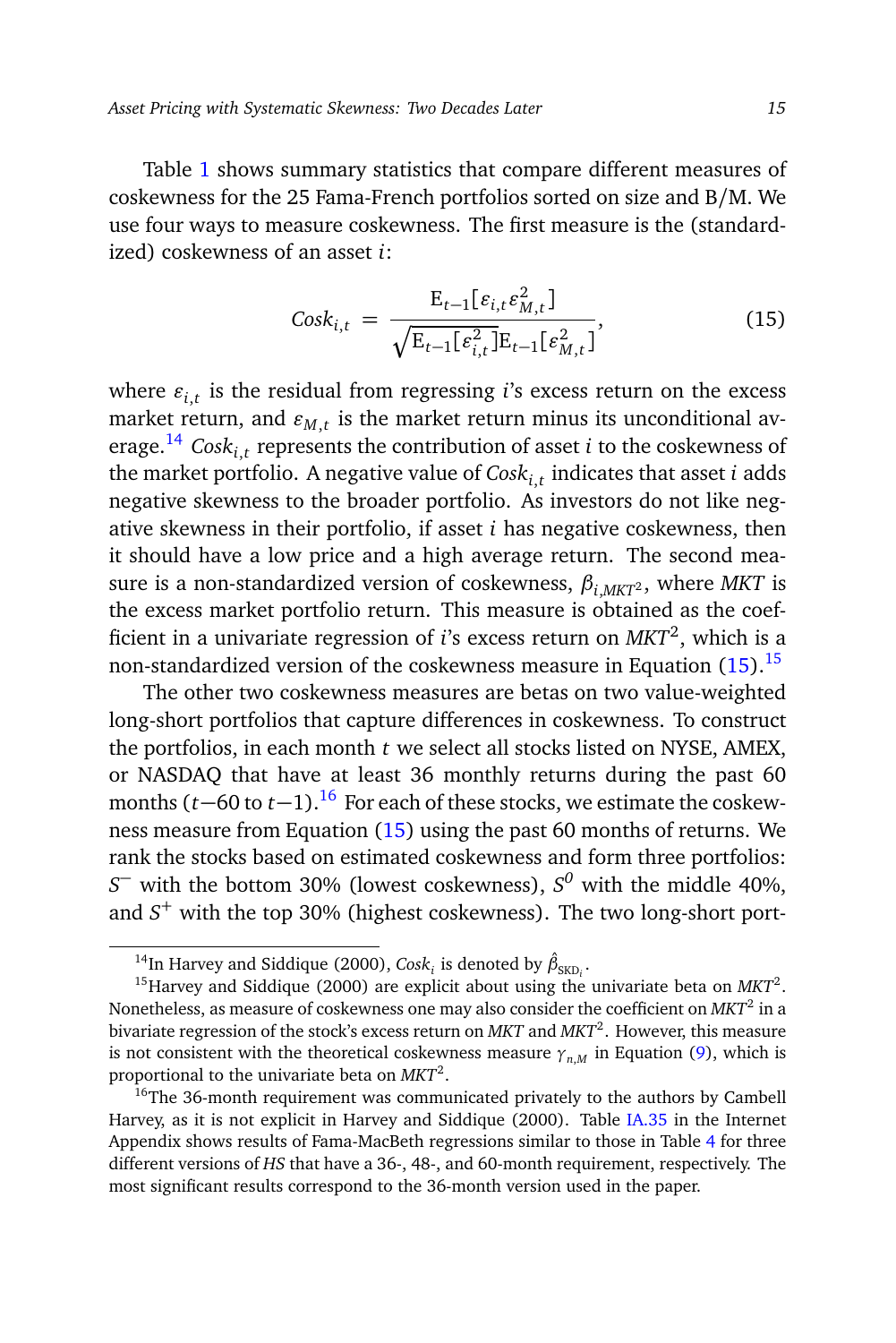Table 1 shows summary statistics that compare different measures of coskewness for the 25 Fama-French portfolios sorted on size and B/M. We use four ways to measure coskewness. The first measure is the (standardized) coskewness of an asset $i$:

$$Cosk_{i,t} = \frac{\mathrm{E}_{t-1}[\varepsilon_{i,t}\varepsilon_{M,t}^2]}{\sqrt{\mathrm{E}_{t-1}[\varepsilon_{i,t}^2]\mathrm{E}_{t-1}[\varepsilon_{M,t}^2]}}, \tag{15}$$

where $\varepsilon_{i,t}$ is the residual from regressing $i$'s excess return on the excess market return, and $\varepsilon_{M,t}$ is the market return minus its unconditional average.[14] $Cosk_{i,t}$ represents the contribution of asset $i$ to the coskewness of the market portfolio. A negative value of $Cosk_{i,t}$ indicates that asset $i$ adds negative skewness to the broader portfolio. As investors do not like negative skewness in their portfolio, if asset $i$ has negative coskewness, then it should have a low price and a high average return. The second measure is a non-standardized version of coskewness, $\beta_{i,MKT^2}$, where $MKT$ is the excess market portfolio return. This measure is obtained as the coefficient in a univariate regression of $i$'s excess return on $MKT^2$, which is a non-standardized version of the coskewness measure in Equation (15).[15]

The other two coskewness measures are betas on two value-weighted long-short portfolios that capture differences in coskewness. To construct the portfolios, in each month $t$ we select all stocks listed on NYSE, AMEX, or NASDAQ that have at least 36 monthly returns during the past 60 months ($t-60$ to $t-1$).[16] For each of these stocks, we estimate the coskewness measure from Equation (15) using the past 60 months of returns. We rank the stocks based on estimated coskewness and form three portfolios: $S^-$ with the bottom 30% (lowest coskewness), $S^0$ with the middle 40%, and $S^+$ with the top 30% (highest coskewness). The two long-short port-

---

[14] In Harvey and Siddique (2000), $Cosk_i$ is denoted by $\hat{\beta}_{\mathrm{SKD}_i}$.

[15] Harvey and Siddique (2000) are explicit about using the univariate beta on $MKT^2$. Nonetheless, as measure of coskewness one may also consider the coefficient on $MKT^2$ in a bivariate regression of the stock's excess return on $MKT$ and $MKT^2$. However, this measure is not consistent with the theoretical coskewness measure $\gamma_{n,M}$ in Equation (9), which is proportional to the univariate beta on $MKT^2$.

[16] The 36-month requirement was communicated privately to the authors by Cambell Harvey, as it is not explicit in Harvey and Siddique (2000). Table IA.35 in the Internet Appendix shows results of Fama-MacBeth regressions similar to those in Table 4 for three different versions of $HS$ that have a 36-, 48-, and 60-month requirement, respectively. The most significant results correspond to the 36-month version used in the paper.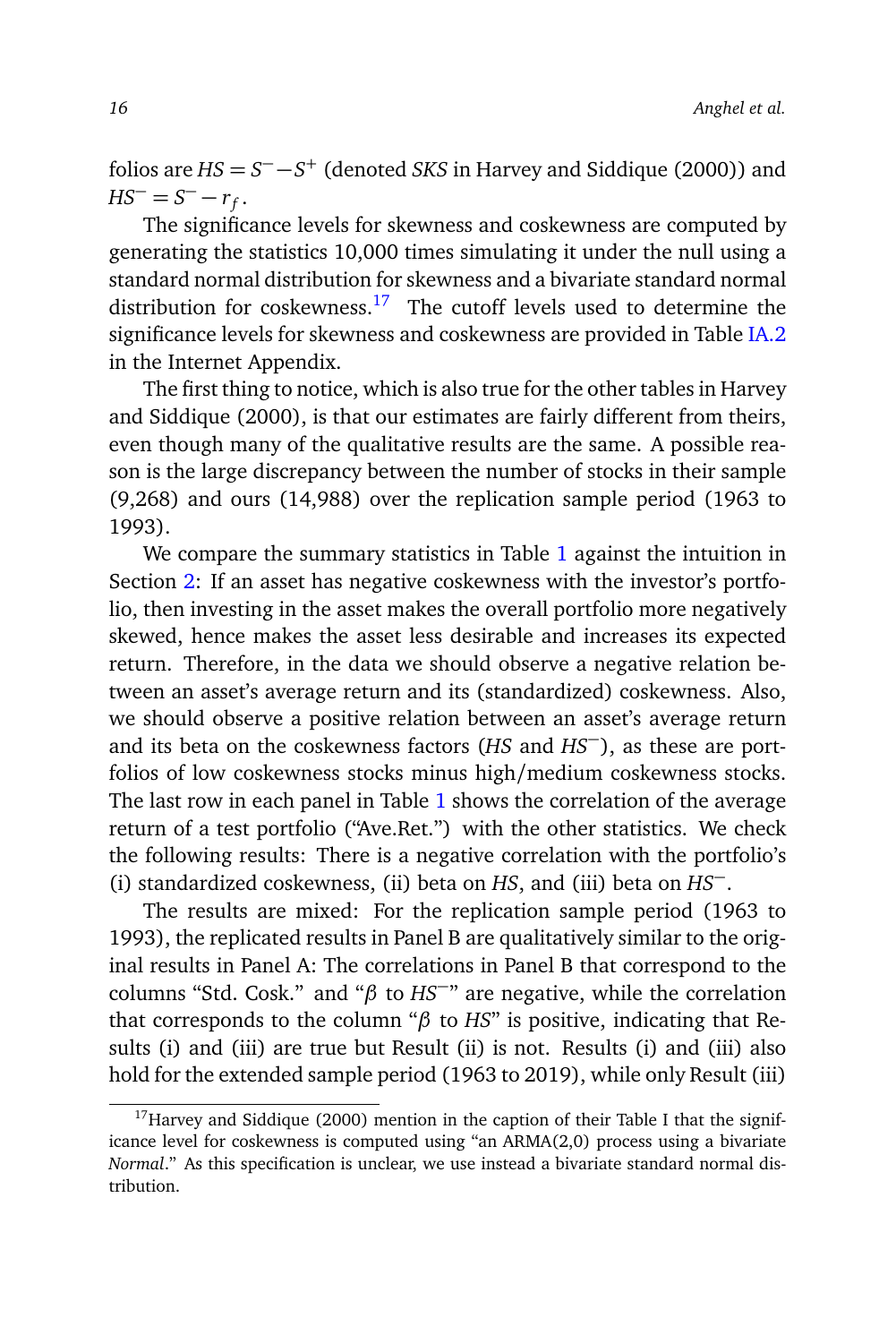folios are $HS = S^{-} - S^{+}$ (denoted *SKS* in Harvey and Siddique (2000)) and $HS^{-} = S^{-} - r_f$.

The significance levels for skewness and coskewness are computed by generating the statistics 10,000 times simulating it under the null using a standard normal distribution for skewness and a bivariate standard normal distribution for coskewness.[17] The cutoff levels used to determine the significance levels for skewness and coskewness are provided in Table IA.2 in the Internet Appendix.

The first thing to notice, which is also true for the other tables in Harvey and Siddique (2000), is that our estimates are fairly different from theirs, even though many of the qualitative results are the same. A possible reason is the large discrepancy between the number of stocks in their sample (9,268) and ours (14,988) over the replication sample period (1963 to 1993).

We compare the summary statistics in Table 1 against the intuition in Section 2: If an asset has negative coskewness with the investor's portfolio, then investing in the asset makes the overall portfolio more negatively skewed, hence makes the asset less desirable and increases its expected return. Therefore, in the data we should observe a negative relation between an asset's average return and its (standardized) coskewness. Also, we should observe a positive relation between an asset's average return and its beta on the coskewness factors ($HS$ and $HS^{-}$), as these are portfolios of low coskewness stocks minus high/medium coskewness stocks. The last row in each panel in Table 1 shows the correlation of the average return of a test portfolio ("Ave.Ret.") with the other statistics. We check the following results: There is a negative correlation with the portfolio's (i) standardized coskewness, (ii) beta on $HS$, and (iii) beta on $HS^{-}$.

The results are mixed: For the replication sample period (1963 to 1993), the replicated results in Panel B are qualitatively similar to the original results in Panel A: The correlations in Panel B that correspond to the columns "Std. Cosk." and "$\beta$ to $HS^{-}$" are negative, while the correlation that corresponds to the column "$\beta$ to $HS$" is positive, indicating that Results (i) and (iii) are true but Result (ii) is not. Results (i) and (iii) also hold for the extended sample period (1963 to 2019), while only Result (iii)

[17] Harvey and Siddique (2000) mention in the caption of their Table I that the significance level for coskewness is computed using "an ARMA(2,0) process using a bivariate *Normal*." As this specification is unclear, we use instead a bivariate standard normal distribution.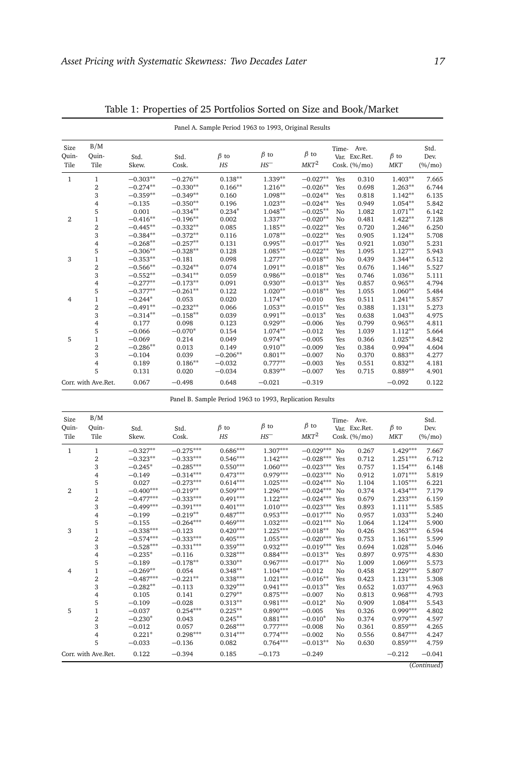Table 1: Properties of 25 Portfolios Sorted on Size and Book/Market

Panel A. Sample Period 1963 to 1993, Original Results

| Size Quin-Tile | B/M Quin-Tile | Std. Skew. | Std. Cosk. | $\beta$ to $HS$ | $\beta$ to $HS^{-}$ | $\beta$ to $MKT^2$ | Time-Var. Cosk. | Ave. Exc.Ret. (%/mo) | $\beta$ to $MKT$ | Std. Dev. (%/mo) |
|---|---|---|---|---|---|---|---|---|---|---|
| 1 | 1 | −0.303** | −0.276** | 0.138** | 1.339** | −0.027** | Yes | 0.310 | 1.403** | 7.665 |
| | 2 | −0.274** | −0.330** | 0.166** | 1.216** | −0.026** | Yes | 0.698 | 1.263** | 6.744 |
| | 3 | −0.359** | −0.349** | 0.160 | 1.098** | −0.024** | Yes | 0.818 | 1.142** | 6.135 |
| | 4 | −0.135 | −0.350** | 0.196 | 1.023** | −0.024** | Yes | 0.949 | 1.054** | 5.842 |
| | 5 | 0.001 | −0.334** | 0.234* | 1.048** | −0.025** | No | 1.082 | 1.071** | 6.142 |
| 2 | 1 | −0.416** | −0.196** | 0.002 | 1.337** | −0.020** | No | 0.481 | 1.422** | 7.128 |
| | 2 | −0.445** | −0.332** | 0.085 | 1.185** | −0.022** | Yes | 0.720 | 1.246** | 6.250 |
| | 3 | −0.384** | −0.372** | 0.116 | 1.078** | −0.022** | Yes | 0.905 | 1.124** | 5.708 |
| | 4 | −0.268** | −0.257** | 0.131 | 0.995** | −0.017** | Yes | 0.921 | 1.030** | 5.231 |
| | 5 | −0.306** | −0.328** | 0.128 | 1.085** | −0.022** | Yes | 1.095 | 1.127** | 5.943 |
| 3 | 1 | −0.353** | −0.181 | 0.098 | 1.277** | −0.018** | No | 0.439 | 1.344** | 6.512 |
| | 2 | −0.566** | −0.324** | 0.074 | 1.091** | −0.018** | Yes | 0.676 | 1.146** | 5.527 |
| | 3 | −0.552** | −0.341** | 0.059 | 0.986** | −0.018** | Yes | 0.746 | 1.036** | 5.111 |
| | 4 | −0.277** | −0.173** | 0.091 | 0.930** | −0.013** | Yes | 0.857 | 0.965** | 4.794 |
| | 5 | −0.377** | −0.261** | 0.122 | 1.020** | −0.018** | Yes | 1.055 | 1.060** | 5.484 |
| 4 | 1 | −0.244* | 0.053 | 0.020 | 1.174** | −0.010 | Yes | 0.511 | 1.241** | 5.857 |
| | 2 | −0.491** | −0.232** | 0.066 | 1.053** | −0.015** | Yes | 0.388 | 1.131** | 5.273 |
| | 3 | −0.314** | −0.158** | 0.039 | 0.991** | −0.013* | Yes | 0.638 | 1.043** | 4.975 |
| | 4 | 0.177 | 0.098 | 0.123 | 0.929** | −0.006 | Yes | 0.799 | 0.965** | 4.811 |
| | 5 | −0.066 | −0.070* | 0.154 | 1.074** | −0.012 | Yes | 1.039 | 1.112** | 5.664 |
| 5 | 1 | −0.069 | 0.214 | 0.049 | 0.974** | −0.005 | Yes | 0.366 | 1.025** | 4.842 |
| | 2 | −0.286** | 0.013 | 0.149 | 0.910** | −0.009 | Yes | 0.384 | 0.994** | 4.604 |
| | 3 | −0.104 | 0.039 | −0.206** | 0.801** | −0.007 | No | 0.370 | 0.883** | 4.277 |
| | 4 | 0.189 | 0.186** | −0.032 | 0.777** | −0.003 | Yes | 0.551 | 0.832** | 4.181 |
| | 5 | 0.131 | 0.020 | −0.034 | 0.839** | −0.007 | Yes | 0.715 | 0.889** | 4.901 |
| Corr. with Ave.Ret. | | 0.067 | −0.498 | 0.648 | −0.021 | −0.319 | | | −0.092 | 0.122 |

Panel B. Sample Period 1963 to 1993, Replication Results

| Size Quin-Tile | B/M Quin-Tile | Std. Skew. | Std. Cosk. | $\beta$ to $HS$ | $\beta$ to $HS^{-}$ | $\beta$ to $MKT^2$ | Time-Var. Cosk. | Ave. Exc.Ret. (%/mo) | $\beta$ to $MKT$ | Std. Dev. (%/mo) |
|---|---|---|---|---|---|---|---|---|---|---|
| 1 | 1 | −0.327** | −0.275*** | 0.686*** | 1.307*** | −0.029*** | No | 0.267 | 1.429*** | 7.667 |
| | 2 | −0.323** | −0.333*** | 0.546*** | 1.142*** | −0.028*** | Yes | 0.712 | 1.251*** | 6.712 |
| | 3 | −0.245* | −0.285*** | 0.550*** | 1.060*** | −0.023*** | Yes | 0.757 | 1.154*** | 6.148 |
| | 4 | −0.149 | −0.314*** | 0.473*** | 0.979*** | −0.023*** | No | 0.912 | 1.071*** | 5.819 |
| | 5 | 0.027 | −0.273*** | 0.614*** | 1.025*** | −0.024*** | No | 1.104 | 1.105*** | 6.221 |
| 2 | 1 | −0.400*** | −0.219** | 0.509*** | 1.296*** | −0.024*** | No | 0.374 | 1.434*** | 7.179 |
| | 2 | −0.477*** | −0.333*** | 0.491*** | 1.122*** | −0.024*** | Yes | 0.679 | 1.233*** | 6.159 |
| | 3 | −0.499*** | −0.391*** | 0.401*** | 1.010*** | −0.023*** | Yes | 0.893 | 1.111*** | 5.585 |
| | 4 | −0.199 | −0.219** | 0.487*** | 0.953*** | −0.017*** | No | 0.957 | 1.033*** | 5.240 |
| | 5 | −0.155 | −0.264*** | 0.469*** | 1.032*** | −0.021*** | No | 1.064 | 1.124*** | 5.900 |
| 3 | 1 | −0.338*** | −0.123 | 0.420*** | 1.225*** | −0.018** | No | 0.426 | 1.363*** | 6.594 |
| | 2 | −0.574*** | −0.333*** | 0.405*** | 1.055*** | −0.020*** | Yes | 0.753 | 1.161*** | 5.599 |
| | 3 | −0.528*** | −0.331*** | 0.359*** | 0.932*** | −0.019*** | Yes | 0.694 | 1.028*** | 5.046 |
| | 4 | −0.235* | −0.116 | 0.328*** | 0.884*** | −0.013** | Yes | 0.897 | 0.975*** | 4.830 |
| | 5 | −0.189 | −0.178** | 0.330** | 0.967*** | −0.017** | No | 1.009 | 1.069*** | 5.573 |
| 4 | 1 | −0.269** | 0.054 | 0.348** | 1.104*** | −0.012 | No | 0.458 | 1.229*** | 5.807 |
| | 2 | −0.487*** | −0.221** | 0.338*** | 1.021*** | −0.016** | Yes | 0.423 | 1.131*** | 5.308 |
| | 3 | −0.282** | −0.113 | 0.329*** | 0.941*** | −0.013** | Yes | 0.652 | 1.037*** | 4.963 |
| | 4 | 0.105 | 0.141 | 0.279** | 0.875*** | −0.007 | No | 0.813 | 0.968*** | 4.793 |
| | 5 | −0.109 | −0.028 | 0.313** | 0.981*** | −0.012* | No | 0.909 | 1.084*** | 5.543 |
| 5 | 1 | −0.037 | 0.254*** | 0.225** | 0.890*** | −0.005 | Yes | 0.326 | 0.999*** | 4.802 |
| | 2 | −0.230* | 0.043 | 0.245** | 0.881*** | −0.010* | No | 0.374 | 0.979*** | 4.597 |
| | 3 | −0.012 | 0.057 | 0.268*** | 0.777*** | −0.008 | No | 0.361 | 0.859*** | 4.265 |
| | 4 | 0.221* | 0.298*** | 0.314*** | 0.774*** | −0.002 | No | 0.556 | 0.847*** | 4.247 |
| | 5 | −0.033 | −0.136 | 0.082 | 0.764*** | −0.013** | No | 0.630 | 0.859*** | 4.759 |
| Corr. with Ave.Ret. | | 0.122 | −0.394 | 0.185 | −0.173 | −0.249 | | | −0.212 | −0.041 |

*(Continued)*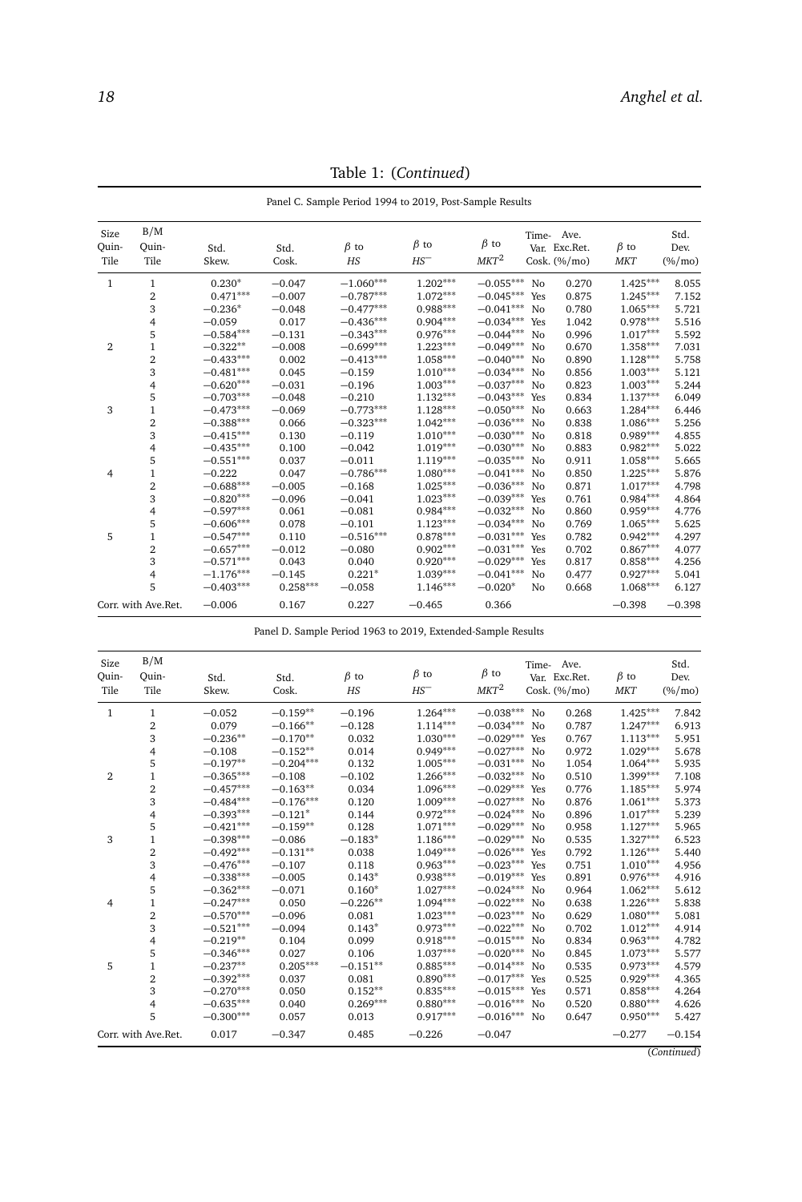Table 1: (*Continued*)

Panel C. Sample Period 1994 to 2019, Post-Sample Results

| Size Quin-Tile | B/M Quin-Tile | Std. Skew. | Std. Cosk. | $\beta$ to $HS$ | $\beta$ to $HS^{-}$ | $\beta$ to $MKT^2$ | Time-Var. Cosk. | Ave. Exc.Ret. (%/mo) | $\beta$ to $MKT$ | Std. Dev. (%/mo) |
|---|---|---|---|---|---|---|---|---|---|---|
| 1 | 1 | $0.230^{*}$ | $-0.047$ | $-1.060^{***}$ | $1.202^{***}$ | $-0.055^{***}$ | No | 0.270 | $1.425^{***}$ | 8.055 |
| | 2 | $0.471^{***}$ | $-0.007$ | $-0.787^{***}$ | $1.072^{***}$ | $-0.045^{***}$ | Yes | 0.875 | $1.245^{***}$ | 7.152 |
| | 3 | $-0.236^{*}$ | $-0.048$ | $-0.477^{***}$ | $0.988^{***}$ | $-0.041^{***}$ | No | 0.780 | $1.065^{***}$ | 5.721 |
| | 4 | $-0.059$ | 0.017 | $-0.436^{***}$ | $0.904^{***}$ | $-0.034^{***}$ | Yes | 1.042 | $0.978^{***}$ | 5.516 |
| | 5 | $-0.584^{***}$ | $-0.131$ | $-0.343^{***}$ | $0.976^{***}$ | $-0.044^{***}$ | No | 0.996 | $1.017^{***}$ | 5.592 |
| 2 | 1 | $-0.322^{**}$ | $-0.008$ | $-0.699^{***}$ | $1.223^{***}$ | $-0.049^{***}$ | No | 0.670 | $1.358^{***}$ | 7.031 |
| | 2 | $-0.433^{***}$ | 0.002 | $-0.413^{***}$ | $1.058^{***}$ | $-0.040^{***}$ | No | 0.890 | $1.128^{***}$ | 5.758 |
| | 3 | $-0.481^{***}$ | 0.045 | $-0.159$ | $1.010^{***}$ | $-0.034^{***}$ | No | 0.856 | $1.003^{***}$ | 5.121 |
| | 4 | $-0.620^{***}$ | $-0.031$ | $-0.196$ | $1.003^{***}$ | $-0.037^{***}$ | No | 0.823 | $1.003^{***}$ | 5.244 |
| | 5 | $-0.703^{***}$ | $-0.048$ | $-0.210$ | $1.132^{***}$ | $-0.043^{***}$ | Yes | 0.834 | $1.137^{***}$ | 6.049 |
| 3 | 1 | $-0.473^{***}$ | $-0.069$ | $-0.773^{***}$ | $1.128^{***}$ | $-0.050^{***}$ | No | 0.663 | $1.284^{***}$ | 6.446 |
| | 2 | $-0.388^{***}$ | 0.066 | $-0.323^{***}$ | $1.042^{***}$ | $-0.036^{***}$ | No | 0.838 | $1.086^{***}$ | 5.256 |
| | 3 | $-0.415^{***}$ | 0.130 | $-0.119$ | $1.010^{***}$ | $-0.030^{***}$ | No | 0.818 | $0.989^{***}$ | 4.855 |
| | 4 | $-0.435^{***}$ | 0.100 | $-0.042$ | $1.019^{***}$ | $-0.030^{***}$ | No | 0.883 | $0.982^{***}$ | 5.022 |
| | 5 | $-0.551^{***}$ | 0.037 | $-0.011$ | $1.119^{***}$ | $-0.035^{***}$ | No | 0.911 | $1.058^{***}$ | 5.665 |
| 4 | 1 | $-0.222$ | 0.047 | $-0.786^{***}$ | $1.080^{***}$ | $-0.041^{***}$ | No | 0.850 | $1.225^{***}$ | 5.876 |
| | 2 | $-0.688^{***}$ | $-0.005$ | $-0.168$ | $1.025^{***}$ | $-0.036^{***}$ | No | 0.871 | $1.017^{***}$ | 4.798 |
| | 3 | $-0.820^{***}$ | $-0.096$ | $-0.041$ | $1.023^{***}$ | $-0.039^{***}$ | Yes | 0.761 | $0.984^{***}$ | 4.864 |
| | 4 | $-0.597^{***}$ | 0.061 | $-0.081$ | $0.984^{***}$ | $-0.032^{***}$ | No | 0.860 | $0.959^{***}$ | 4.776 |
| | 5 | $-0.606^{***}$ | 0.078 | $-0.101$ | $1.123^{***}$ | $-0.034^{***}$ | No | 0.769 | $1.065^{***}$ | 5.625 |
| 5 | 1 | $-0.547^{***}$ | 0.110 | $-0.516^{***}$ | $0.878^{***}$ | $-0.031^{***}$ | Yes | 0.782 | $0.942^{***}$ | 4.297 |
| | 2 | $-0.657^{***}$ | $-0.012$ | $-0.080$ | $0.902^{***}$ | $-0.031^{***}$ | Yes | 0.702 | $0.867^{***}$ | 4.077 |
| | 3 | $-0.571^{***}$ | 0.043 | 0.040 | $0.920^{***}$ | $-0.029^{***}$ | Yes | 0.817 | $0.858^{***}$ | 4.256 |
| | 4 | $-1.176^{***}$ | $-0.145$ | $0.221^{*}$ | $1.039^{***}$ | $-0.041^{***}$ | No | 0.477 | $0.927^{***}$ | 5.041 |
| | 5 | $-0.403^{***}$ | $0.258^{***}$ | $-0.058$ | $1.146^{***}$ | $-0.020^{*}$ | No | 0.668 | $1.068^{***}$ | 6.127 |
| Corr. with Ave.Ret. | | $-0.006$ | 0.167 | 0.227 | $-0.465$ | 0.366 | | | $-0.398$ | $-0.398$ |

Panel D. Sample Period 1963 to 2019, Extended-Sample Results

| Size Quin-Tile | B/M Quin-Tile | Std. Skew. | Std. Cosk. | $\beta$ to $HS$ | $\beta$ to $HS^{-}$ | $\beta$ to $MKT^2$ | Time-Var. Cosk. | Ave. Exc.Ret. (%/mo) | $\beta$ to $MKT$ | Std. Dev. (%/mo) |
|---|---|---|---|---|---|---|---|---|---|---|
| 1 | 1 | $-0.052$ | $-0.159^{**}$ | $-0.196$ | $1.264^{***}$ | $-0.038^{***}$ | No | 0.268 | $1.425^{***}$ | 7.842 |
| | 2 | 0.079 | $-0.166^{**}$ | $-0.128$ | $1.114^{***}$ | $-0.034^{***}$ | No | 0.787 | $1.247^{***}$ | 6.913 |
| | 3 | $-0.236^{**}$ | $-0.170^{**}$ | 0.032 | $1.030^{***}$ | $-0.029^{***}$ | Yes | 0.767 | $1.113^{***}$ | 5.951 |
| | 4 | $-0.108$ | $-0.152^{**}$ | 0.014 | $0.949^{***}$ | $-0.027^{***}$ | No | 0.972 | $1.029^{***}$ | 5.678 |
| | 5 | $-0.197^{**}$ | $-0.204^{***}$ | 0.132 | $1.005^{***}$ | $-0.031^{***}$ | No | 1.054 | $1.064^{***}$ | 5.935 |
| 2 | 1 | $-0.365^{***}$ | $-0.108$ | $-0.102$ | $1.266^{***}$ | $-0.032^{***}$ | No | 0.510 | $1.399^{***}$ | 7.108 |
| | 2 | $-0.457^{***}$ | $-0.163^{**}$ | 0.034 | $1.096^{***}$ | $-0.029^{***}$ | Yes | 0.776 | $1.185^{***}$ | 5.974 |
| | 3 | $-0.484^{***}$ | $-0.176^{***}$ | 0.120 | $1.009^{***}$ | $-0.027^{***}$ | No | 0.876 | $1.061^{***}$ | 5.373 |
| | 4 | $-0.393^{***}$ | $-0.121^{*}$ | 0.144 | $0.972^{***}$ | $-0.024^{***}$ | No | 0.896 | $1.017^{***}$ | 5.239 |
| | 5 | $-0.421^{***}$ | $-0.159^{**}$ | 0.128 | $1.071^{***}$ | $-0.029^{***}$ | No | 0.958 | $1.127^{***}$ | 5.965 |
| 3 | 1 | $-0.398^{***}$ | $-0.086$ | $-0.183^{*}$ | $1.186^{***}$ | $-0.029^{***}$ | No | 0.535 | $1.327^{***}$ | 6.523 |
| | 2 | $-0.492^{***}$ | $-0.131^{**}$ | 0.038 | $1.049^{***}$ | $-0.026^{***}$ | Yes | 0.792 | $1.126^{***}$ | 5.440 |
| | 3 | $-0.476^{***}$ | $-0.107$ | 0.118 | $0.963^{***}$ | $-0.023^{***}$ | Yes | 0.751 | $1.010^{***}$ | 4.956 |
| | 4 | $-0.338^{***}$ | $-0.005$ | $0.143^{*}$ | $0.938^{***}$ | $-0.019^{***}$ | Yes | 0.891 | $0.976^{***}$ | 4.916 |
| | 5 | $-0.362^{***}$ | $-0.071$ | $0.160^{*}$ | $1.027^{***}$ | $-0.024^{***}$ | No | 0.964 | $1.062^{***}$ | 5.612 |
| 4 | 1 | $-0.247^{***}$ | 0.050 | $-0.226^{**}$ | $1.094^{***}$ | $-0.022^{***}$ | No | 0.638 | $1.226^{***}$ | 5.838 |
| | 2 | $-0.570^{***}$ | $-0.096$ | 0.081 | $1.023^{***}$ | $-0.023^{***}$ | No | 0.629 | $1.080^{***}$ | 5.081 |
| | 3 | $-0.521^{***}$ | $-0.094$ | $0.143^{*}$ | $0.973^{***}$ | $-0.022^{***}$ | No | 0.702 | $1.012^{***}$ | 4.914 |
| | 4 | $-0.219^{**}$ | 0.104 | 0.099 | $0.918^{***}$ | $-0.015^{***}$ | No | 0.834 | $0.963^{***}$ | 4.782 |
| | 5 | $-0.346^{***}$ | 0.027 | 0.106 | $1.037^{***}$ | $-0.020^{***}$ | No | 0.845 | $1.073^{***}$ | 5.577 |
| 5 | 1 | $-0.237^{**}$ | $0.205^{***}$ | $-0.151^{**}$ | $0.885^{***}$ | $-0.014^{***}$ | No | 0.535 | $0.973^{***}$ | 4.579 |
| | 2 | $-0.392^{***}$ | 0.037 | 0.081 | $0.890^{***}$ | $-0.017^{***}$ | Yes | 0.525 | $0.929^{***}$ | 4.365 |
| | 3 | $-0.270^{***}$ | 0.050 | $0.152^{**}$ | $0.835^{***}$ | $-0.015^{***}$ | Yes | 0.571 | $0.858^{***}$ | 4.264 |
| | 4 | $-0.635^{***}$ | 0.040 | $0.269^{***}$ | $0.880^{***}$ | $-0.016^{***}$ | No | 0.520 | $0.880^{***}$ | 4.626 |
| | 5 | $-0.300^{***}$ | 0.057 | 0.013 | $0.917^{***}$ | $-0.016^{***}$ | No | 0.647 | $0.950^{***}$ | 5.427 |
| Corr. with Ave.Ret. | | 0.017 | $-0.347$ | 0.485 | $-0.226$ | $-0.047$ | | | $-0.277$ | $-0.154$ |

(*Continued*)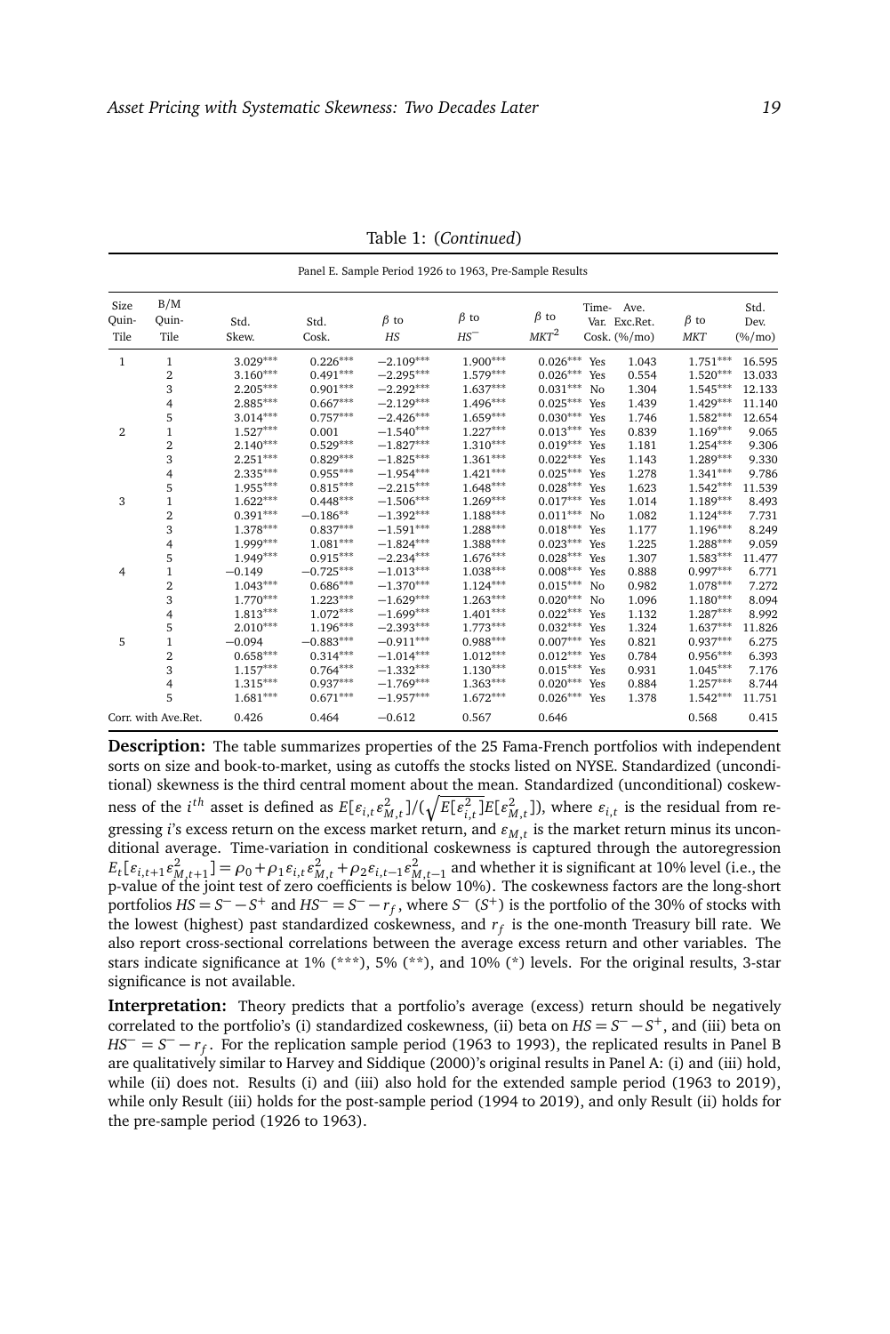Table 1: (*Continued*)

| Size Quin-Tile | B/M Quin-Tile | Std. Skew. | Std. Cosk. | $\beta$ to $HS$ | $\beta$ to $HS^-$ | $\beta$ to $MKT^2$ | Time-Var. Cosk. | Ave. Exc.Ret. (%/mo) | $\beta$ to $MKT$ | Std. Dev. (%/mo) |
|---|---|---|---|---|---|---|---|---|---|---|
| Panel E. Sample Period 1926 to 1963, Pre-Sample Results | | | | | | | | | | |
| 1 | 1 | 3.029*** | 0.226*** | −2.109*** | 1.900*** | 0.026*** | Yes | 1.043 | 1.751*** | 16.595 |
| | 2 | 3.160*** | 0.491*** | −2.295*** | 1.579*** | 0.026*** | Yes | 0.554 | 1.520*** | 13.033 |
| | 3 | 2.205*** | 0.901*** | −2.292*** | 1.637*** | 0.031*** | No | 1.304 | 1.545*** | 12.133 |
| | 4 | 2.885*** | 0.667*** | −2.129*** | 1.496*** | 0.025*** | Yes | 1.439 | 1.429*** | 11.140 |
| | 5 | 3.014*** | 0.757*** | −2.426*** | 1.659*** | 0.030*** | Yes | 1.746 | 1.582*** | 12.654 |
| 2 | 1 | 1.527*** | 0.001 | −1.540*** | 1.227*** | 0.013*** | Yes | 0.839 | 1.169*** | 9.065 |
| | 2 | 2.140*** | 0.529*** | −1.827*** | 1.310*** | 0.019*** | Yes | 1.181 | 1.254*** | 9.306 |
| | 3 | 2.251*** | 0.829*** | −1.825*** | 1.361*** | 0.022*** | Yes | 1.143 | 1.289*** | 9.330 |
| | 4 | 2.335*** | 0.955*** | −1.954*** | 1.421*** | 0.025*** | Yes | 1.278 | 1.341*** | 9.786 |
| | 5 | 1.955*** | 0.815*** | −2.215*** | 1.648*** | 0.028*** | Yes | 1.623 | 1.542*** | 11.539 |
| 3 | 1 | 1.622*** | 0.448*** | −1.506*** | 1.269*** | 0.017*** | Yes | 1.014 | 1.189*** | 8.493 |
| | 2 | 0.391*** | −0.186** | −1.392*** | 1.188*** | 0.011*** | No | 1.082 | 1.124*** | 7.731 |
| | 3 | 1.378*** | 0.837*** | −1.591*** | 1.288*** | 0.018*** | Yes | 1.177 | 1.196*** | 8.249 |
| | 4 | 1.999*** | 1.081*** | −1.824*** | 1.388*** | 0.023*** | Yes | 1.225 | 1.288*** | 9.059 |
| | 5 | 1.949*** | 0.915*** | −2.234*** | 1.676*** | 0.028*** | Yes | 1.307 | 1.583*** | 11.477 |
| 4 | 1 | −0.149 | −0.725*** | −1.013*** | 1.038*** | 0.008*** | Yes | 0.888 | 0.997*** | 6.771 |
| | 2 | 1.043*** | 0.686*** | −1.370*** | 1.124*** | 0.015*** | No | 0.982 | 1.078*** | 7.272 |
| | 3 | 1.770*** | 1.223*** | −1.629*** | 1.263*** | 0.020*** | No | 1.096 | 1.180*** | 8.094 |
| | 4 | 1.813*** | 1.072*** | −1.699*** | 1.401*** | 0.022*** | Yes | 1.132 | 1.287*** | 8.992 |
| | 5 | 2.010*** | 1.196*** | −2.393*** | 1.773*** | 0.032*** | Yes | 1.324 | 1.637*** | 11.826 |
| 5 | 1 | −0.094 | −0.883*** | −0.911*** | 0.988*** | 0.007*** | Yes | 0.821 | 0.937*** | 6.275 |
| | 2 | 0.658*** | 0.314*** | −1.014*** | 1.012*** | 0.012*** | Yes | 0.784 | 0.956*** | 6.393 |
| | 3 | 1.157*** | 0.764*** | −1.332*** | 1.130*** | 0.015*** | Yes | 0.931 | 1.045*** | 7.176 |
| | 4 | 1.315*** | 0.937*** | −1.769*** | 1.363*** | 0.020*** | Yes | 0.884 | 1.257*** | 8.744 |
| | 5 | 1.681*** | 0.671*** | −1.957*** | 1.672*** | 0.026*** | Yes | 1.378 | 1.542*** | 11.751 |
| Corr. with Ave.Ret. | | 0.426 | 0.464 | −0.612 | 0.567 | 0.646 | | | 0.568 | 0.415 |

**Description:** The table summarizes properties of the 25 Fama-French portfolios with independent sorts on size and book-to-market, using as cutoffs the stocks listed on NYSE. Standardized (unconditional) skewness is the third central moment about the mean. Standardized (unconditional) coskewness of the $i^{th}$ asset is defined as $E[\varepsilon_{i,t}\varepsilon_{M,t}^2]/(\sqrt{E[\varepsilon_{i,t}^2]}E[\varepsilon_{M,t}^2])$, where $\varepsilon_{i,t}$ is the residual from regressing $i$'s excess return on the excess market return, and $\varepsilon_{M,t}$ is the market return minus its unconditional average. Time-variation in conditional coskewness is captured through the autoregression $E_t[\varepsilon_{i,t+1}\varepsilon_{M,t+1}^2] = \rho_0 + \rho_1\varepsilon_{i,t}\varepsilon_{M,t}^2 + \rho_2\varepsilon_{i,t-1}\varepsilon_{M,t-1}^2$ and whether it is significant at 10% level (i.e., the p-value of the joint test of zero coefficients is below 10%). The coskewness factors are the long-short portfolios $HS = S^- - S^+$ and $HS^- = S^- - r_f$, where $S^-$ ($S^+$) is the portfolio of the 30% of stocks with the lowest (highest) past standardized coskewness, and $r_f$ is the one-month Treasury bill rate. We also report cross-sectional correlations between the average excess return and other variables. The stars indicate significance at 1% (***), 5% (**), and 10% (*) levels. For the original results, 3-star significance is not available.

**Interpretation:** Theory predicts that a portfolio's average (excess) return should be negatively correlated to the portfolio's (i) standardized coskewness, (ii) beta on $HS = S^- - S^+$, and (iii) beta on $HS^- = S^- - r_f$. For the replication sample period (1963 to 1993), the replicated results in Panel B are qualitatively similar to Harvey and Siddique (2000)'s original results in Panel A: (i) and (iii) hold, while (ii) does not. Results (i) and (iii) also hold for the extended sample period (1963 to 2019), while only Result (iii) holds for the post-sample period (1994 to 2019), and only Result (ii) holds for the pre-sample period (1926 to 1963).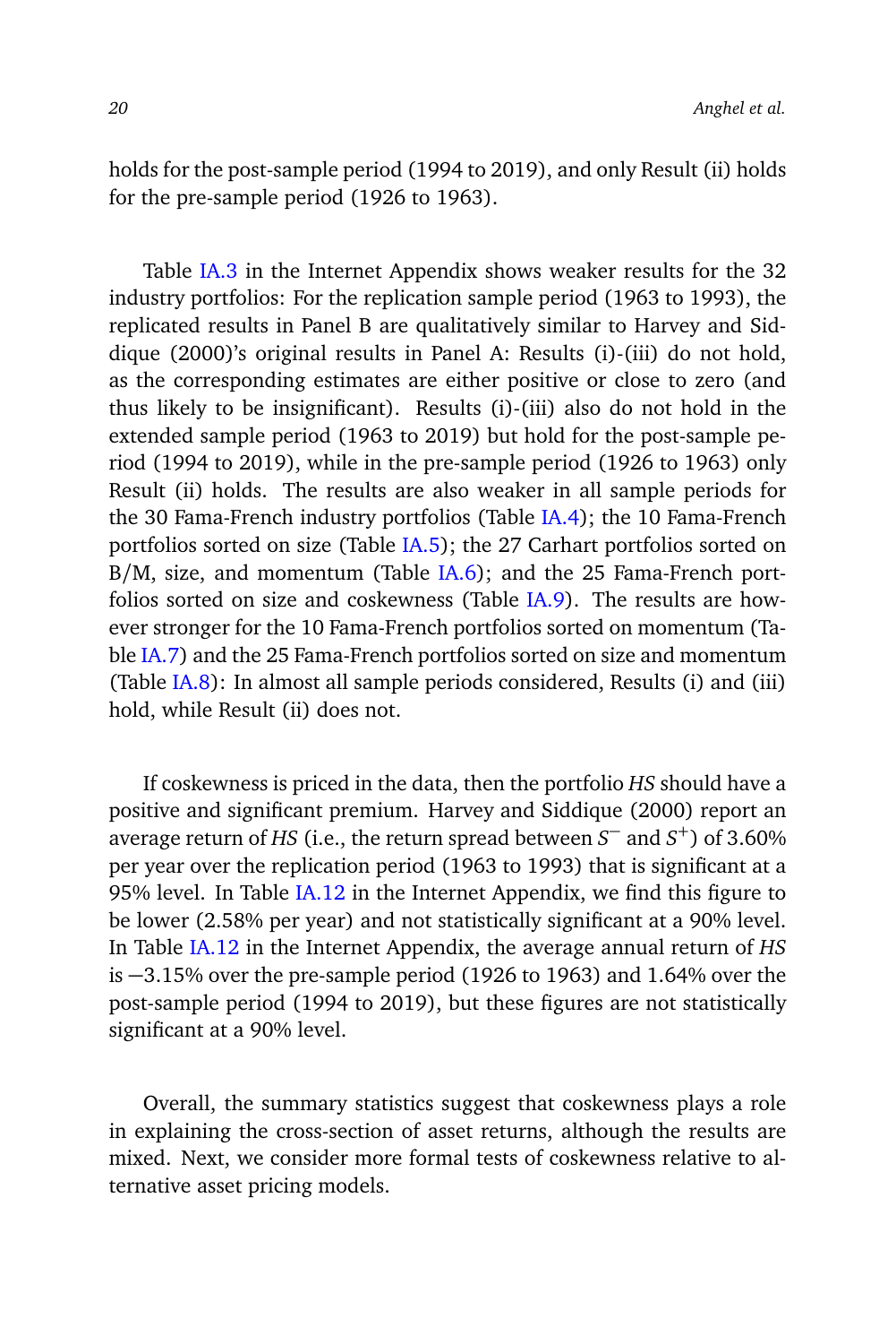holds for the post-sample period (1994 to 2019), and only Result (ii) holds for the pre-sample period (1926 to 1963).

Table IA.3 in the Internet Appendix shows weaker results for the 32 industry portfolios: For the replication sample period (1963 to 1993), the replicated results in Panel B are qualitatively similar to Harvey and Siddique (2000)'s original results in Panel A: Results (i)-(iii) do not hold, as the corresponding estimates are either positive or close to zero (and thus likely to be insignificant). Results (i)-(iii) also do not hold in the extended sample period (1963 to 2019) but hold for the post-sample period (1994 to 2019), while in the pre-sample period (1926 to 1963) only Result (ii) holds. The results are also weaker in all sample periods for the 30 Fama-French industry portfolios (Table IA.4); the 10 Fama-French portfolios sorted on size (Table IA.5); the 27 Carhart portfolios sorted on B/M, size, and momentum (Table IA.6); and the 25 Fama-French portfolios sorted on size and coskewness (Table IA.9). The results are however stronger for the 10 Fama-French portfolios sorted on momentum (Table IA.7) and the 25 Fama-French portfolios sorted on size and momentum (Table IA.8): In almost all sample periods considered, Results (i) and (iii) hold, while Result (ii) does not.

If coskewness is priced in the data, then the portfolio *HS* should have a positive and significant premium. Harvey and Siddique (2000) report an average return of *HS* (i.e., the return spread between $S^{-}$ and $S^{+}$) of 3.60% per year over the replication period (1963 to 1993) that is significant at a 95% level. In Table IA.12 in the Internet Appendix, we find this figure to be lower (2.58% per year) and not statistically significant at a 90% level. In Table IA.12 in the Internet Appendix, the average annual return of *HS* is −3.15% over the pre-sample period (1926 to 1963) and 1.64% over the post-sample period (1994 to 2019), but these figures are not statistically significant at a 90% level.

Overall, the summary statistics suggest that coskewness plays a role in explaining the cross-section of asset returns, although the results are mixed. Next, we consider more formal tests of coskewness relative to alternative asset pricing models.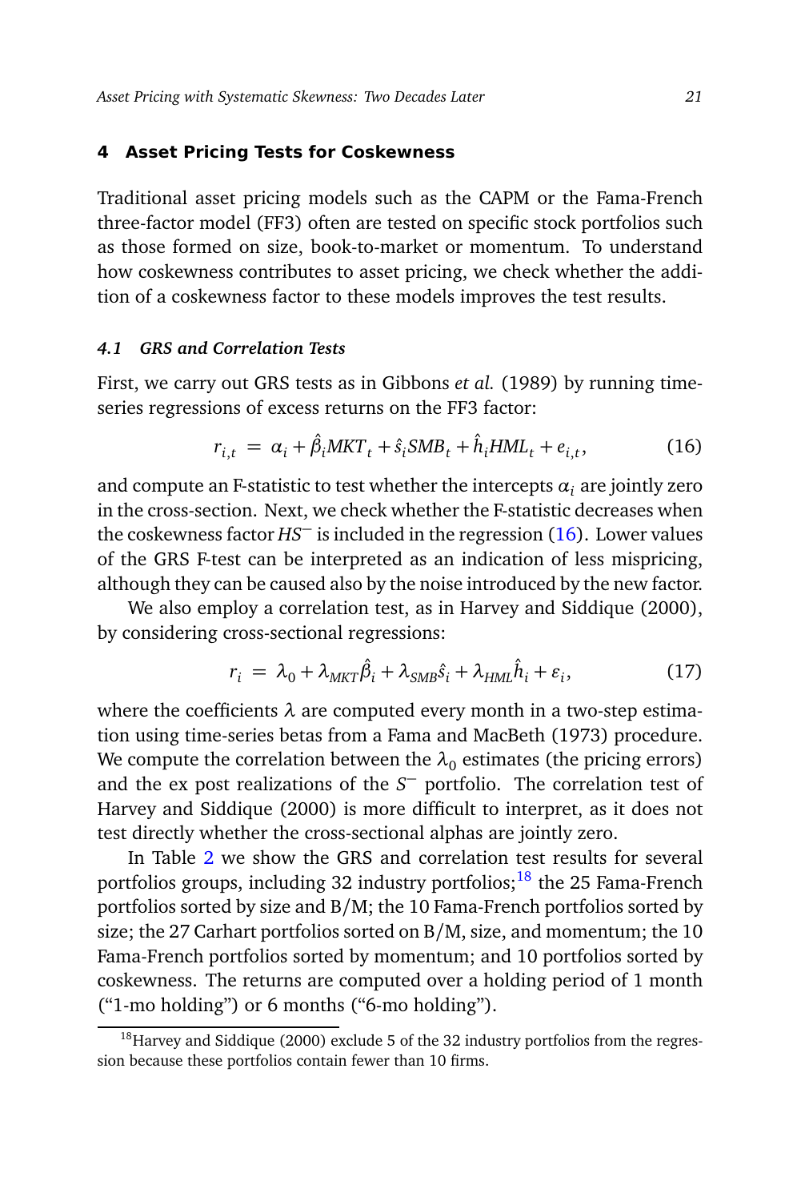## 4 Asset Pricing Tests for Coskewness

Traditional asset pricing models such as the CAPM or the Fama-French three-factor model (FF3) often are tested on specific stock portfolios such as those formed on size, book-to-market or momentum. To understand how coskewness contributes to asset pricing, we check whether the addition of a coskewness factor to these models improves the test results.

### *4.1 GRS and Correlation Tests*

First, we carry out GRS tests as in Gibbons *et al.* (1989) by running time-series regressions of excess returns on the FF3 factor:

$$r_{i,t} \;=\; \alpha_i + \hat{\beta}_i MKT_t + \hat{s}_i SMB_t + \hat{h}_i HML_t + e_{i,t}, \tag{16}$$

and compute an F-statistic to test whether the intercepts $\alpha_i$ are jointly zero in the cross-section. Next, we check whether the F-statistic decreases when the coskewness factor $HS^{-}$ is included in the regression (16). Lower values of the GRS F-test can be interpreted as an indication of less mispricing, although they can be caused also by the noise introduced by the new factor.

We also employ a correlation test, as in Harvey and Siddique (2000), by considering cross-sectional regressions:

$$r_i \;=\; \lambda_0 + \lambda_{MKT}\hat{\beta}_i + \lambda_{SMB}\hat{s}_i + \lambda_{HML}\hat{h}_i + \varepsilon_i, \tag{17}$$

where the coefficients $\lambda$ are computed every month in a two-step estimation using time-series betas from a Fama and MacBeth (1973) procedure. We compute the correlation between the $\lambda_0$ estimates (the pricing errors) and the ex post realizations of the $S^{-}$ portfolio. The correlation test of Harvey and Siddique (2000) is more difficult to interpret, as it does not test directly whether the cross-sectional alphas are jointly zero.

In Table 2 we show the GRS and correlation test results for several portfolios groups, including 32 industry portfolios;[18] the 25 Fama-French portfolios sorted by size and B/M; the 10 Fama-French portfolios sorted by size; the 27 Carhart portfolios sorted on B/M, size, and momentum; the 10 Fama-French portfolios sorted by momentum; and 10 portfolios sorted by coskewness. The returns are computed over a holding period of 1 month ("1-mo holding") or 6 months ("6-mo holding").

[18] Harvey and Siddique (2000) exclude 5 of the 32 industry portfolios from the regression because these portfolios contain fewer than 10 firms.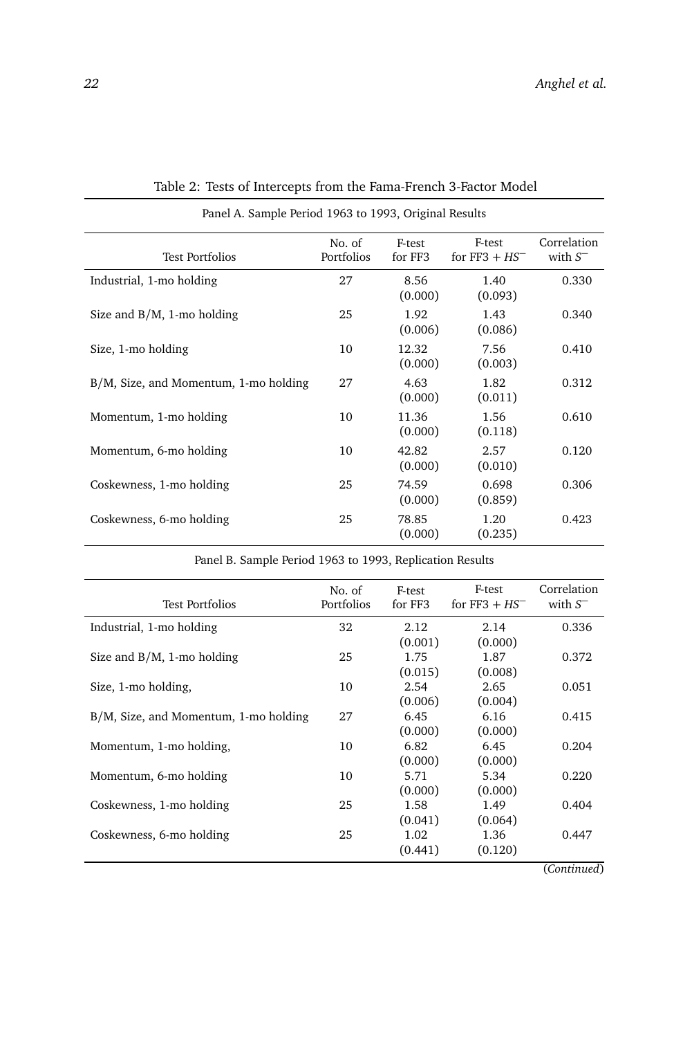Table 2: Tests of Intercepts from the Fama-French 3-Factor Model

Panel A. Sample Period 1963 to 1993, Original Results

| Test Portfolios | No. of Portfolios | F-test for FF3 | F-test for FF3 + $HS^{-}$ | Correlation with $S^{-}$ |
|---|---|---|---|---|
| Industrial, 1-mo holding | 27 | 8.56 (0.000) | 1.40 (0.093) | 0.330 |
| Size and B/M, 1-mo holding | 25 | 1.92 (0.006) | 1.43 (0.086) | 0.340 |
| Size, 1-mo holding | 10 | 12.32 (0.000) | 7.56 (0.003) | 0.410 |
| B/M, Size, and Momentum, 1-mo holding | 27 | 4.63 (0.000) | 1.82 (0.011) | 0.312 |
| Momentum, 1-mo holding | 10 | 11.36 (0.000) | 1.56 (0.118) | 0.610 |
| Momentum, 6-mo holding | 10 | 42.82 (0.000) | 2.57 (0.010) | 0.120 |
| Coskewness, 1-mo holding | 25 | 74.59 (0.000) | 0.698 (0.859) | 0.306 |
| Coskewness, 6-mo holding | 25 | 78.85 (0.000) | 1.20 (0.235) | 0.423 |

Panel B. Sample Period 1963 to 1993, Replication Results

| Test Portfolios | No. of Portfolios | F-test for FF3 | F-test for FF3 + $HS^{-}$ | Correlation with $S^{-}$ |
|---|---|---|---|---|
| Industrial, 1-mo holding | 32 | 2.12 (0.001) | 2.14 (0.000) | 0.336 |
| Size and B/M, 1-mo holding | 25 | 1.75 (0.015) | 1.87 (0.008) | 0.372 |
| Size, 1-mo holding, | 10 | 2.54 (0.006) | 2.65 (0.004) | 0.051 |
| B/M, Size, and Momentum, 1-mo holding | 27 | 6.45 (0.000) | 6.16 (0.000) | 0.415 |
| Momentum, 1-mo holding, | 10 | 6.82 (0.000) | 6.45 (0.000) | 0.204 |
| Momentum, 6-mo holding | 10 | 5.71 (0.000) | 5.34 (0.000) | 0.220 |
| Coskewness, 1-mo holding | 25 | 1.58 (0.041) | 1.49 (0.064) | 0.404 |
| Coskewness, 6-mo holding | 25 | 1.02 (0.441) | 1.36 (0.120) | 0.447 |

(*Continued*)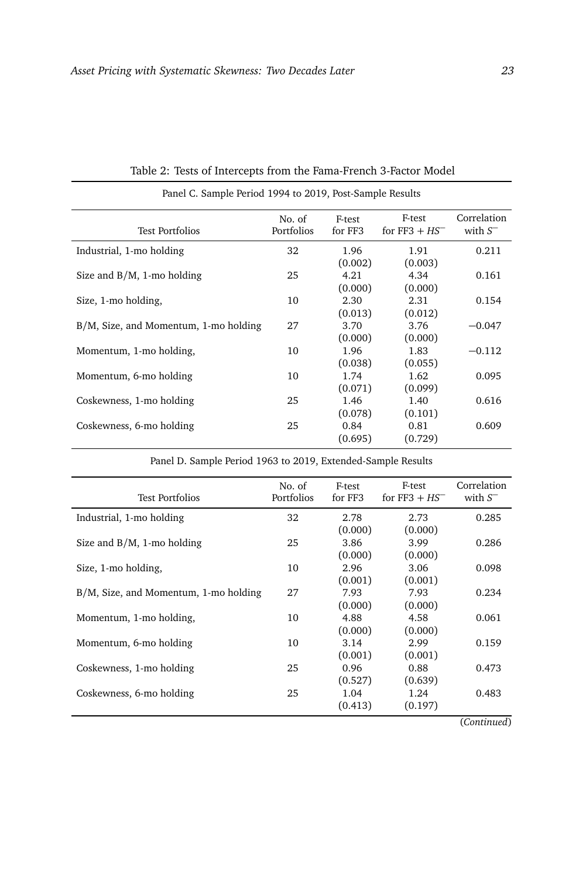Table 2: Tests of Intercepts from the Fama-French 3-Factor Model

Panel C. Sample Period 1994 to 2019, Post-Sample Results

| Test Portfolios | No. of Portfolios | F-test for FF3 | F-test for FF3 + $HS^-$ | Correlation with $S^-$ |
|---|---|---|---|---|
| Industrial, 1-mo holding | 32 | 1.96 | 1.91 | 0.211 |
| | | (0.002) | (0.003) | |
| Size and B/M, 1-mo holding | 25 | 4.21 | 4.34 | 0.161 |
| | | (0.000) | (0.000) | |
| Size, 1-mo holding, | 10 | 2.30 | 2.31 | 0.154 |
| | | (0.013) | (0.012) | |
| B/M, Size, and Momentum, 1-mo holding | 27 | 3.70 | 3.76 | −0.047 |
| | | (0.000) | (0.000) | |
| Momentum, 1-mo holding, | 10 | 1.96 | 1.83 | −0.112 |
| | | (0.038) | (0.055) | |
| Momentum, 6-mo holding | 10 | 1.74 | 1.62 | 0.095 |
| | | (0.071) | (0.099) | |
| Coskewness, 1-mo holding | 25 | 1.46 | 1.40 | 0.616 |
| | | (0.078) | (0.101) | |
| Coskewness, 6-mo holding | 25 | 0.84 | 0.81 | 0.609 |
| | | (0.695) | (0.729) | |

Panel D. Sample Period 1963 to 2019, Extended-Sample Results

| Test Portfolios | No. of Portfolios | F-test for FF3 | F-test for FF3 + $HS^-$ | Correlation with $S^-$ |
|---|---|---|---|---|
| Industrial, 1-mo holding | 32 | 2.78 | 2.73 | 0.285 |
| | | (0.000) | (0.000) | |
| Size and B/M, 1-mo holding | 25 | 3.86 | 3.99 | 0.286 |
| | | (0.000) | (0.000) | |
| Size, 1-mo holding, | 10 | 2.96 | 3.06 | 0.098 |
| | | (0.001) | (0.001) | |
| B/M, Size, and Momentum, 1-mo holding | 27 | 7.93 | 7.93 | 0.234 |
| | | (0.000) | (0.000) | |
| Momentum, 1-mo holding, | 10 | 4.88 | 4.58 | 0.061 |
| | | (0.000) | (0.000) | |
| Momentum, 6-mo holding | 10 | 3.14 | 2.99 | 0.159 |
| | | (0.001) | (0.001) | |
| Coskewness, 1-mo holding | 25 | 0.96 | 0.88 | 0.473 |
| | | (0.527) | (0.639) | |
| Coskewness, 6-mo holding | 25 | 1.04 | 1.24 | 0.483 |
| | | (0.413) | (0.197) | |

(*Continued*)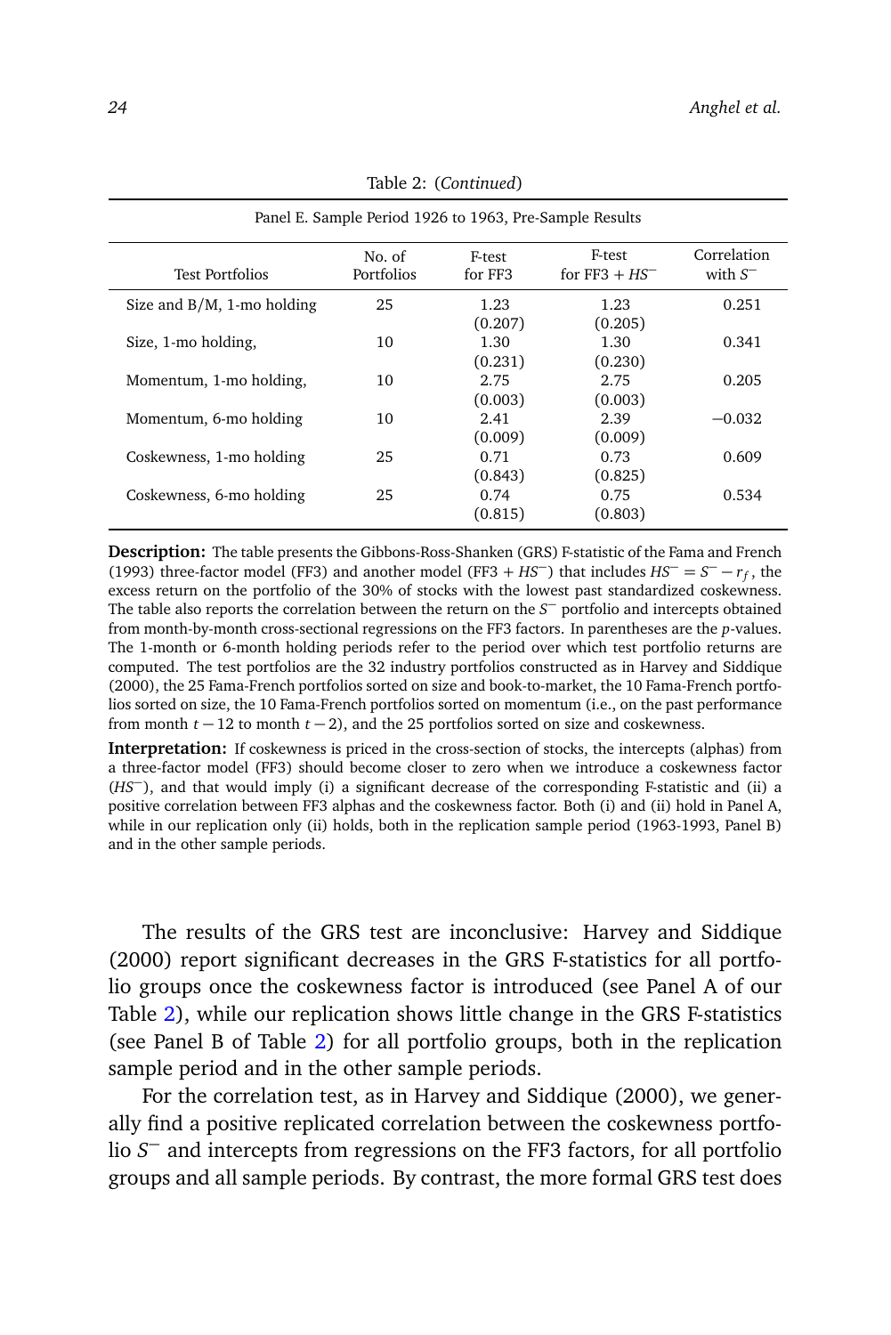Table 2: (*Continued*)

| Panel E. Sample Period 1926 to 1963, Pre-Sample Results | | | | |
|---|---|---|---|---|
| Test Portfolios | No. of Portfolios | F-test for FF3 | F-test for FF3 + $HS^{-}$ | Correlation with $S^{-}$ |
| Size and B/M, 1-mo holding | 25 | 1.23 (0.207) | 1.23 (0.205) | 0.251 |
| Size, 1-mo holding, | 10 | 1.30 (0.231) | 1.30 (0.230) | 0.341 |
| Momentum, 1-mo holding, | 10 | 2.75 (0.003) | 2.75 (0.003) | 0.205 |
| Momentum, 6-mo holding | 10 | 2.41 (0.009) | 2.39 (0.009) | −0.032 |
| Coskewness, 1-mo holding | 25 | 0.71 (0.843) | 0.73 (0.825) | 0.609 |
| Coskewness, 6-mo holding | 25 | 0.74 (0.815) | 0.75 (0.803) | 0.534 |

**Description:** The table presents the Gibbons-Ross-Shanken (GRS) F-statistic of the Fama and French (1993) three-factor model (FF3) and another model (FF3 + $HS^{-}$) that includes $HS^{-} = S^{-} - r_f$, the excess return on the portfolio of the 30% of stocks with the lowest past standardized coskewness. The table also reports the correlation between the return on the $S^{-}$ portfolio and intercepts obtained from month-by-month cross-sectional regressions on the FF3 factors. In parentheses are the $p$-values. The 1-month or 6-month holding periods refer to the period over which test portfolio returns are computed. The test portfolios are the 32 industry portfolios constructed as in Harvey and Siddique (2000), the 25 Fama-French portfolios sorted on size and book-to-market, the 10 Fama-French portfolios sorted on size, the 10 Fama-French portfolios sorted on momentum (i.e., on the past performance from month $t-12$ to month $t-2$), and the 25 portfolios sorted on size and coskewness.

**Interpretation:** If coskewness is priced in the cross-section of stocks, the intercepts (alphas) from a three-factor model (FF3) should become closer to zero when we introduce a coskewness factor ($HS^{-}$), and that would imply (i) a significant decrease of the corresponding F-statistic and (ii) a positive correlation between FF3 alphas and the coskewness factor. Both (i) and (ii) hold in Panel A, while in our replication only (ii) holds, both in the replication sample period (1963-1993, Panel B) and in the other sample periods.

The results of the GRS test are inconclusive: Harvey and Siddique (2000) report significant decreases in the GRS F-statistics for all portfolio groups once the coskewness factor is introduced (see Panel A of our Table 2), while our replication shows little change in the GRS F-statistics (see Panel B of Table 2) for all portfolio groups, both in the replication sample period and in the other sample periods.

For the correlation test, as in Harvey and Siddique (2000), we generally find a positive replicated correlation between the coskewness portfolio $S^{-}$ and intercepts from regressions on the FF3 factors, for all portfolio groups and all sample periods. By contrast, the more formal GRS test does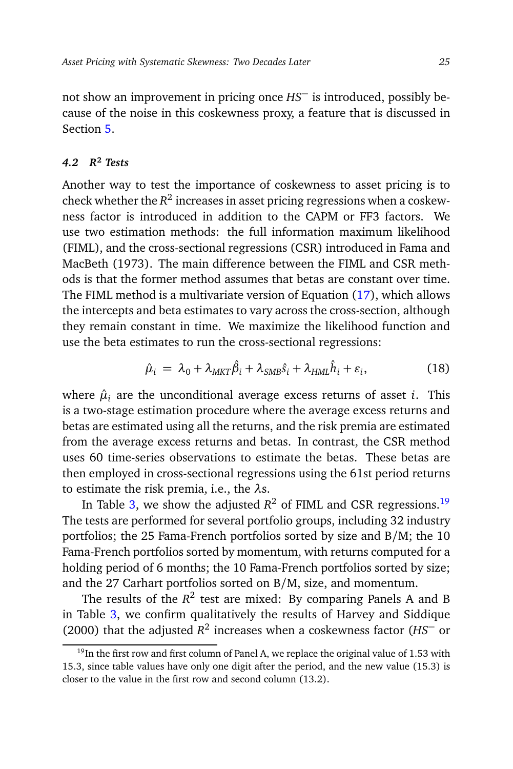not show an improvement in pricing once $HS^-$ is introduced, possibly because of the noise in this coskewness proxy, a feature that is discussed in Section 5.

### 4.2 $R^2$ Tests

Another way to test the importance of coskewness to asset pricing is to check whether the $R^2$ increases in asset pricing regressions when a coskewness factor is introduced in addition to the CAPM or FF3 factors. We use two estimation methods: the full information maximum likelihood (FIML), and the cross-sectional regressions (CSR) introduced in Fama and MacBeth (1973). The main difference between the FIML and CSR methods is that the former method assumes that betas are constant over time. The FIML method is a multivariate version of Equation (17), which allows the intercepts and beta estimates to vary across the cross-section, although they remain constant in time. We maximize the likelihood function and use the beta estimates to run the cross-sectional regressions:

$$\hat{\mu}_i = \lambda_0 + \lambda_{MKT}\hat{\beta}_i + \lambda_{SMB}\hat{s}_i + \lambda_{HML}\hat{h}_i + \varepsilon_i, \tag{18}$$

where $\hat{\mu}_i$ are the unconditional average excess returns of asset $i$. This is a two-stage estimation procedure where the average excess returns and betas are estimated using all the returns, and the risk premia are estimated from the average excess returns and betas. In contrast, the CSR method uses 60 time-series observations to estimate the betas. These betas are then employed in cross-sectional regressions using the 61st period returns to estimate the risk premia, i.e., the $\lambda$s.

In Table 3, we show the adjusted $R^2$ of FIML and CSR regressions.[19] The tests are performed for several portfolio groups, including 32 industry portfolios; the 25 Fama-French portfolios sorted by size and B/M; the 10 Fama-French portfolios sorted by momentum, with returns computed for a holding period of 6 months; the 10 Fama-French portfolios sorted by size; and the 27 Carhart portfolios sorted on B/M, size, and momentum.

The results of the $R^2$ test are mixed: By comparing Panels A and B in Table 3, we confirm qualitatively the results of Harvey and Siddique (2000) that the adjusted $R^2$ increases when a coskewness factor ($HS^-$ or

[19] In the first row and first column of Panel A, we replace the original value of 1.53 with 15.3, since table values have only one digit after the period, and the new value (15.3) is closer to the value in the first row and second column (13.2).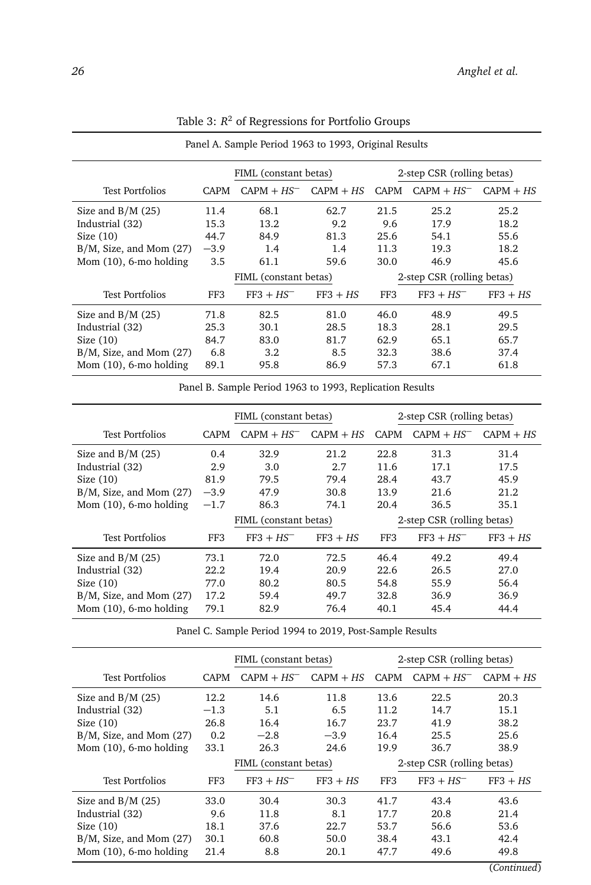Table 3: $R^2$ of Regressions for Portfolio Groups

Panel A. Sample Period 1963 to 1993, Original Results

| | FIML (constant betas) | | | 2-step CSR (rolling betas) | | |
|---|---|---|---|---|---|---|
| Test Portfolios | CAPM | CAPM + $HS^{-}$ | CAPM + $HS$ | CAPM | CAPM + $HS^{-}$ | CAPM + $HS$ |
| Size and B/M (25) | 11.4 | 68.1 | 62.7 | 21.5 | 25.2 | 25.2 |
| Industrial (32) | 15.3 | 13.2 | 9.2 | 9.6 | 17.9 | 18.2 |
| Size (10) | 44.7 | 84.9 | 81.3 | 25.6 | 54.1 | 55.6 |
| B/M, Size, and Mom (27) | −3.9 | 1.4 | 1.4 | 11.3 | 19.3 | 18.2 |
| Mom (10), 6-mo holding | 3.5 | 61.1 | 59.6 | 30.0 | 46.9 | 45.6 |

| | FIML (constant betas) | | | 2-step CSR (rolling betas) | | |
|---|---|---|---|---|---|---|
| Test Portfolios | FF3 | FF3 + $HS^{-}$ | FF3 + $HS$ | FF3 | FF3 + $HS^{-}$ | FF3 + $HS$ |
| Size and B/M (25) | 71.8 | 82.5 | 81.0 | 46.0 | 48.9 | 49.5 |
| Industrial (32) | 25.3 | 30.1 | 28.5 | 18.3 | 28.1 | 29.5 |
| Size (10) | 84.7 | 83.0 | 81.7 | 62.9 | 65.1 | 65.7 |
| B/M, Size, and Mom (27) | 6.8 | 3.2 | 8.5 | 32.3 | 38.6 | 37.4 |
| Mom (10), 6-mo holding | 89.1 | 95.8 | 86.9 | 57.3 | 67.1 | 61.8 |

Panel B. Sample Period 1963 to 1993, Replication Results

| | FIML (constant betas) | | | 2-step CSR (rolling betas) | | |
|---|---|---|---|---|---|---|
| Test Portfolios | CAPM | CAPM + $HS^{-}$ | CAPM + $HS$ | CAPM | CAPM + $HS^{-}$ | CAPM + $HS$ |
| Size and B/M (25) | 0.4 | 32.9 | 21.2 | 22.8 | 31.3 | 31.4 |
| Industrial (32) | 2.9 | 3.0 | 2.7 | 11.6 | 17.1 | 17.5 |
| Size (10) | 81.9 | 79.5 | 79.4 | 28.4 | 43.7 | 45.9 |
| B/M, Size, and Mom (27) | −3.9 | 47.9 | 30.8 | 13.9 | 21.6 | 21.2 |
| Mom (10), 6-mo holding | −1.7 | 86.3 | 74.1 | 20.4 | 36.5 | 35.1 |

| | FIML (constant betas) | | | 2-step CSR (rolling betas) | | |
|---|---|---|---|---|---|---|
| Test Portfolios | FF3 | FF3 + $HS^{-}$ | FF3 + $HS$ | FF3 | FF3 + $HS^{-}$ | FF3 + $HS$ |
| Size and B/M (25) | 73.1 | 72.0 | 72.5 | 46.4 | 49.2 | 49.4 |
| Industrial (32) | 22.2 | 19.4 | 20.9 | 22.6 | 26.5 | 27.0 |
| Size (10) | 77.0 | 80.2 | 80.5 | 54.8 | 55.9 | 56.4 |
| B/M, Size, and Mom (27) | 17.2 | 59.4 | 49.7 | 32.8 | 36.9 | 36.9 |
| Mom (10), 6-mo holding | 79.1 | 82.9 | 76.4 | 40.1 | 45.4 | 44.4 |

Panel C. Sample Period 1994 to 2019, Post-Sample Results

| | FIML (constant betas) | | | 2-step CSR (rolling betas) | | |
|---|---|---|---|---|---|---|
| Test Portfolios | CAPM | CAPM + $HS^{-}$ | CAPM + $HS$ | CAPM | CAPM + $HS^{-}$ | CAPM + $HS$ |
| Size and B/M (25) | 12.2 | 14.6 | 11.8 | 13.6 | 22.5 | 20.3 |
| Industrial (32) | −1.3 | 5.1 | 6.5 | 11.2 | 14.7 | 15.1 |
| Size (10) | 26.8 | 16.4 | 16.7 | 23.7 | 41.9 | 38.2 |
| B/M, Size, and Mom (27) | 0.2 | −2.8 | −3.9 | 16.4 | 25.5 | 25.6 |
| Mom (10), 6-mo holding | 33.1 | 26.3 | 24.6 | 19.9 | 36.7 | 38.9 |

| | FIML (constant betas) | | | 2-step CSR (rolling betas) | | |
|---|---|---|---|---|---|---|
| Test Portfolios | FF3 | FF3 + $HS^{-}$ | FF3 + $HS$ | FF3 | FF3 + $HS^{-}$ | FF3 + $HS$ |
| Size and B/M (25) | 33.0 | 30.4 | 30.3 | 41.7 | 43.4 | 43.6 |
| Industrial (32) | 9.6 | 11.8 | 8.1 | 17.7 | 20.8 | 21.4 |
| Size (10) | 18.1 | 37.6 | 22.7 | 53.7 | 56.6 | 53.6 |
| B/M, Size, and Mom (27) | 30.1 | 60.8 | 50.0 | 38.4 | 43.1 | 42.4 |
| Mom (10), 6-mo holding | 21.4 | 8.8 | 20.1 | 47.7 | 49.6 | 49.8 |

(*Continued*)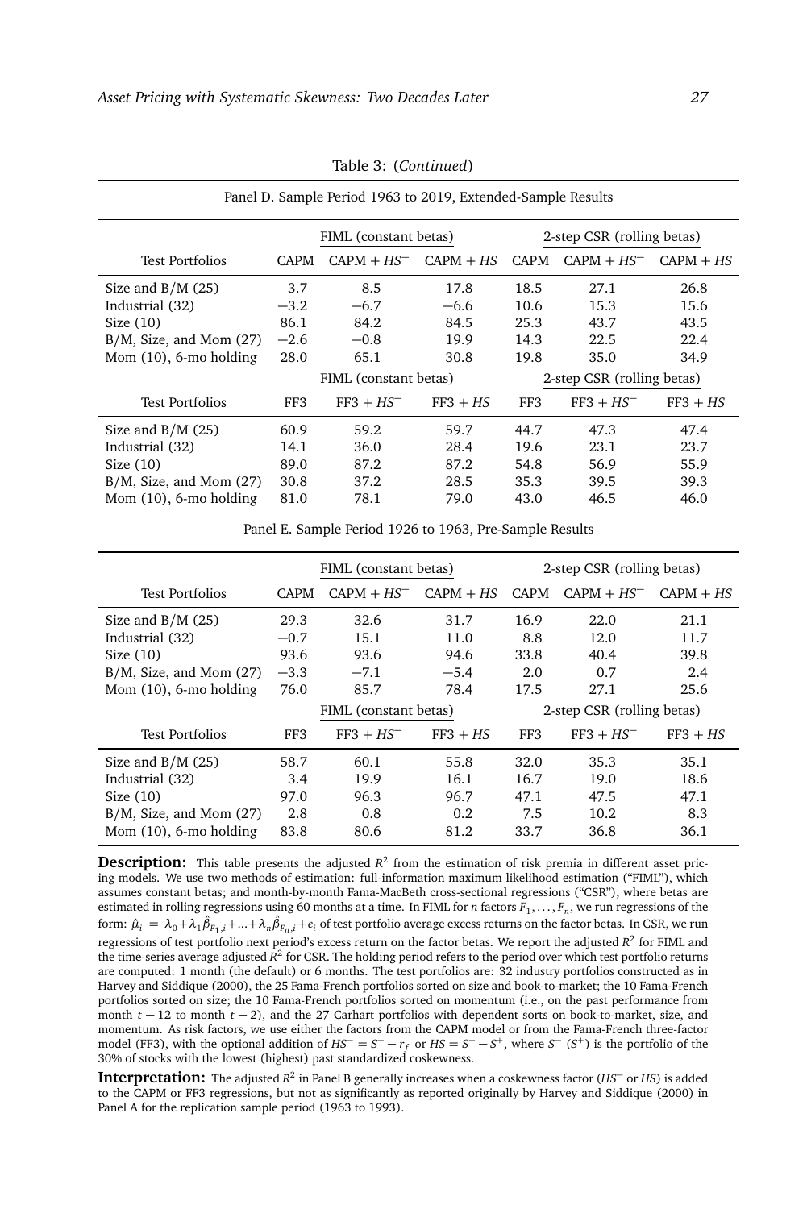Table 3: (*Continued*)

Panel D. Sample Period 1963 to 2019, Extended-Sample Results

| | FIML (constant betas) | | | 2-step CSR (rolling betas) | | |
|---|---|---|---|---|---|---|
| Test Portfolios | CAPM | CAPM + $HS^{-}$ | CAPM + $HS$ | CAPM | CAPM + $HS^{-}$ | CAPM + $HS$ |
| Size and B/M (25) | 3.7 | 8.5 | 17.8 | 18.5 | 27.1 | 26.8 |
| Industrial (32) | −3.2 | −6.7 | −6.6 | 10.6 | 15.3 | 15.6 |
| Size (10) | 86.1 | 84.2 | 84.5 | 25.3 | 43.7 | 43.5 |
| B/M, Size, and Mom (27) | −2.6 | −0.8 | 19.9 | 14.3 | 22.5 | 22.4 |
| Mom (10), 6-mo holding | 28.0 | 65.1 | 30.8 | 19.8 | 35.0 | 34.9 |
| | FIML (constant betas) | | | 2-step CSR (rolling betas) | | |
| Test Portfolios | FF3 | FF3 + $HS^{-}$ | FF3 + $HS$ | FF3 | FF3 + $HS^{-}$ | FF3 + $HS$ |
| Size and B/M (25) | 60.9 | 59.2 | 59.7 | 44.7 | 47.3 | 47.4 |
| Industrial (32) | 14.1 | 36.0 | 28.4 | 19.6 | 23.1 | 23.7 |
| Size (10) | 89.0 | 87.2 | 87.2 | 54.8 | 56.9 | 55.9 |
| B/M, Size, and Mom (27) | 30.8 | 37.2 | 28.5 | 35.3 | 39.5 | 39.3 |
| Mom (10), 6-mo holding | 81.0 | 78.1 | 79.0 | 43.0 | 46.5 | 46.0 |

Panel E. Sample Period 1926 to 1963, Pre-Sample Results

| | FIML (constant betas) | | | 2-step CSR (rolling betas) | | |
|---|---|---|---|---|---|---|
| Test Portfolios | CAPM | CAPM + $HS^{-}$ | CAPM + $HS$ | CAPM | CAPM + $HS^{-}$ | CAPM + $HS$ |
| Size and B/M (25) | 29.3 | 32.6 | 31.7 | 16.9 | 22.0 | 21.1 |
| Industrial (32) | −0.7 | 15.1 | 11.0 | 8.8 | 12.0 | 11.7 |
| Size (10) | 93.6 | 93.6 | 94.6 | 33.8 | 40.4 | 39.8 |
| B/M, Size, and Mom (27) | −3.3 | −7.1 | −5.4 | 2.0 | 0.7 | 2.4 |
| Mom (10), 6-mo holding | 76.0 | 85.7 | 78.4 | 17.5 | 27.1 | 25.6 |
| | FIML (constant betas) | | | 2-step CSR (rolling betas) | | |
| Test Portfolios | FF3 | FF3 + $HS^{-}$ | FF3 + $HS$ | FF3 | FF3 + $HS^{-}$ | FF3 + $HS$ |
| Size and B/M (25) | 58.7 | 60.1 | 55.8 | 32.0 | 35.3 | 35.1 |
| Industrial (32) | 3.4 | 19.9 | 16.1 | 16.7 | 19.0 | 18.6 |
| Size (10) | 97.0 | 96.3 | 96.7 | 47.1 | 47.5 | 47.1 |
| B/M, Size, and Mom (27) | 2.8 | 0.8 | 0.2 | 7.5 | 10.2 | 8.3 |
| Mom (10), 6-mo holding | 83.8 | 80.6 | 81.2 | 33.7 | 36.8 | 36.1 |

**Description:** This table presents the adjusted $R^2$ from the estimation of risk premia in different asset pricing models. We use two methods of estimation: full-information maximum likelihood estimation ("FIML"), which assumes constant betas; and month-by-month Fama-MacBeth cross-sectional regressions ("CSR"), where betas are estimated in rolling regressions using 60 months at a time. In FIML for $n$ factors $F_1, \ldots, F_n$, we run regressions of the form: $\hat{\mu}_i = \lambda_0 + \lambda_1 \hat{\beta}_{F_1,i} + \ldots + \lambda_n \hat{\beta}_{F_n,i} + e_i$ of test portfolio average excess returns on the factor betas. In CSR, we run regressions of test portfolio next period's excess return on the factor betas. We report the adjusted $R^2$ for FIML and the time-series average adjusted $R^2$ for CSR. The holding period refers to the period over which test portfolio returns are computed: 1 month (the default) or 6 months. The test portfolios are: 32 industry portfolios constructed as in Harvey and Siddique (2000), the 25 Fama-French portfolios sorted on size and book-to-market; the 10 Fama-French portfolios sorted on size; the 10 Fama-French portfolios sorted on momentum (i.e., on the past performance from month $t-12$ to month $t-2$), and the 27 Carhart portfolios with dependent sorts on book-to-market, size, and momentum. As risk factors, we use either the factors from the CAPM model or from the Fama-French three-factor model (FF3), with the optional addition of $HS^{-} = S^{-} - r_f$ or $HS = S^{-} - S^{+}$, where $S^{-}$ ($S^{+}$) is the portfolio of the 30% of stocks with the lowest (highest) past standardized coskewness.

**Interpretation:** The adjusted $R^2$ in Panel B generally increases when a coskewness factor ($HS^{-}$ or $HS$) is added to the CAPM or FF3 regressions, but not as significantly as reported originally by Harvey and Siddique (2000) in Panel A for the replication sample period (1963 to 1993).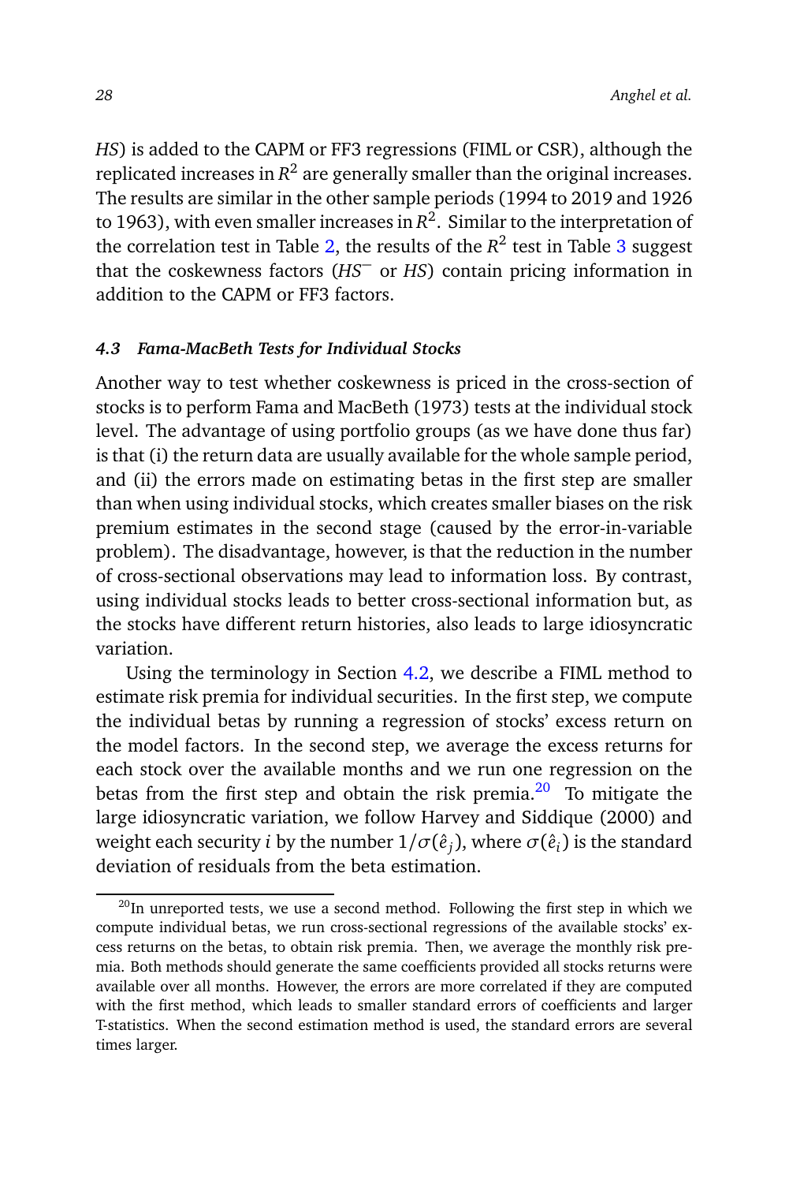*HS*) is added to the CAPM or FF3 regressions (FIML or CSR), although the replicated increases in $R^2$ are generally smaller than the original increases. The results are similar in the other sample periods (1994 to 2019 and 1926 to 1963), with even smaller increases in $R^2$. Similar to the interpretation of the correlation test in Table 2, the results of the $R^2$ test in Table 3 suggest that the coskewness factors ($HS^-$ or $HS$) contain pricing information in addition to the CAPM or FF3 factors.

### 4.3 Fama-MacBeth Tests for Individual Stocks

Another way to test whether coskewness is priced in the cross-section of stocks is to perform Fama and MacBeth (1973) tests at the individual stock level. The advantage of using portfolio groups (as we have done thus far) is that (i) the return data are usually available for the whole sample period, and (ii) the errors made on estimating betas in the first step are smaller than when using individual stocks, which creates smaller biases on the risk premium estimates in the second stage (caused by the error-in-variable problem). The disadvantage, however, is that the reduction in the number of cross-sectional observations may lead to information loss. By contrast, using individual stocks leads to better cross-sectional information but, as the stocks have different return histories, also leads to large idiosyncratic variation.

Using the terminology in Section 4.2, we describe a FIML method to estimate risk premia for individual securities. In the first step, we compute the individual betas by running a regression of stocks' excess return on the model factors. In the second step, we average the excess returns for each stock over the available months and we run one regression on the betas from the first step and obtain the risk premia.[20] To mitigate the large idiosyncratic variation, we follow Harvey and Siddique (2000) and weight each security $i$ by the number $1/\sigma(\hat{e}_j)$, where $\sigma(\hat{e}_i)$ is the standard deviation of residuals from the beta estimation.

[20] In unreported tests, we use a second method. Following the first step in which we compute individual betas, we run cross-sectional regressions of the available stocks' excess returns on the betas, to obtain risk premia. Then, we average the monthly risk premia. Both methods should generate the same coefficients provided all stocks returns were available over all months. However, the errors are more correlated if they are computed with the first method, which leads to smaller standard errors of coefficients and larger T-statistics. When the second estimation method is used, the standard errors are several times larger.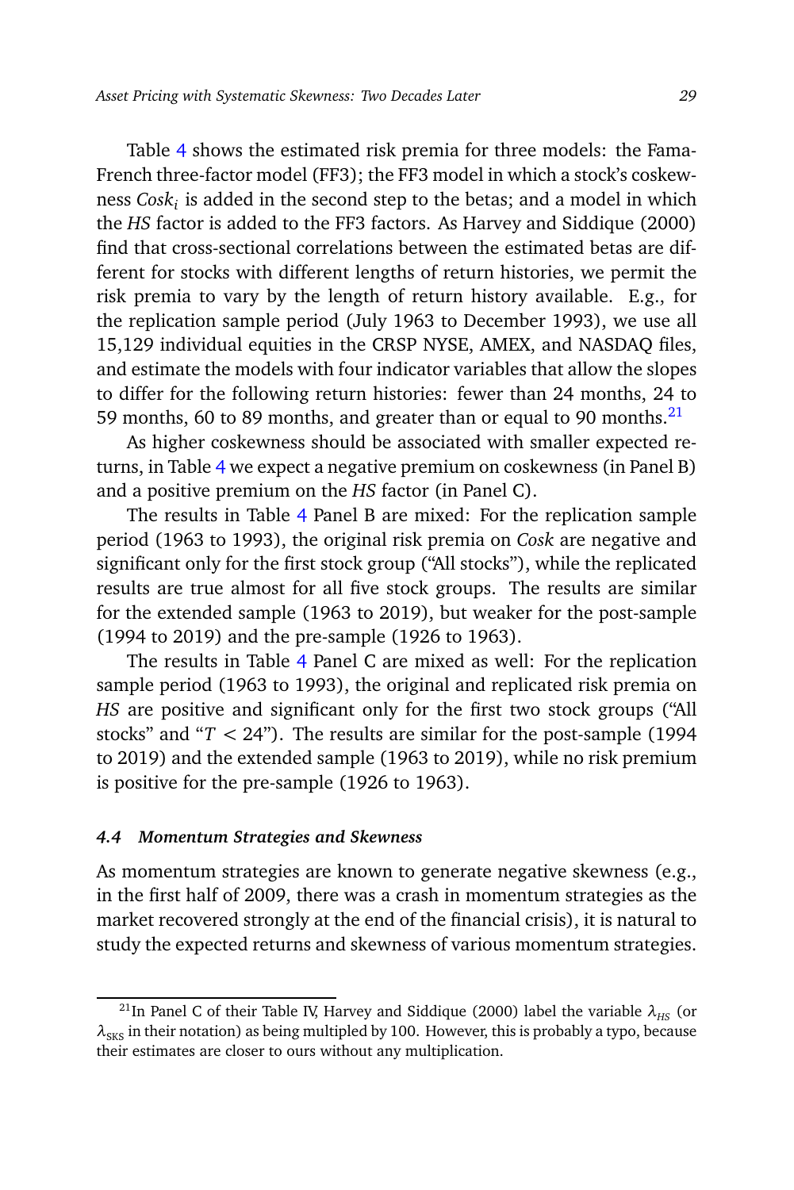Table 4 shows the estimated risk premia for three models: the Fama-French three-factor model (FF3); the FF3 model in which a stock's coskewness $Cosk_i$ is added in the second step to the betas; and a model in which the *HS* factor is added to the FF3 factors. As Harvey and Siddique (2000) find that cross-sectional correlations between the estimated betas are different for stocks with different lengths of return histories, we permit the risk premia to vary by the length of return history available. E.g., for the replication sample period (July 1963 to December 1993), we use all 15,129 individual equities in the CRSP NYSE, AMEX, and NASDAQ files, and estimate the models with four indicator variables that allow the slopes to differ for the following return histories: fewer than 24 months, 24 to 59 months, 60 to 89 months, and greater than or equal to 90 months.[21]

As higher coskewness should be associated with smaller expected returns, in Table 4 we expect a negative premium on coskewness (in Panel B) and a positive premium on the *HS* factor (in Panel C).

The results in Table 4 Panel B are mixed: For the replication sample period (1963 to 1993), the original risk premia on *Cosk* are negative and significant only for the first stock group ("All stocks"), while the replicated results are true almost for all five stock groups. The results are similar for the extended sample (1963 to 2019), but weaker for the post-sample (1994 to 2019) and the pre-sample (1926 to 1963).

The results in Table 4 Panel C are mixed as well: For the replication sample period (1963 to 1993), the original and replicated risk premia on *HS* are positive and significant only for the first two stock groups ("All stocks" and "$T < 24$"). The results are similar for the post-sample (1994 to 2019) and the extended sample (1963 to 2019), while no risk premium is positive for the pre-sample (1926 to 1963).

### *4.4 Momentum Strategies and Skewness*

As momentum strategies are known to generate negative skewness (e.g., in the first half of 2009, there was a crash in momentum strategies as the market recovered strongly at the end of the financial crisis), it is natural to study the expected returns and skewness of various momentum strategies.

[21] In Panel C of their Table IV, Harvey and Siddique (2000) label the variable $\lambda_{HS}$ (or $\lambda_{SKS}$ in their notation) as being multipled by 100. However, this is probably a typo, because their estimates are closer to ours without any multiplication.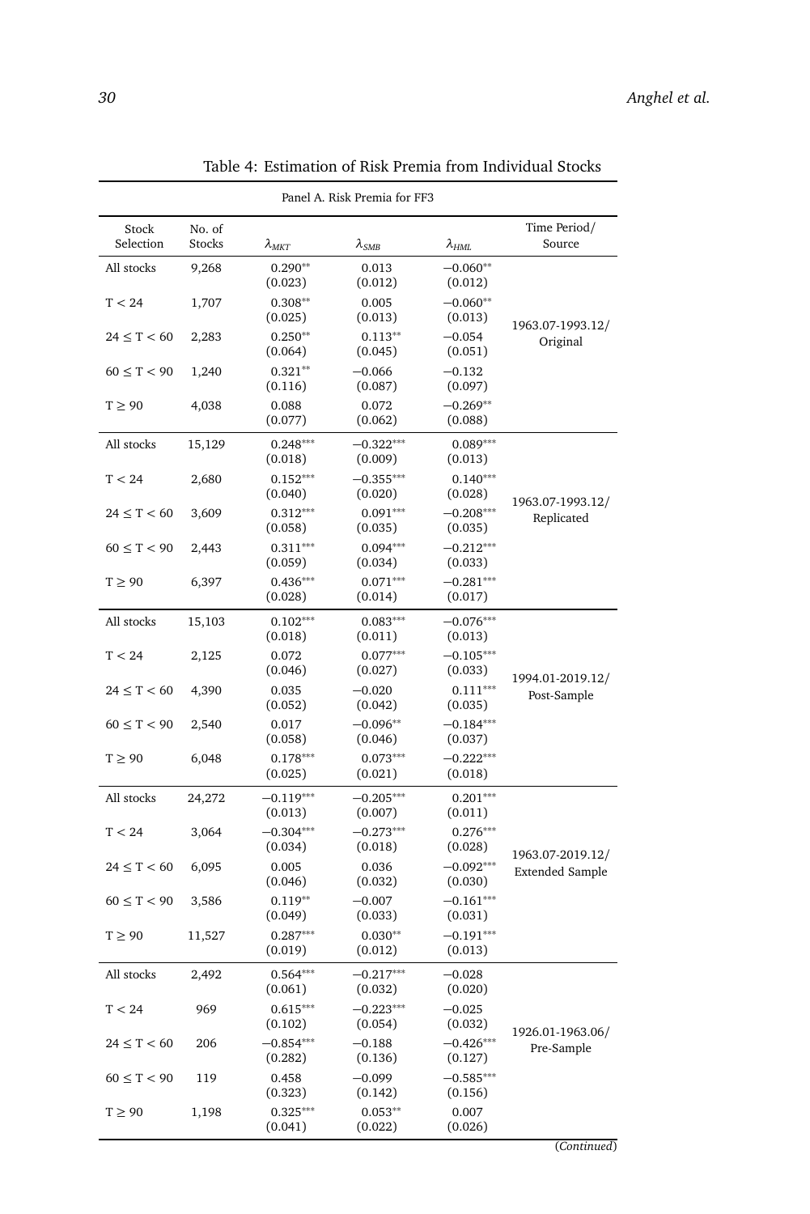Table 4: Estimation of Risk Premia from Individual Stocks

Panel A. Risk Premia for FF3

| Stock Selection | No. of Stocks | $\lambda_{MKT}$ | $\lambda_{SMB}$ | $\lambda_{HML}$ | Time Period/ Source |
|---|---|---|---|---|---|
| All stocks | 9,268 | 0.290** (0.023) | 0.013 (0.012) | −0.060** (0.012) | 1963.07-1993.12/ Original |
| T < 24 | 1,707 | 0.308** (0.025) | 0.005 (0.013) | −0.060** (0.013) | |
| 24 ≤ T < 60 | 2,283 | 0.250** (0.064) | 0.113** (0.045) | −0.054 (0.051) | |
| 60 ≤ T < 90 | 1,240 | 0.321** (0.116) | −0.066 (0.087) | −0.132 (0.097) | |
| T ≥ 90 | 4,038 | 0.088 (0.077) | 0.072 (0.062) | −0.269** (0.088) | |
| All stocks | 15,129 | 0.248*** (0.018) | −0.322*** (0.009) | 0.089*** (0.013) | 1963.07-1993.12/ Replicated |
| T < 24 | 2,680 | 0.152*** (0.040) | −0.355*** (0.020) | 0.140*** (0.028) | |
| 24 ≤ T < 60 | 3,609 | 0.312*** (0.058) | 0.091*** (0.035) | −0.208*** (0.035) | |
| 60 ≤ T < 90 | 2,443 | 0.311*** (0.059) | 0.094*** (0.034) | −0.212*** (0.033) | |
| T ≥ 90 | 6,397 | 0.436*** (0.028) | 0.071*** (0.014) | −0.281*** (0.017) | |
| All stocks | 15,103 | 0.102*** (0.018) | 0.083*** (0.011) | −0.076*** (0.013) | 1994.01-2019.12/ Post-Sample |
| T < 24 | 2,125 | 0.072 (0.046) | 0.077*** (0.027) | −0.105*** (0.033) | |
| 24 ≤ T < 60 | 4,390 | 0.035 (0.052) | −0.020 (0.042) | 0.111*** (0.035) | |
| 60 ≤ T < 90 | 2,540 | 0.017 (0.058) | −0.096** (0.046) | −0.184*** (0.037) | |
| T ≥ 90 | 6,048 | 0.178*** (0.025) | 0.073*** (0.021) | −0.222*** (0.018) | |
| All stocks | 24,272 | −0.119*** (0.013) | −0.205*** (0.007) | 0.201*** (0.011) | 1963.07-2019.12/ Extended Sample |
| T < 24 | 3,064 | −0.304*** (0.034) | −0.273*** (0.018) | 0.276*** (0.028) | |
| 24 ≤ T < 60 | 6,095 | 0.005 (0.046) | 0.036 (0.032) | −0.092*** (0.030) | |
| 60 ≤ T < 90 | 3,586 | 0.119** (0.049) | −0.007 (0.033) | −0.161*** (0.031) | |
| T ≥ 90 | 11,527 | 0.287*** (0.019) | 0.030** (0.012) | −0.191*** (0.013) | |
| All stocks | 2,492 | 0.564*** (0.061) | −0.217*** (0.032) | −0.028 (0.020) | 1926.01-1963.06/ Pre-Sample |
| T < 24 | 969 | 0.615*** (0.102) | −0.223*** (0.054) | −0.025 (0.032) | |
| 24 ≤ T < 60 | 206 | −0.854*** (0.282) | −0.188 (0.136) | −0.426*** (0.127) | |
| 60 ≤ T < 90 | 119 | 0.458 (0.323) | −0.099 (0.142) | −0.585*** (0.156) | |
| T ≥ 90 | 1,198 | 0.325*** (0.041) | 0.053** (0.022) | 0.007 (0.026) | |

(*Continued*)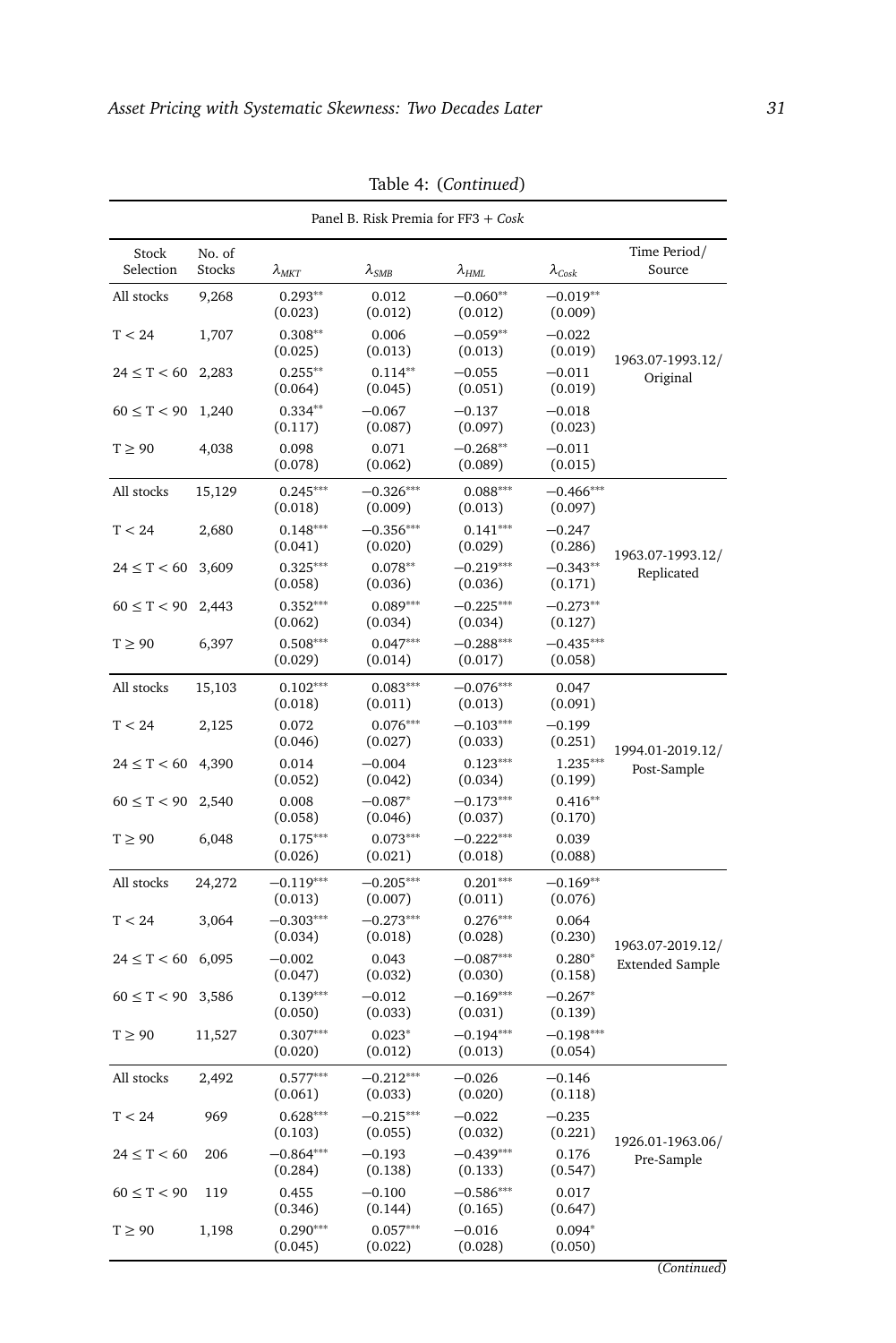Table 4: (*Continued*)

Panel B. Risk Premia for FF3 + *Cosk*

| Stock Selection | No. of Stocks | $\lambda_{MKT}$ | $\lambda_{SMB}$ | $\lambda_{HML}$ | $\lambda_{Cosk}$ | Time Period/ Source |
|---|---|---|---|---|---|---|
| All stocks | 9,268 | 0.293** (0.023) | 0.012 (0.012) | −0.060** (0.012) | −0.019** (0.009) | 1963.07-1993.12/ Original |
| T < 24 | 1,707 | 0.308** (0.025) | 0.006 (0.013) | −0.059** (0.013) | −0.022 (0.019) | |
| 24 ≤ T < 60 | 2,283 | 0.255** (0.064) | 0.114** (0.045) | −0.055 (0.051) | −0.011 (0.019) | |
| 60 ≤ T < 90 | 1,240 | 0.334** (0.117) | −0.067 (0.087) | −0.137 (0.097) | −0.018 (0.023) | |
| T ≥ 90 | 4,038 | 0.098 (0.078) | 0.071 (0.062) | −0.268** (0.089) | −0.011 (0.015) | |
| All stocks | 15,129 | 0.245*** (0.018) | −0.326*** (0.009) | 0.088*** (0.013) | −0.466*** (0.097) | 1963.07-1993.12/ Replicated |
| T < 24 | 2,680 | 0.148*** (0.041) | −0.356*** (0.020) | 0.141*** (0.029) | −0.247 (0.286) | |
| 24 ≤ T < 60 | 3,609 | 0.325*** (0.058) | 0.078** (0.036) | −0.219*** (0.036) | −0.343** (0.171) | |
| 60 ≤ T < 90 | 2,443 | 0.352*** (0.062) | 0.089*** (0.034) | −0.225*** (0.034) | −0.273** (0.127) | |
| T ≥ 90 | 6,397 | 0.508*** (0.029) | 0.047*** (0.014) | −0.288*** (0.017) | −0.435*** (0.058) | |
| All stocks | 15,103 | 0.102*** (0.018) | 0.083*** (0.011) | −0.076*** (0.013) | 0.047 (0.091) | 1994.01-2019.12/ Post-Sample |
| T < 24 | 2,125 | 0.072 (0.046) | 0.076*** (0.027) | −0.103*** (0.033) | −0.199 (0.251) | |
| 24 ≤ T < 60 | 4,390 | 0.014 (0.052) | −0.004 (0.042) | 0.123*** (0.034) | 1.235*** (0.199) | |
| 60 ≤ T < 90 | 2,540 | 0.008 (0.058) | −0.087* (0.046) | −0.173*** (0.037) | 0.416** (0.170) | |
| T ≥ 90 | 6,048 | 0.175*** (0.026) | 0.073*** (0.021) | −0.222*** (0.018) | 0.039 (0.088) | |
| All stocks | 24,272 | −0.119*** (0.013) | −0.205*** (0.007) | 0.201*** (0.011) | −0.169** (0.076) | 1963.07-2019.12/ Extended Sample |
| T < 24 | 3,064 | −0.303*** (0.034) | −0.273*** (0.018) | 0.276*** (0.028) | 0.064 (0.230) | |
| 24 ≤ T < 60 | 6,095 | −0.002 (0.047) | 0.043 (0.032) | −0.087*** (0.030) | 0.280* (0.158) | |
| 60 ≤ T < 90 | 3,586 | 0.139*** (0.050) | −0.012 (0.033) | −0.169*** (0.031) | −0.267* (0.139) | |
| T ≥ 90 | 11,527 | 0.307*** (0.020) | 0.023* (0.012) | −0.194*** (0.013) | −0.198*** (0.054) | |
| All stocks | 2,492 | 0.577*** (0.061) | −0.212*** (0.033) | −0.026 (0.020) | −0.146 (0.118) | 1926.01-1963.06/ Pre-Sample |
| T < 24 | 969 | 0.628*** (0.103) | −0.215*** (0.055) | −0.022 (0.032) | −0.235 (0.221) | |
| 24 ≤ T < 60 | 206 | −0.864*** (0.284) | −0.193 (0.138) | −0.439*** (0.133) | 0.176 (0.547) | |
| 60 ≤ T < 90 | 119 | 0.455 (0.346) | −0.100 (0.144) | −0.586*** (0.165) | 0.017 (0.647) | |
| T ≥ 90 | 1,198 | 0.290*** (0.045) | 0.057*** (0.022) | −0.016 (0.028) | 0.094* (0.050) | |

(*Continued*)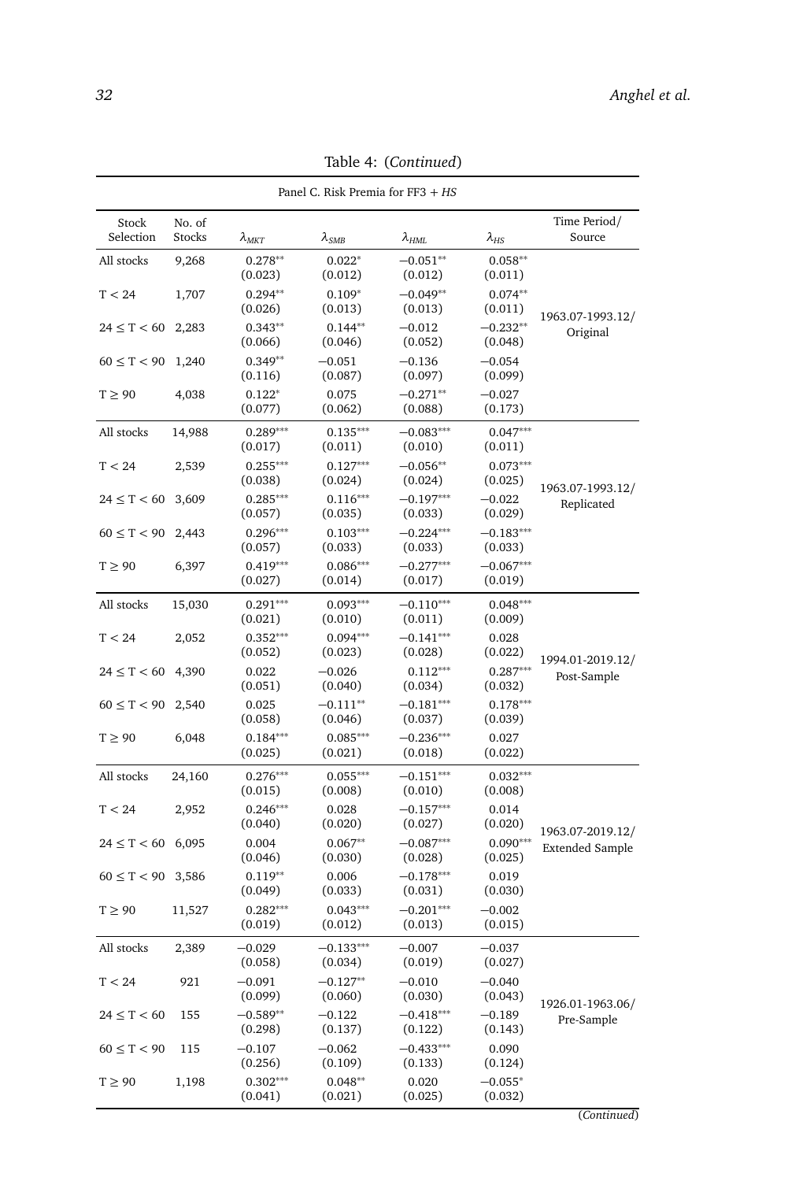Table 4: (*Continued*)

Panel C. Risk Premia for FF3 + *HS*

| Stock Selection | No. of Stocks | $\lambda_{MKT}$ | $\lambda_{SMB}$ | $\lambda_{HML}$ | $\lambda_{HS}$ | Time Period/ Source |
|---|---|---|---|---|---|---|
| All stocks | 9,268 | 0.278** (0.023) | 0.022* (0.012) | −0.051** (0.012) | 0.058** (0.011) | 1963.07-1993.12/ Original |
| T < 24 | 1,707 | 0.294** (0.026) | 0.109* (0.013) | −0.049** (0.013) | 0.074** (0.011) | |
| 24 ≤ T < 60 | 2,283 | 0.343** (0.066) | 0.144** (0.046) | −0.012 (0.052) | −0.232** (0.048) | |
| 60 ≤ T < 90 | 1,240 | 0.349** (0.116) | −0.051 (0.087) | −0.136 (0.097) | −0.054 (0.099) | |
| T ≥ 90 | 4,038 | 0.122* (0.077) | 0.075 (0.062) | −0.271** (0.088) | −0.027 (0.173) | |
| All stocks | 14,988 | 0.289*** (0.017) | 0.135*** (0.011) | −0.083*** (0.010) | 0.047*** (0.011) | 1963.07-1993.12/ Replicated |
| T < 24 | 2,539 | 0.255*** (0.038) | 0.127*** (0.024) | −0.056** (0.024) | 0.073*** (0.025) | |
| 24 ≤ T < 60 | 3,609 | 0.285*** (0.057) | 0.116*** (0.035) | −0.197*** (0.033) | −0.022 (0.029) | |
| 60 ≤ T < 90 | 2,443 | 0.296*** (0.057) | 0.103*** (0.033) | −0.224*** (0.033) | −0.183*** (0.033) | |
| T ≥ 90 | 6,397 | 0.419*** (0.027) | 0.086*** (0.014) | −0.277*** (0.017) | −0.067*** (0.019) | |
| All stocks | 15,030 | 0.291*** (0.021) | 0.093*** (0.010) | −0.110*** (0.011) | 0.048*** (0.009) | 1994.01-2019.12/ Post-Sample |
| T < 24 | 2,052 | 0.352*** (0.052) | 0.094*** (0.023) | −0.141*** (0.028) | 0.028 (0.022) | |
| 24 ≤ T < 60 | 4,390 | 0.022 (0.051) | −0.026 (0.040) | 0.112*** (0.034) | 0.287*** (0.032) | |
| 60 ≤ T < 90 | 2,540 | 0.025 (0.058) | −0.111** (0.046) | −0.181*** (0.037) | 0.178*** (0.039) | |
| T ≥ 90 | 6,048 | 0.184*** (0.025) | 0.085*** (0.021) | −0.236*** (0.018) | 0.027 (0.022) | |
| All stocks | 24,160 | 0.276*** (0.015) | 0.055*** (0.008) | −0.151*** (0.010) | 0.032*** (0.008) | 1963.07-2019.12/ Extended Sample |
| T < 24 | 2,952 | 0.246*** (0.040) | 0.028 (0.020) | −0.157*** (0.027) | 0.014 (0.020) | |
| 24 ≤ T < 60 | 6,095 | 0.004 (0.046) | 0.067** (0.030) | −0.087*** (0.028) | 0.090*** (0.025) | |
| 60 ≤ T < 90 | 3,586 | 0.119** (0.049) | 0.006 (0.033) | −0.178*** (0.031) | 0.019 (0.030) | |
| T ≥ 90 | 11,527 | 0.282*** (0.019) | 0.043*** (0.012) | −0.201*** (0.013) | −0.002 (0.015) | |
| All stocks | 2,389 | −0.029 (0.058) | −0.133*** (0.034) | −0.007 (0.019) | −0.037 (0.027) | 1926.01-1963.06/ Pre-Sample |
| T < 24 | 921 | −0.091 (0.099) | −0.127** (0.060) | −0.010 (0.030) | −0.040 (0.043) | |
| 24 ≤ T < 60 | 155 | −0.589** (0.298) | −0.122 (0.137) | −0.418*** (0.122) | −0.189 (0.143) | |
| 60 ≤ T < 90 | 115 | −0.107 (0.256) | −0.062 (0.109) | −0.433*** (0.133) | 0.090 (0.124) | |
| T ≥ 90 | 1,198 | 0.302*** (0.041) | 0.048** (0.021) | 0.020 (0.025) | −0.055* (0.032) | |

(*Continued*)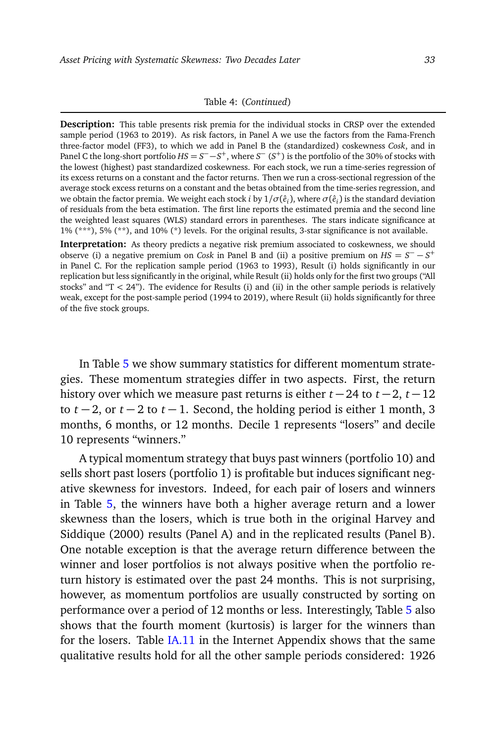Table 4: (*Continued*)

**Description:** This table presents risk premia for the individual stocks in CRSP over the extended sample period (1963 to 2019). As risk factors, in Panel A we use the factors from the Fama-French three-factor model (FF3), to which we add in Panel B the (standardized) coskewness *Cosk*, and in Panel C the long-short portfolio $HS = S^{-} - S^{+}$, where $S^{-}$ ($S^{+}$) is the portfolio of the 30% of stocks with the lowest (highest) past standardized coskewness. For each stock, we run a time-series regression of its excess returns on a constant and the factor returns. Then we run a cross-sectional regression of the average stock excess returns on a constant and the betas obtained from the time-series regression, and we obtain the factor premia. We weight each stock $i$ by $1/\sigma(\hat{e}_i)$, where $\sigma(\hat{e}_i)$ is the standard deviation of residuals from the beta estimation. The first line reports the estimated premia and the second line the weighted least squares (WLS) standard errors in parentheses. The stars indicate significance at 1% (***), 5% (**), and 10% (*) levels. For the original results, 3-star significance is not available.

**Interpretation:** As theory predicts a negative risk premium associated to coskewness, we should observe (i) a negative premium on *Cosk* in Panel B and (ii) a positive premium on $HS = S^{-} - S^{+}$ in Panel C. For the replication sample period (1963 to 1993), Result (i) holds significantly in our replication but less significantly in the original, while Result (ii) holds only for the first two groups ("All stocks" and "T < 24"). The evidence for Results (i) and (ii) in the other sample periods is relatively weak, except for the post-sample period (1994 to 2019), where Result (ii) holds significantly for three of the five stock groups.

In Table 5 we show summary statistics for different momentum strategies. These momentum strategies differ in two aspects. First, the return history over which we measure past returns is either $t-24$ to $t-2$, $t-12$ to $t-2$, or $t-2$ to $t-1$. Second, the holding period is either 1 month, 3 months, 6 months, or 12 months. Decile 1 represents "losers" and decile 10 represents "winners."

A typical momentum strategy that buys past winners (portfolio 10) and sells short past losers (portfolio 1) is profitable but induces significant negative skewness for investors. Indeed, for each pair of losers and winners in Table 5, the winners have both a higher average return and a lower skewness than the losers, which is true both in the original Harvey and Siddique (2000) results (Panel A) and in the replicated results (Panel B). One notable exception is that the average return difference between the winner and loser portfolios is not always positive when the portfolio return history is estimated over the past 24 months. This is not surprising, however, as momentum portfolios are usually constructed by sorting on performance over a period of 12 months or less. Interestingly, Table 5 also shows that the fourth moment (kurtosis) is larger for the winners than for the losers. Table IA.11 in the Internet Appendix shows that the same qualitative results hold for all the other sample periods considered: 1926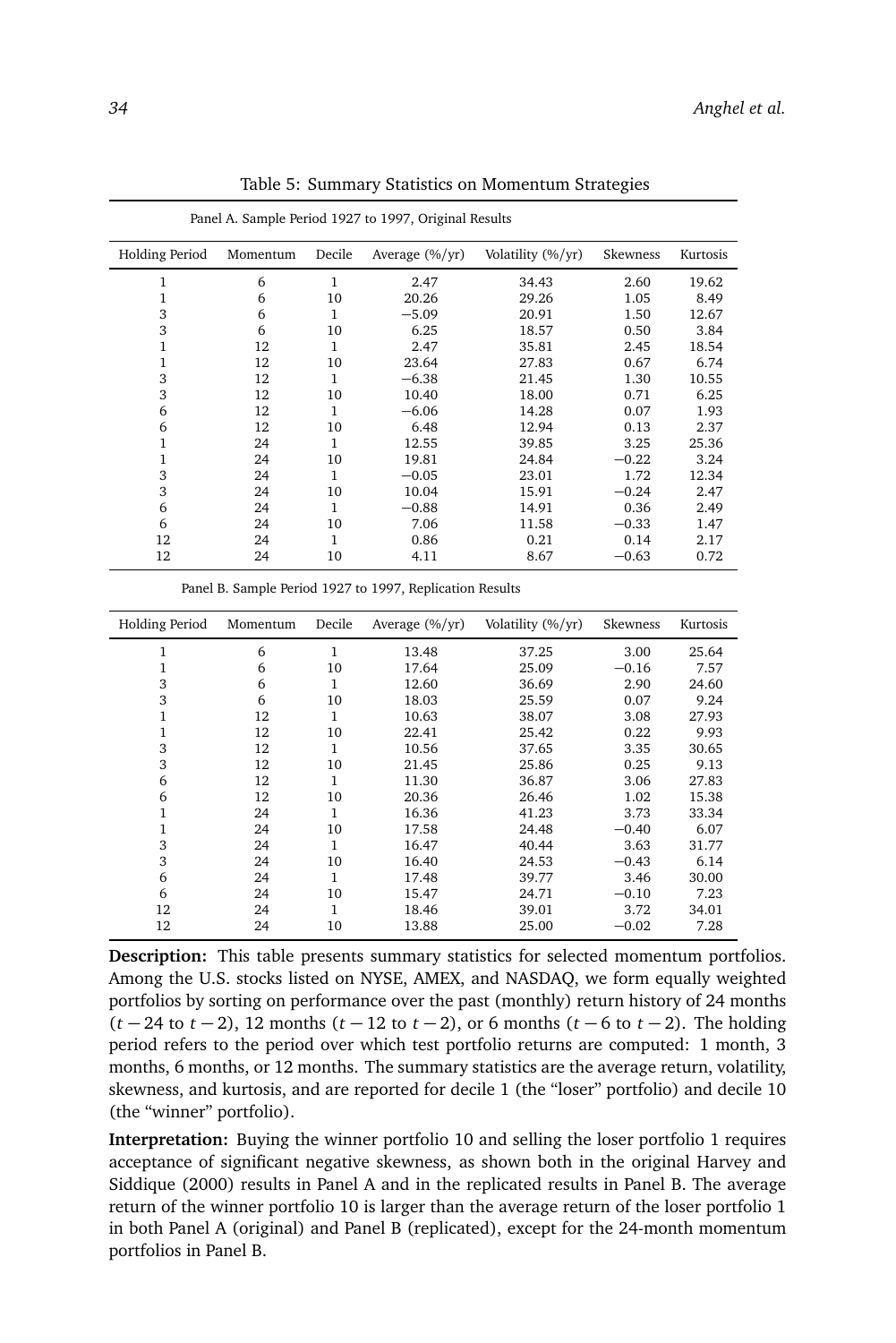Table 5: Summary Statistics on Momentum Strategies

Panel A. Sample Period 1927 to 1997, Original Results

| Holding Period | Momentum | Decile | Average (%/yr) | Volatility (%/yr) | Skewness | Kurtosis |
|---|---|---|---|---|---|---|
| 1 | 6 | 1 | 2.47 | 34.43 | 2.60 | 19.62 |
| 1 | 6 | 10 | 20.26 | 29.26 | 1.05 | 8.49 |
| 3 | 6 | 1 | −5.09 | 20.91 | 1.50 | 12.67 |
| 3 | 6 | 10 | 6.25 | 18.57 | 0.50 | 3.84 |
| 1 | 12 | 1 | 2.47 | 35.81 | 2.45 | 18.54 |
| 1 | 12 | 10 | 23.64 | 27.83 | 0.67 | 6.74 |
| 3 | 12 | 1 | −6.38 | 21.45 | 1.30 | 10.55 |
| 3 | 12 | 10 | 10.40 | 18.00 | 0.71 | 6.25 |
| 6 | 12 | 1 | −6.06 | 14.28 | 0.07 | 1.93 |
| 6 | 12 | 10 | 6.48 | 12.94 | 0.13 | 2.37 |
| 1 | 24 | 1 | 12.55 | 39.85 | 3.25 | 25.36 |
| 1 | 24 | 10 | 19.81 | 24.84 | −0.22 | 3.24 |
| 3 | 24 | 1 | −0.05 | 23.01 | 1.72 | 12.34 |
| 3 | 24 | 10 | 10.04 | 15.91 | −0.24 | 2.47 |
| 6 | 24 | 1 | −0.88 | 14.91 | 0.36 | 2.49 |
| 6 | 24 | 10 | 7.06 | 11.58 | −0.33 | 1.47 |
| 12 | 24 | 1 | 0.86 | 0.21 | 0.14 | 2.17 |
| 12 | 24 | 10 | 4.11 | 8.67 | −0.63 | 0.72 |

Panel B. Sample Period 1927 to 1997, Replication Results

| Holding Period | Momentum | Decile | Average (%/yr) | Volatility (%/yr) | Skewness | Kurtosis |
|---|---|---|---|---|---|---|
| 1 | 6 | 1 | 13.48 | 37.25 | 3.00 | 25.64 |
| 1 | 6 | 10 | 17.64 | 25.09 | −0.16 | 7.57 |
| 3 | 6 | 1 | 12.60 | 36.69 | 2.90 | 24.60 |
| 3 | 6 | 10 | 18.03 | 25.59 | 0.07 | 9.24 |
| 1 | 12 | 1 | 10.63 | 38.07 | 3.08 | 27.93 |
| 1 | 12 | 10 | 22.41 | 25.42 | 0.22 | 9.93 |
| 3 | 12 | 1 | 10.56 | 37.65 | 3.35 | 30.65 |
| 3 | 12 | 10 | 21.45 | 25.86 | 0.25 | 9.13 |
| 6 | 12 | 1 | 11.30 | 36.87 | 3.06 | 27.83 |
| 6 | 12 | 10 | 20.36 | 26.46 | 1.02 | 15.38 |
| 1 | 24 | 1 | 16.36 | 41.23 | 3.73 | 33.34 |
| 1 | 24 | 10 | 17.58 | 24.48 | −0.40 | 6.07 |
| 3 | 24 | 1 | 16.47 | 40.44 | 3.63 | 31.77 |
| 3 | 24 | 10 | 16.40 | 24.53 | −0.43 | 6.14 |
| 6 | 24 | 1 | 17.48 | 39.77 | 3.46 | 30.00 |
| 6 | 24 | 10 | 15.47 | 24.71 | −0.10 | 7.23 |
| 12 | 24 | 1 | 18.46 | 39.01 | 3.72 | 34.01 |
| 12 | 24 | 10 | 13.88 | 25.00 | −0.02 | 7.28 |

**Description:** This table presents summary statistics for selected momentum portfolios. Among the U.S. stocks listed on NYSE, AMEX, and NASDAQ, we form equally weighted portfolios by sorting on performance over the past (monthly) return history of 24 months ($t-24$ to $t-2$), 12 months ($t-12$ to $t-2$), or 6 months ($t-6$ to $t-2$). The holding period refers to the period over which test portfolio returns are computed: 1 month, 3 months, 6 months, or 12 months. The summary statistics are the average return, volatility, skewness, and kurtosis, and are reported for decile 1 (the "loser" portfolio) and decile 10 (the "winner" portfolio).

**Interpretation:** Buying the winner portfolio 10 and selling the loser portfolio 1 requires acceptance of significant negative skewness, as shown both in the original Harvey and Siddique (2000) results in Panel A and in the replicated results in Panel B. The average return of the winner portfolio 10 is larger than the average return of the loser portfolio 1 in both Panel A (original) and Panel B (replicated), except for the 24-month momentum portfolios in Panel B.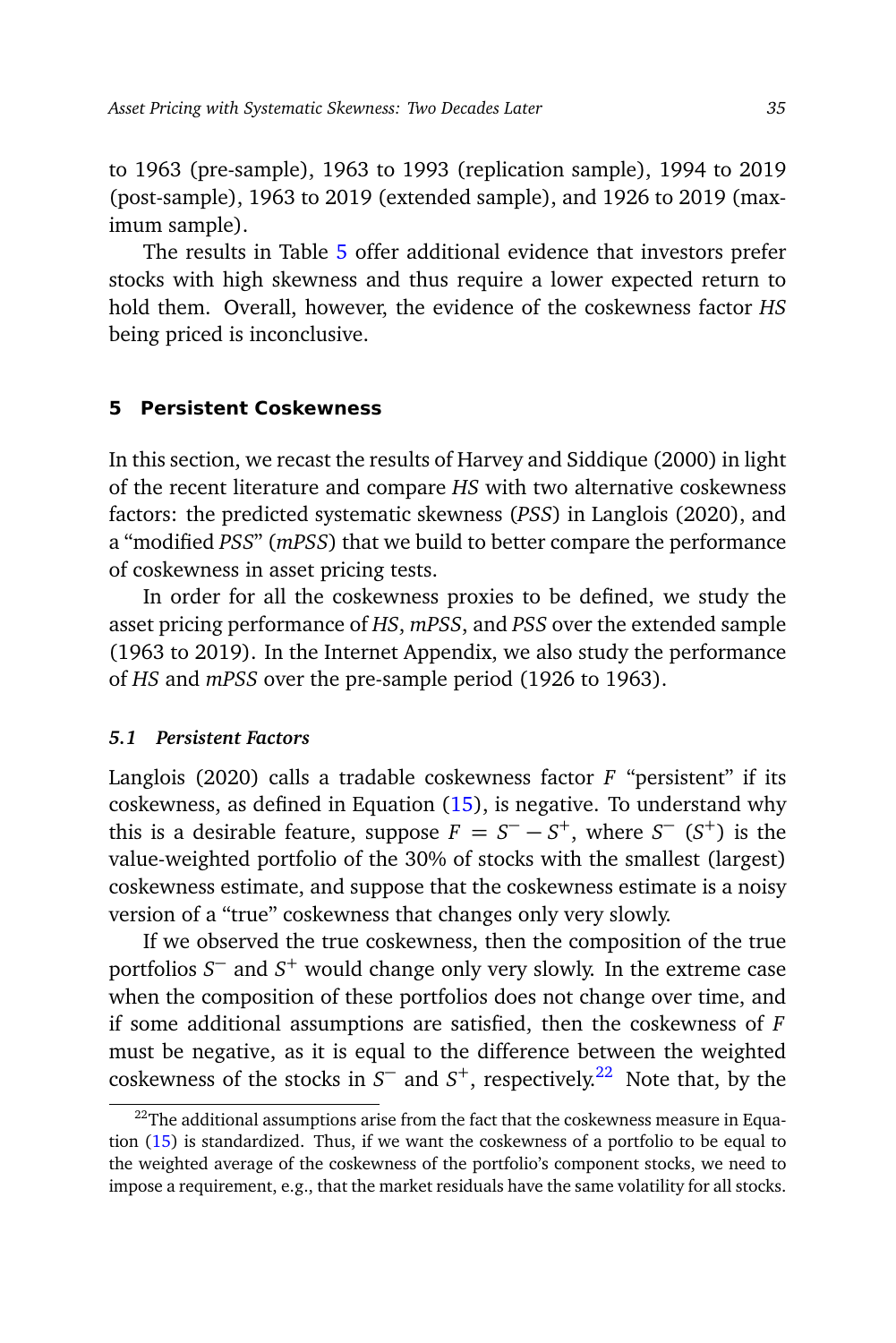to 1963 (pre-sample), 1963 to 1993 (replication sample), 1994 to 2019 (post-sample), 1963 to 2019 (extended sample), and 1926 to 2019 (maximum sample).

The results in Table 5 offer additional evidence that investors prefer stocks with high skewness and thus require a lower expected return to hold them. Overall, however, the evidence of the coskewness factor *HS* being priced is inconclusive.

## 5 Persistent Coskewness

In this section, we recast the results of Harvey and Siddique (2000) in light of the recent literature and compare *HS* with two alternative coskewness factors: the predicted systematic skewness (*PSS*) in Langlois (2020), and a "modified *PSS*" (*mPSS*) that we build to better compare the performance of coskewness in asset pricing tests.

In order for all the coskewness proxies to be defined, we study the asset pricing performance of *HS*, *mPSS*, and *PSS* over the extended sample (1963 to 2019). In the Internet Appendix, we also study the performance of *HS* and *mPSS* over the pre-sample period (1926 to 1963).

### 5.1 Persistent Factors

Langlois (2020) calls a tradable coskewness factor $F$ "persistent" if its coskewness, as defined in Equation (15), is negative. To understand why this is a desirable feature, suppose $F = S^- - S^+$, where $S^-$ ($S^+$) is the value-weighted portfolio of the 30% of stocks with the smallest (largest) coskewness estimate, and suppose that the coskewness estimate is a noisy version of a "true" coskewness that changes only very slowly.

If we observed the true coskewness, then the composition of the true portfolios $S^-$ and $S^+$ would change only very slowly. In the extreme case when the composition of these portfolios does not change over time, and if some additional assumptions are satisfied, then the coskewness of $F$ must be negative, as it is equal to the difference between the weighted coskewness of the stocks in $S^-$ and $S^+$, respectively.[22] Note that, by the

[22] The additional assumptions arise from the fact that the coskewness measure in Equation (15) is standardized. Thus, if we want the coskewness of a portfolio to be equal to the weighted average of the coskewness of the portfolio's component stocks, we need to impose a requirement, e.g., that the market residuals have the same volatility for all stocks.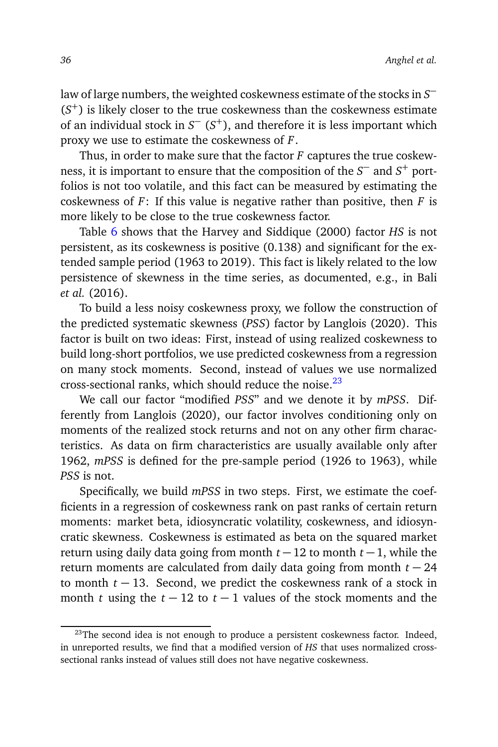law of large numbers, the weighted coskewness estimate of the stocks in $S^-$ ($S^+$) is likely closer to the true coskewness than the coskewness estimate of an individual stock in $S^-$ ($S^+$), and therefore it is less important which proxy we use to estimate the coskewness of $F$.

Thus, in order to make sure that the factor $F$ captures the true coskewness, it is important to ensure that the composition of the $S^-$ and $S^+$ portfolios is not too volatile, and this fact can be measured by estimating the coskewness of $F$: If this value is negative rather than positive, then $F$ is more likely to be close to the true coskewness factor.

Table 6 shows that the Harvey and Siddique (2000) factor *HS* is not persistent, as its coskewness is positive (0.138) and significant for the extended sample period (1963 to 2019). This fact is likely related to the low persistence of skewness in the time series, as documented, e.g., in Bali *et al.* (2016).

To build a less noisy coskewness proxy, we follow the construction of the predicted systematic skewness (*PSS*) factor by Langlois (2020). This factor is built on two ideas: First, instead of using realized coskewness to build long-short portfolios, we use predicted coskewness from a regression on many stock moments. Second, instead of values we use normalized cross-sectional ranks, which should reduce the noise.[23]

We call our factor "modified *PSS*" and we denote it by *mPSS*. Differently from Langlois (2020), our factor involves conditioning only on moments of the realized stock returns and not on any other firm characteristics. As data on firm characteristics are usually available only after 1962, *mPSS* is defined for the pre-sample period (1926 to 1963), while *PSS* is not.

Specifically, we build *mPSS* in two steps. First, we estimate the coefficients in a regression of coskewness rank on past ranks of certain return moments: market beta, idiosyncratic volatility, coskewness, and idiosyncratic skewness. Coskewness is estimated as beta on the squared market return using daily data going from month $t-12$ to month $t-1$, while the return moments are calculated from daily data going from month $t-24$ to month $t-13$. Second, we predict the coskewness rank of a stock in month $t$ using the $t-12$ to $t-1$ values of the stock moments and the

[23]The second idea is not enough to produce a persistent coskewness factor. Indeed, in unreported results, we find that a modified version of *HS* that uses normalized cross-sectional ranks instead of values still does not have negative coskewness.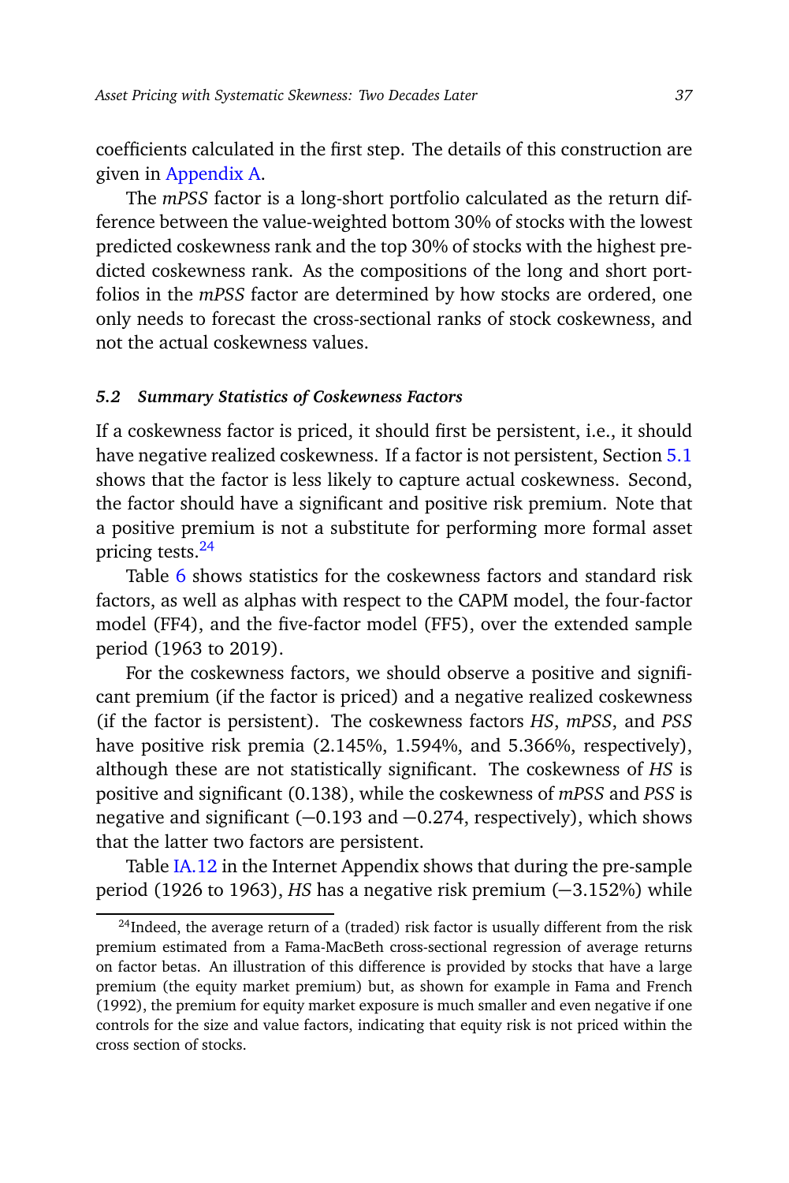coefficients calculated in the first step. The details of this construction are given in Appendix A.

The *mPSS* factor is a long-short portfolio calculated as the return difference between the value-weighted bottom 30% of stocks with the lowest predicted coskewness rank and the top 30% of stocks with the highest predicted coskewness rank. As the compositions of the long and short portfolios in the *mPSS* factor are determined by how stocks are ordered, one only needs to forecast the cross-sectional ranks of stock coskewness, and not the actual coskewness values.

### *5.2 Summary Statistics of Coskewness Factors*

If a coskewness factor is priced, it should first be persistent, i.e., it should have negative realized coskewness. If a factor is not persistent, Section 5.1 shows that the factor is less likely to capture actual coskewness. Second, the factor should have a significant and positive risk premium. Note that a positive premium is not a substitute for performing more formal asset pricing tests.[24]

Table 6 shows statistics for the coskewness factors and standard risk factors, as well as alphas with respect to the CAPM model, the four-factor model (FF4), and the five-factor model (FF5), over the extended sample period (1963 to 2019).

For the coskewness factors, we should observe a positive and significant premium (if the factor is priced) and a negative realized coskewness (if the factor is persistent). The coskewness factors *HS*, *mPSS*, and *PSS* have positive risk premia (2.145%, 1.594%, and 5.366%, respectively), although these are not statistically significant. The coskewness of *HS* is positive and significant (0.138), while the coskewness of *mPSS* and *PSS* is negative and significant (−0.193 and −0.274, respectively), which shows that the latter two factors are persistent.

Table IA.12 in the Internet Appendix shows that during the pre-sample period (1926 to 1963), *HS* has a negative risk premium (−3.152%) while

[24]Indeed, the average return of a (traded) risk factor is usually different from the risk premium estimated from a Fama-MacBeth cross-sectional regression of average returns on factor betas. An illustration of this difference is provided by stocks that have a large premium (the equity market premium) but, as shown for example in Fama and French (1992), the premium for equity market exposure is much smaller and even negative if one controls for the size and value factors, indicating that equity risk is not priced within the cross section of stocks.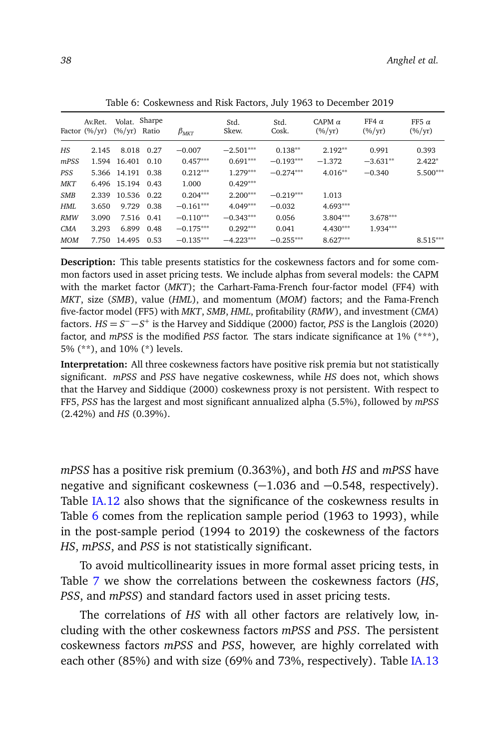Table 6: Coskewness and Risk Factors, July 1963 to December 2019

| Factor | Av.Ret. (%/yr) | Volat. (%/yr) | Sharpe Ratio | $\beta_{MKT}$ | Std. Skew. | Std. Cosk. | CAPM $\alpha$ (%/yr) | FF4 $\alpha$ (%/yr) | FF5 $\alpha$ (%/yr) |
|---|---|---|---|---|---|---|---|---|---|
| *HS* | 2.145 | 8.018 | 0.27 | −0.007 | −2.501*** | 0.138** | 2.192** | 0.991 | 0.393 |
| *mPSS* | 1.594 | 16.401 | 0.10 | 0.457*** | 0.691*** | −0.193*** | −1.372 | −3.631** | 2.422* |
| *PSS* | 5.366 | 14.191 | 0.38 | 0.212*** | 1.279*** | −0.274*** | 4.016** | −0.340 | 5.500*** |
| *MKT* | 6.496 | 15.194 | 0.43 | 1.000 | 0.429*** | | | | |
| *SMB* | 2.339 | 10.536 | 0.22 | 0.204*** | 2.200*** | −0.219*** | 1.013 | | |
| *HML* | 3.650 | 9.729 | 0.38 | −0.161*** | 4.049*** | −0.032 | 4.693*** | | |
| *RMW* | 3.090 | 7.516 | 0.41 | −0.110*** | −0.343*** | 0.056 | 3.804*** | 3.678*** | |
| *CMA* | 3.293 | 6.899 | 0.48 | −0.175*** | 0.292*** | 0.041 | 4.430*** | 1.934*** | |
| *MOM* | 7.750 | 14.495 | 0.53 | −0.135*** | −4.223*** | −0.255*** | 8.627*** | | 8.515*** |

**Description:** This table presents statistics for the coskewness factors and for some common factors used in asset pricing tests. We include alphas from several models: the CAPM with the market factor (*MKT*); the Carhart-Fama-French four-factor model (FF4) with *MKT*, size (*SMB*), value (*HML*), and momentum (*MOM*) factors; and the Fama-French five-factor model (FF5) with *MKT*, *SMB*, *HML*, profitability (*RMW*), and investment (*CMA*) factors. $HS = S^{-} - S^{+}$ is the Harvey and Siddique (2000) factor, *PSS* is the Langlois (2020) factor, and *mPSS* is the modified *PSS* factor. The stars indicate significance at 1% (***), 5% (**), and 10% (*) levels.

**Interpretation:** All three coskewness factors have positive risk premia but not statistically significant. *mPSS* and *PSS* have negative coskewness, while *HS* does not, which shows that the Harvey and Siddique (2000) coskewness proxy is not persistent. With respect to FF5, *PSS* has the largest and most significant annualized alpha (5.5%), followed by *mPSS* (2.42%) and *HS* (0.39%).

*mPSS* has a positive risk premium (0.363%), and both *HS* and *mPSS* have negative and significant coskewness (−1.036 and −0.548, respectively). Table IA.12 also shows that the significance of the coskewness results in Table 6 comes from the replication sample period (1963 to 1993), while in the post-sample period (1994 to 2019) the coskewness of the factors *HS*, *mPSS*, and *PSS* is not statistically significant.

To avoid multicollinearity issues in more formal asset pricing tests, in Table 7 we show the correlations between the coskewness factors (*HS*, *PSS*, and *mPSS*) and standard factors used in asset pricing tests.

The correlations of *HS* with all other factors are relatively low, including with the other coskewness factors *mPSS* and *PSS*. The persistent coskewness factors *mPSS* and *PSS*, however, are highly correlated with each other (85%) and with size (69% and 73%, respectively). Table IA.13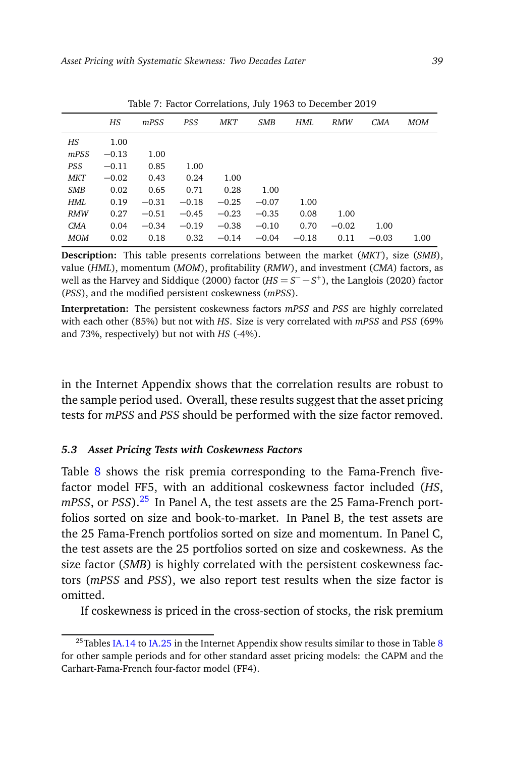Table 7: Factor Correlations, July 1963 to December 2019

| | *HS* | *mPSS* | *PSS* | *MKT* | *SMB* | *HML* | *RMW* | *CMA* | *MOM* |
|---|---|---|---|---|---|---|---|---|---|
| *HS* | 1.00 | | | | | | | | |
| *mPSS* | −0.13 | 1.00 | | | | | | | |
| *PSS* | −0.11 | 0.85 | 1.00 | | | | | | |
| *MKT* | −0.02 | 0.43 | 0.24 | 1.00 | | | | | |
| *SMB* | 0.02 | 0.65 | 0.71 | 0.28 | 1.00 | | | | |
| *HML* | 0.19 | −0.31 | −0.18 | −0.25 | −0.07 | 1.00 | | | |
| *RMW* | 0.27 | −0.51 | −0.45 | −0.23 | −0.35 | 0.08 | 1.00 | | |
| *CMA* | 0.04 | −0.34 | −0.19 | −0.38 | −0.10 | 0.70 | −0.02 | 1.00 | |
| *MOM* | 0.02 | 0.18 | 0.32 | −0.14 | −0.04 | −0.18 | 0.11 | −0.03 | 1.00 |

**Description:** This table presents correlations between the market (*MKT*), size (*SMB*), value (*HML*), momentum (*MOM*), profitability (*RMW*), and investment (*CMA*) factors, as well as the Harvey and Siddique (2000) factor ($HS = S^{-} - S^{+}$), the Langlois (2020) factor (*PSS*), and the modified persistent coskewness (*mPSS*).

**Interpretation:** The persistent coskewness factors *mPSS* and *PSS* are highly correlated with each other (85%) but not with *HS*. Size is very correlated with *mPSS* and *PSS* (69% and 73%, respectively) but not with *HS* (-4%).

in the Internet Appendix shows that the correlation results are robust to the sample period used. Overall, these results suggest that the asset pricing tests for *mPSS* and *PSS* should be performed with the size factor removed.

### 5.3 Asset Pricing Tests with Coskewness Factors

Table 8 shows the risk premia corresponding to the Fama-French five-factor model FF5, with an additional coskewness factor included (*HS*, *mPSS*, or *PSS*).[25] In Panel A, the test assets are the 25 Fama-French portfolios sorted on size and book-to-market. In Panel B, the test assets are the 25 Fama-French portfolios sorted on size and momentum. In Panel C, the test assets are the 25 portfolios sorted on size and coskewness. As the size factor (*SMB*) is highly correlated with the persistent coskewness factors (*mPSS* and *PSS*), we also report test results when the size factor is omitted.

If coskewness is priced in the cross-section of stocks, the risk premium

[25] Tables IA.14 to IA.25 in the Internet Appendix show results similar to those in Table 8 for other sample periods and for other standard asset pricing models: the CAPM and the Carhart-Fama-French four-factor model (FF4).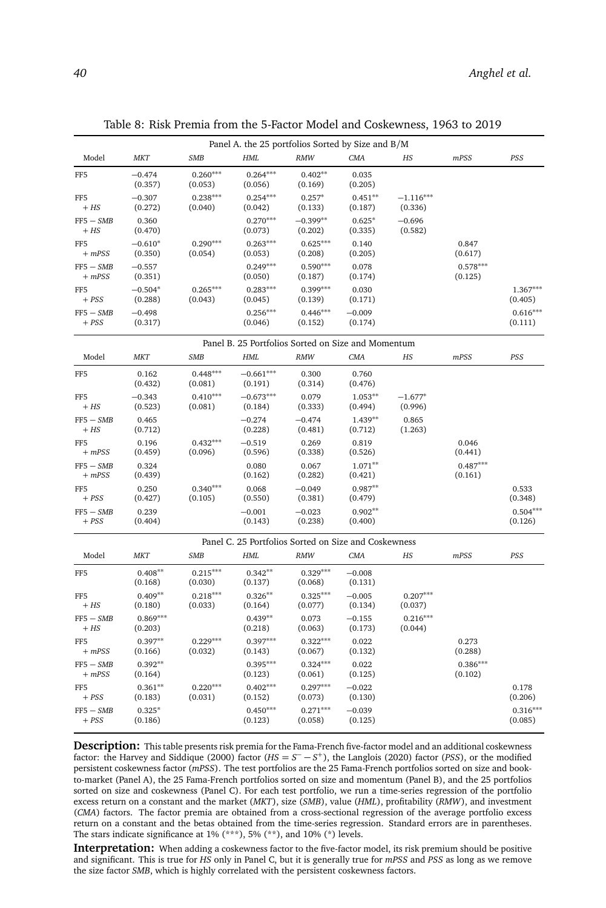Table 8: Risk Premia from the 5-Factor Model and Coskewness, 1963 to 2019

| Model | *MKT* | *SMB* | *HML* | *RMW* | *CMA* | *HS* | *mPSS* | *PSS* |
|---|---|---|---|---|---|---|---|---|
| **Panel A. the 25 portfolios Sorted by Size and B/M** | | | | | | | | |
| FF5 | −0.474 | 0.260*** | 0.264*** | 0.402** | 0.035 | | | |
| | (0.357) | (0.053) | (0.056) | (0.169) | (0.205) | | | |
| FF5 + *HS* | −0.307 | 0.238*** | 0.254*** | 0.257* | 0.451** | −1.116*** | | |
| | (0.272) | (0.040) | (0.042) | (0.133) | (0.187) | (0.336) | | |
| FF5 − *SMB* + *HS* | 0.360 | | 0.270*** | −0.399** | 0.625* | −0.696 | | |
| | (0.470) | | (0.073) | (0.202) | (0.335) | (0.582) | | |
| FF5 + *mPSS* | −0.610* | 0.290*** | 0.263*** | 0.625*** | 0.140 | | 0.847 | |
| | (0.350) | (0.054) | (0.053) | (0.208) | (0.205) | | (0.617) | |
| FF5 − *SMB* + *mPSS* | −0.557 | | 0.249*** | 0.590*** | 0.078 | | 0.578*** | |
| | (0.351) | | (0.050) | (0.187) | (0.174) | | (0.125) | |
| FF5 + *PSS* | −0.504* | 0.265*** | 0.283*** | 0.399*** | 0.030 | | | 1.367*** |
| | (0.288) | (0.043) | (0.045) | (0.139) | (0.171) | | | (0.405) |
| FF5 − *SMB* + *PSS* | −0.498 | | 0.256*** | 0.446*** | −0.009 | | | 0.616*** |
| | (0.317) | | (0.046) | (0.152) | (0.174) | | | (0.111) |
| **Panel B. 25 Portfolios Sorted on Size and Momentum** | | | | | | | | |
| FF5 | 0.162 | 0.448*** | −0.661*** | 0.300 | 0.760 | | | |
| | (0.432) | (0.081) | (0.191) | (0.314) | (0.476) | | | |
| FF5 + *HS* | −0.343 | 0.410*** | −0.673*** | 0.079 | 1.053** | −1.677* | | |
| | (0.523) | (0.081) | (0.184) | (0.333) | (0.494) | (0.996) | | |
| FF5 − *SMB* + *HS* | 0.465 | | −0.274 | −0.474 | 1.439** | 0.865 | | |
| | (0.712) | | (0.228) | (0.481) | (0.712) | (1.263) | | |
| FF5 + *mPSS* | 0.196 | 0.432*** | −0.519 | 0.269 | 0.819 | | 0.046 | |
| | (0.459) | (0.096) | (0.596) | (0.338) | (0.526) | | (0.441) | |
| FF5 − *SMB* + *mPSS* | 0.324 | | 0.080 | 0.067 | 1.071** | | 0.487*** | |
| | (0.439) | | (0.162) | (0.282) | (0.421) | | (0.161) | |
| FF5 + *PSS* | 0.250 | 0.340*** | 0.068 | −0.049 | 0.987** | | | 0.533 |
| | (0.427) | (0.105) | (0.550) | (0.381) | (0.479) | | | (0.348) |
| FF5 − *SMB* + *PSS* | 0.239 | | −0.001 | −0.023 | 0.902** | | | 0.504*** |
| | (0.404) | | (0.143) | (0.238) | (0.400) | | | (0.126) |
| **Panel C. 25 Portfolios Sorted on Size and Coskewness** | | | | | | | | |
| FF5 | 0.408** | 0.215*** | 0.342** | 0.329*** | −0.008 | | | |
| | (0.168) | (0.030) | (0.137) | (0.068) | (0.131) | | | |
| FF5 + *HS* | 0.409** | 0.218*** | 0.326** | 0.325*** | −0.005 | 0.207*** | | |
| | (0.180) | (0.033) | (0.164) | (0.077) | (0.134) | (0.037) | | |
| FF5 − *SMB* + *HS* | 0.869*** | | 0.439** | 0.073 | −0.155 | 0.216*** | | |
| | (0.203) | | (0.218) | (0.063) | (0.173) | (0.044) | | |
| FF5 + *mPSS* | 0.397** | 0.229*** | 0.397*** | 0.322*** | 0.022 | | 0.273 | |
| | (0.166) | (0.032) | (0.143) | (0.067) | (0.132) | | (0.288) | |
| FF5 − *SMB* + *mPSS* | 0.392** | | 0.395*** | 0.324*** | 0.022 | | 0.386*** | |
| | (0.164) | | (0.123) | (0.061) | (0.125) | | (0.102) | |
| FF5 + *PSS* | 0.361** | 0.220*** | 0.402*** | 0.297*** | −0.022 | | | 0.178 |
| | (0.183) | (0.031) | (0.152) | (0.073) | (0.130) | | | (0.206) |
| FF5 − *SMB* + *PSS* | 0.325* | | 0.450*** | 0.271*** | −0.039 | | | 0.316*** |
| | (0.186) | | (0.123) | (0.058) | (0.125) | | | (0.085) |

**Description:** This table presents risk premia for the Fama-French five-factor model and an additional coskewness factor: the Harvey and Siddique (2000) factor ($HS = S^{-} - S^{+}$), the Langlois (2020) factor (*PSS*), or the modified persistent coskewness factor (*mPSS*). The test portfolios are the 25 Fama-French portfolios sorted on size and book-to-market (Panel A), the 25 Fama-French portfolios sorted on size and momentum (Panel B), and the 25 portfolios sorted on size and coskewness (Panel C). For each test portfolio, we run a time-series regression of the portfolio excess return on a constant and the market (*MKT*), size (*SMB*), value (*HML*), profitability (*RMW*), and investment (*CMA*) factors. The factor premia are obtained from a cross-sectional regression of the average portfolio excess return on a constant and the betas obtained from the time-series regression. Standard errors are in parentheses. The stars indicate significance at 1% (***), 5% (**), and 10% (*) levels.

**Interpretation:** When adding a coskewness factor to the five-factor model, its risk premium should be positive and significant. This is true for *HS* only in Panel C, but it is generally true for *mPSS* and *PSS* as long as we remove the size factor *SMB*, which is highly correlated with the persistent coskewness factors.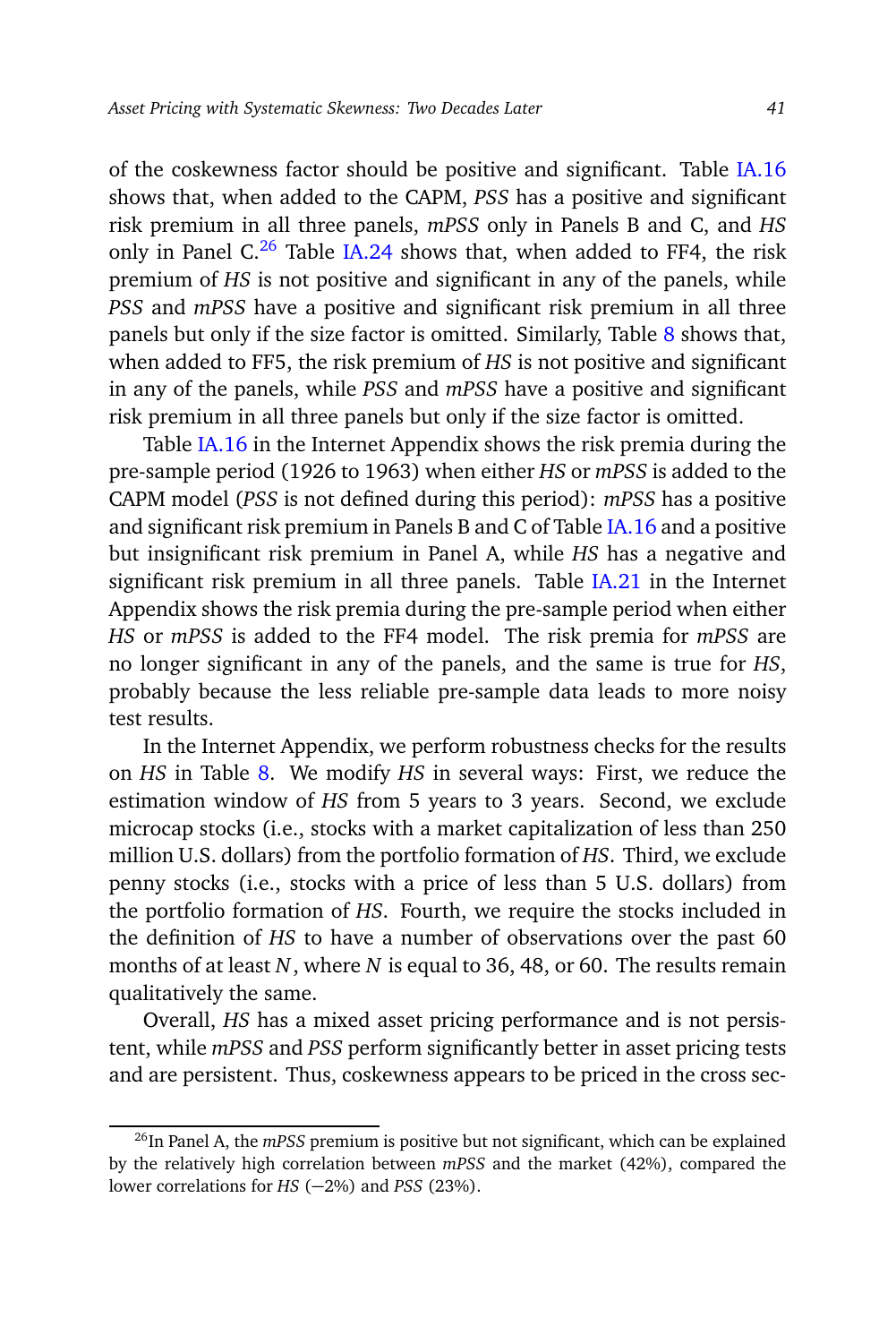of the coskewness factor should be positive and significant. Table IA.16 shows that, when added to the CAPM, *PSS* has a positive and significant risk premium in all three panels, *mPSS* only in Panels B and C, and *HS* only in Panel C.[26] Table IA.24 shows that, when added to FF4, the risk premium of *HS* is not positive and significant in any of the panels, while *PSS* and *mPSS* have a positive and significant risk premium in all three panels but only if the size factor is omitted. Similarly, Table 8 shows that, when added to FF5, the risk premium of *HS* is not positive and significant in any of the panels, while *PSS* and *mPSS* have a positive and significant risk premium in all three panels but only if the size factor is omitted.

Table IA.16 in the Internet Appendix shows the risk premia during the pre-sample period (1926 to 1963) when either *HS* or *mPSS* is added to the CAPM model (*PSS* is not defined during this period): *mPSS* has a positive and significant risk premium in Panels B and C of Table IA.16 and a positive but insignificant risk premium in Panel A, while *HS* has a negative and significant risk premium in all three panels. Table IA.21 in the Internet Appendix shows the risk premia during the pre-sample period when either *HS* or *mPSS* is added to the FF4 model. The risk premia for *mPSS* are no longer significant in any of the panels, and the same is true for *HS*, probably because the less reliable pre-sample data leads to more noisy test results.

In the Internet Appendix, we perform robustness checks for the results on *HS* in Table 8. We modify *HS* in several ways: First, we reduce the estimation window of *HS* from 5 years to 3 years. Second, we exclude microcap stocks (i.e., stocks with a market capitalization of less than 250 million U.S. dollars) from the portfolio formation of *HS*. Third, we exclude penny stocks (i.e., stocks with a price of less than 5 U.S. dollars) from the portfolio formation of *HS*. Fourth, we require the stocks included in the definition of *HS* to have a number of observations over the past 60 months of at least $N$, where $N$ is equal to 36, 48, or 60. The results remain qualitatively the same.

Overall, *HS* has a mixed asset pricing performance and is not persistent, while *mPSS* and *PSS* perform significantly better in asset pricing tests and are persistent. Thus, coskewness appears to be priced in the cross sec-

[26] In Panel A, the *mPSS* premium is positive but not significant, which can be explained by the relatively high correlation between *mPSS* and the market (42%), compared the lower correlations for *HS* (−2%) and *PSS* (23%).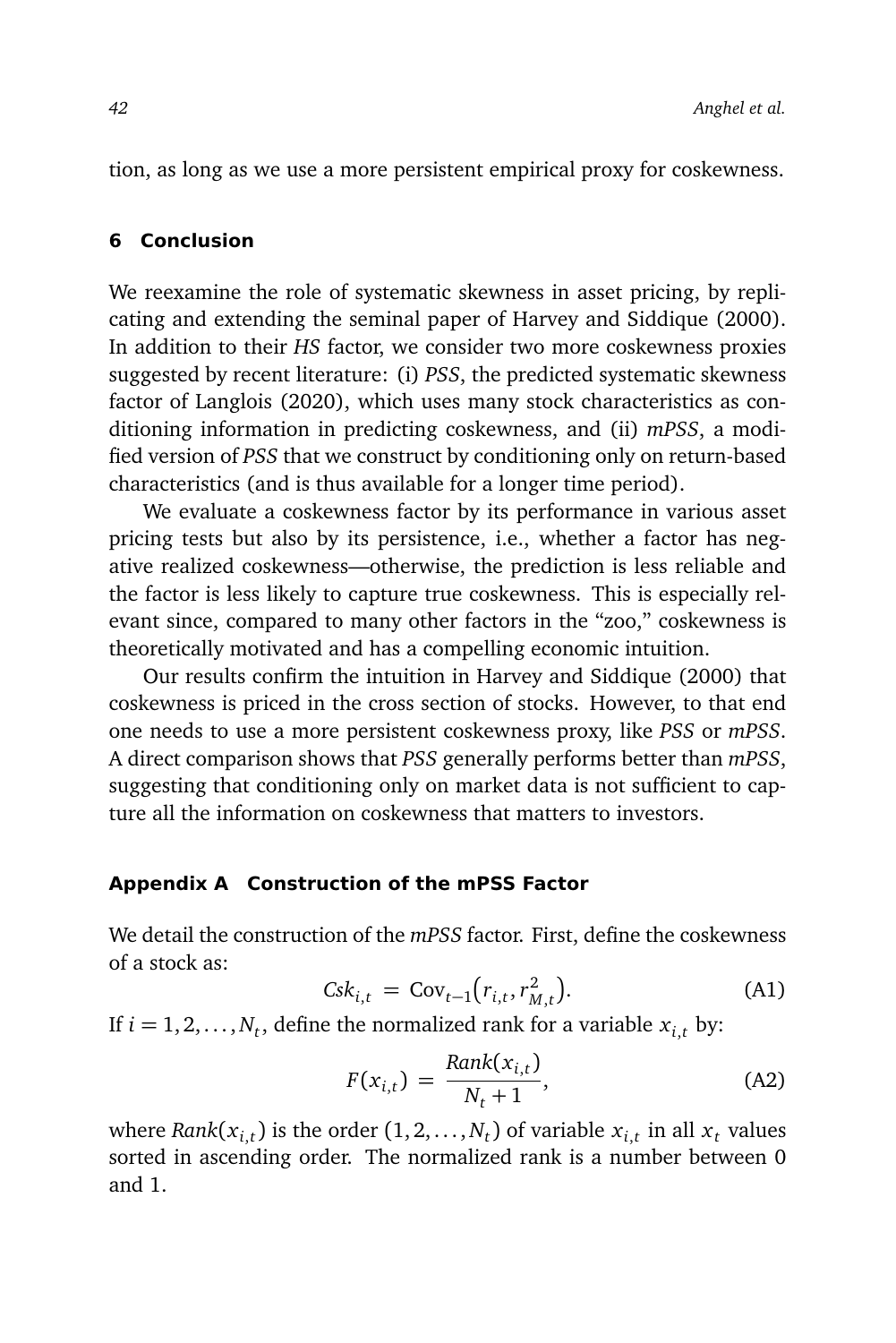tion, as long as we use a more persistent empirical proxy for coskewness.

## 6 Conclusion

We reexamine the role of systematic skewness in asset pricing, by replicating and extending the seminal paper of Harvey and Siddique (2000). In addition to their *HS* factor, we consider two more coskewness proxies suggested by recent literature: (i) *PSS*, the predicted systematic skewness factor of Langlois (2020), which uses many stock characteristics as conditioning information in predicting coskewness, and (ii) *mPSS*, a modified version of *PSS* that we construct by conditioning only on return-based characteristics (and is thus available for a longer time period).

We evaluate a coskewness factor by its performance in various asset pricing tests but also by its persistence, i.e., whether a factor has negative realized coskewness—otherwise, the prediction is less reliable and the factor is less likely to capture true coskewness. This is especially relevant since, compared to many other factors in the "zoo," coskewness is theoretically motivated and has a compelling economic intuition.

Our results confirm the intuition in Harvey and Siddique (2000) that coskewness is priced in the cross section of stocks. However, to that end one needs to use a more persistent coskewness proxy, like *PSS* or *mPSS*. A direct comparison shows that *PSS* generally performs better than *mPSS*, suggesting that conditioning only on market data is not sufficient to capture all the information on coskewness that matters to investors.

## Appendix A Construction of the mPSS Factor

We detail the construction of the *mPSS* factor. First, define the coskewness of a stock as:

$$Csk_{i,t} = \text{Cov}_{t-1}\big(r_{i,t}, r_{M,t}^2\big). \tag{A1}$$

If $i = 1, 2, \ldots, N_t$, define the normalized rank for a variable $x_{i,t}$ by:

$$F(x_{i,t}) = \frac{Rank(x_{i,t})}{N_t + 1}, \tag{A2}$$

where $Rank(x_{i,t})$ is the order $(1, 2, \ldots, N_t)$ of variable $x_{i,t}$ in all $x_t$ values sorted in ascending order. The normalized rank is a number between 0 and 1.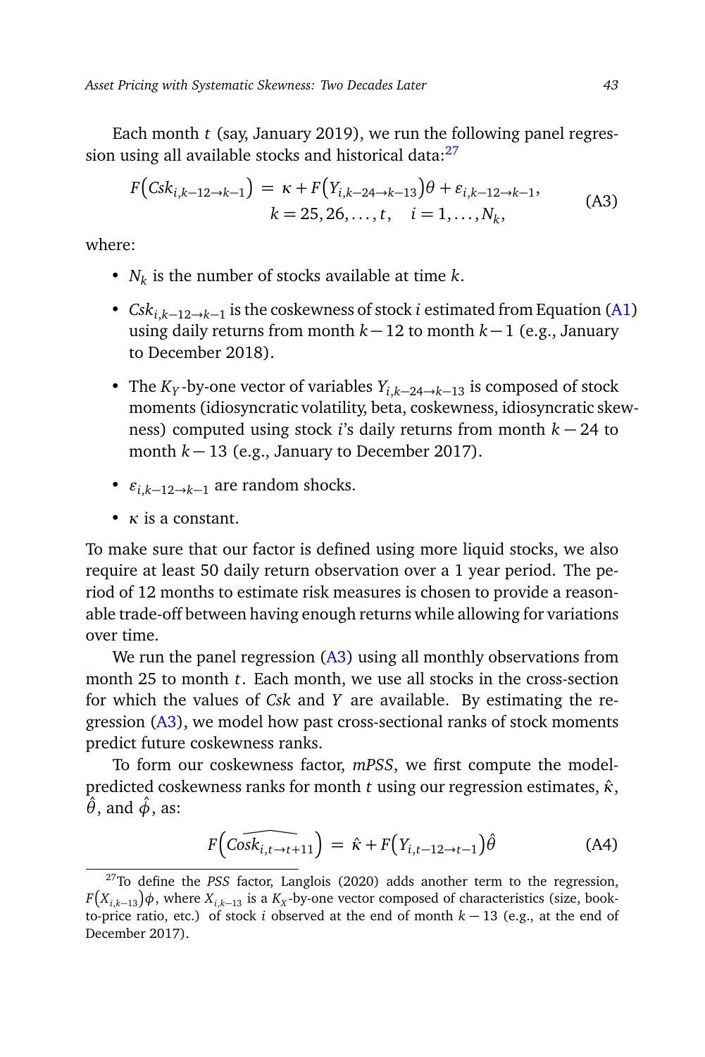Each month $t$ (say, January 2019), we run the following panel regression using all available stocks and historical data:[27]

$$F\big(Csk_{i,k-12\to k-1}\big) = \kappa + F\big(Y_{i,k-24\to k-13}\big)\theta + \varepsilon_{i,k-12\to k-1}, \qquad k = 25, 26, \ldots, t, \quad i = 1, \ldots, N_k, \tag{A3}$$

where:

- $N_k$ is the number of stocks available at time $k$.
- $Csk_{i,k-12\to k-1}$ is the coskewness of stock $i$ estimated from Equation (A1) using daily returns from month $k-12$ to month $k-1$ (e.g., January to December 2018).
- The $K_Y$-by-one vector of variables $Y_{i,k-24\to k-13}$ is composed of stock moments (idiosyncratic volatility, beta, coskewness, idiosyncratic skewness) computed using stock $i$'s daily returns from month $k-24$ to month $k-13$ (e.g., January to December 2017).
- $\varepsilon_{i,k-12\to k-1}$ are random shocks.
- $\kappa$ is a constant.

To make sure that our factor is defined using more liquid stocks, we also require at least 50 daily return observation over a 1 year period. The period of 12 months to estimate risk measures is chosen to provide a reasonable trade-off between having enough returns while allowing for variations over time.

We run the panel regression (A3) using all monthly observations from month 25 to month $t$. Each month, we use all stocks in the cross-section for which the values of *Csk* and *Y* are available. By estimating the regression (A3), we model how past cross-sectional ranks of stock moments predict future coskewness ranks.

To form our coskewness factor, *mPSS*, we first compute the model-predicted coskewness ranks for month $t$ using our regression estimates, $\hat{\kappa}$, $\hat{\theta}$, and $\hat{\phi}$, as:

$$F\Big(\widehat{Cosk_{i,t\to t+11}}\Big) = \hat{\kappa} + F\big(Y_{i,t-12\to t-1}\big)\hat{\theta} \tag{A4}$$

---

[27] To define the *PSS* factor, Langlois (2020) adds another term to the regression, $F\big(X_{i,k-13}\big)\phi$, where $X_{i,k-13}$ is a $K_X$-by-one vector composed of characteristics (size, book-to-price ratio, etc.) of stock $i$ observed at the end of month $k-13$ (e.g., at the end of December 2017).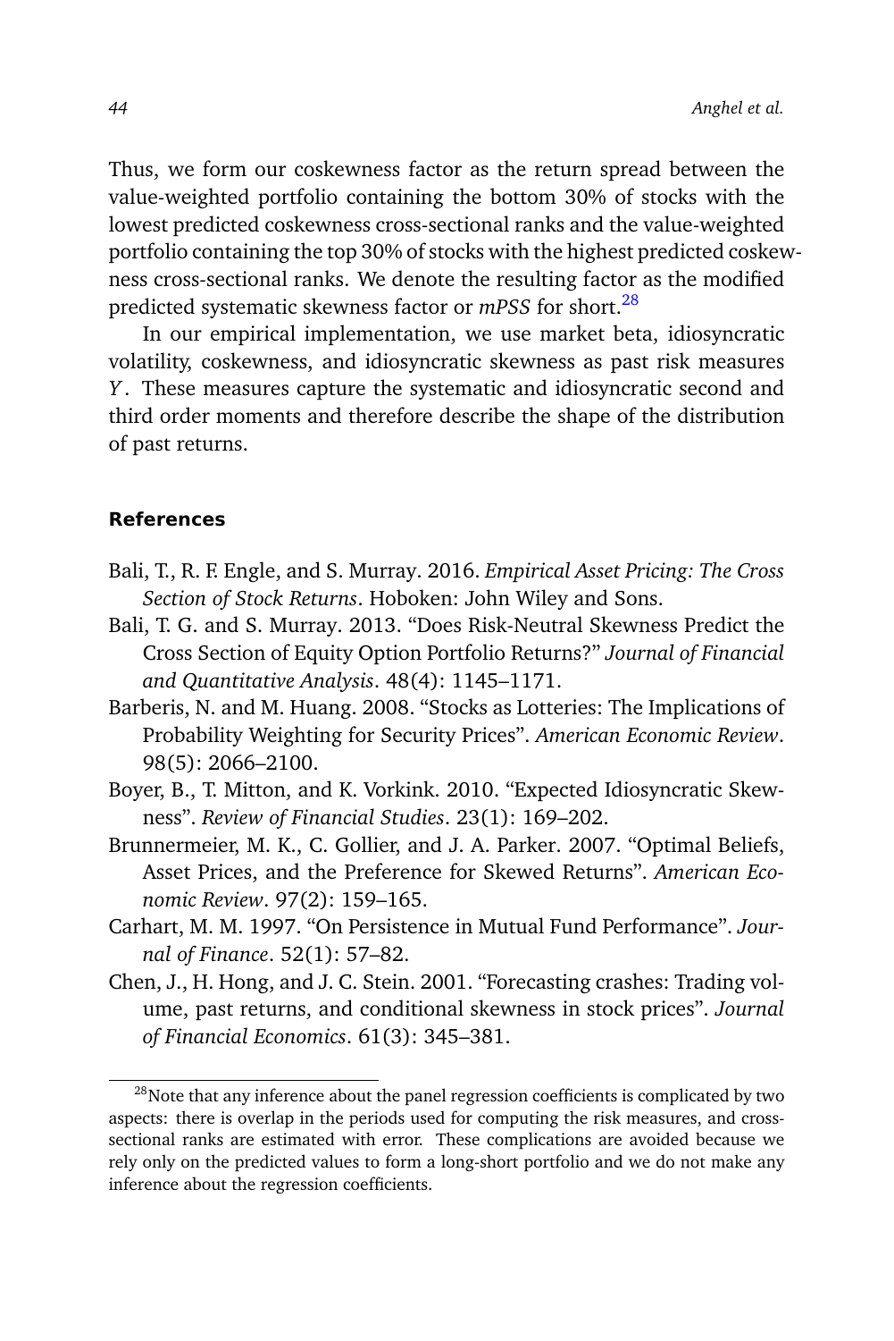Thus, we form our coskewness factor as the return spread between the value-weighted portfolio containing the bottom 30% of stocks with the lowest predicted coskewness cross-sectional ranks and the value-weighted portfolio containing the top 30% of stocks with the highest predicted coskewness cross-sectional ranks. We denote the resulting factor as the modified predicted systematic skewness factor or *mPSS* for short.[28]

In our empirical implementation, we use market beta, idiosyncratic volatility, coskewness, and idiosyncratic skewness as past risk measures $Y$. These measures capture the systematic and idiosyncratic second and third order moments and therefore describe the shape of the distribution of past returns.

## References

Bali, T., R. F. Engle, and S. Murray. 2016. *Empirical Asset Pricing: The Cross Section of Stock Returns*. Hoboken: John Wiley and Sons.

Bali, T. G. and S. Murray. 2013. "Does Risk-Neutral Skewness Predict the Cross Section of Equity Option Portfolio Returns?" *Journal of Financial and Quantitative Analysis*. 48(4): 1145–1171.

Barberis, N. and M. Huang. 2008. "Stocks as Lotteries: The Implications of Probability Weighting for Security Prices". *American Economic Review*. 98(5): 2066–2100.

Boyer, B., T. Mitton, and K. Vorkink. 2010. "Expected Idiosyncratic Skewness". *Review of Financial Studies*. 23(1): 169–202.

Brunnermeier, M. K., C. Gollier, and J. A. Parker. 2007. "Optimal Beliefs, Asset Prices, and the Preference for Skewed Returns". *American Economic Review*. 97(2): 159–165.

Carhart, M. M. 1997. "On Persistence in Mutual Fund Performance". *Journal of Finance*. 52(1): 57–82.

Chen, J., H. Hong, and J. C. Stein. 2001. "Forecasting crashes: Trading volume, past returns, and conditional skewness in stock prices". *Journal of Financial Economics*. 61(3): 345–381.

[28] Note that any inference about the panel regression coefficients is complicated by two aspects: there is overlap in the periods used for computing the risk measures, and cross-sectional ranks are estimated with error. These complications are avoided because we rely only on the predicted values to form a long-short portfolio and we do not make any inference about the regression coefficients.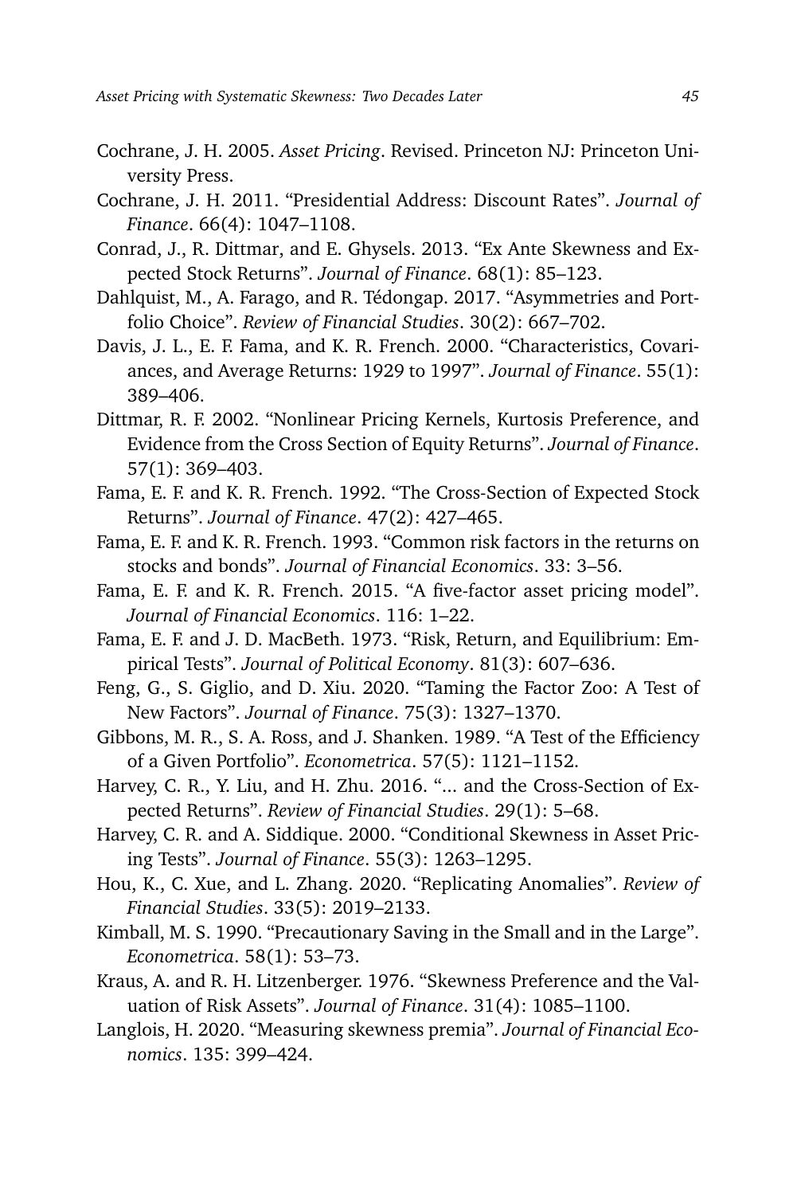Cochrane, J. H. 2005. *Asset Pricing*. Revised. Princeton NJ: Princeton University Press.

Cochrane, J. H. 2011. "Presidential Address: Discount Rates". *Journal of Finance*. 66(4): 1047–1108.

Conrad, J., R. Dittmar, and E. Ghysels. 2013. "Ex Ante Skewness and Expected Stock Returns". *Journal of Finance*. 68(1): 85–123.

Dahlquist, M., A. Farago, and R. Tédongap. 2017. "Asymmetries and Portfolio Choice". *Review of Financial Studies*. 30(2): 667–702.

Davis, J. L., E. F. Fama, and K. R. French. 2000. "Characteristics, Covariances, and Average Returns: 1929 to 1997". *Journal of Finance*. 55(1): 389–406.

Dittmar, R. F. 2002. "Nonlinear Pricing Kernels, Kurtosis Preference, and Evidence from the Cross Section of Equity Returns". *Journal of Finance*. 57(1): 369–403.

Fama, E. F. and K. R. French. 1992. "The Cross-Section of Expected Stock Returns". *Journal of Finance*. 47(2): 427–465.

Fama, E. F. and K. R. French. 1993. "Common risk factors in the returns on stocks and bonds". *Journal of Financial Economics*. 33: 3–56.

Fama, E. F. and K. R. French. 2015. "A five-factor asset pricing model". *Journal of Financial Economics*. 116: 1–22.

Fama, E. F. and J. D. MacBeth. 1973. "Risk, Return, and Equilibrium: Empirical Tests". *Journal of Political Economy*. 81(3): 607–636.

Feng, G., S. Giglio, and D. Xiu. 2020. "Taming the Factor Zoo: A Test of New Factors". *Journal of Finance*. 75(3): 1327–1370.

Gibbons, M. R., S. A. Ross, and J. Shanken. 1989. "A Test of the Efficiency of a Given Portfolio". *Econometrica*. 57(5): 1121–1152.

Harvey, C. R., Y. Liu, and H. Zhu. 2016. "... and the Cross-Section of Expected Returns". *Review of Financial Studies*. 29(1): 5–68.

Harvey, C. R. and A. Siddique. 2000. "Conditional Skewness in Asset Pricing Tests". *Journal of Finance*. 55(3): 1263–1295.

Hou, K., C. Xue, and L. Zhang. 2020. "Replicating Anomalies". *Review of Financial Studies*. 33(5): 2019–2133.

Kimball, M. S. 1990. "Precautionary Saving in the Small and in the Large". *Econometrica*. 58(1): 53–73.

Kraus, A. and R. H. Litzenberger. 1976. "Skewness Preference and the Valuation of Risk Assets". *Journal of Finance*. 31(4): 1085–1100.

Langlois, H. 2020. "Measuring skewness premia". *Journal of Financial Economics*. 135: 399–424.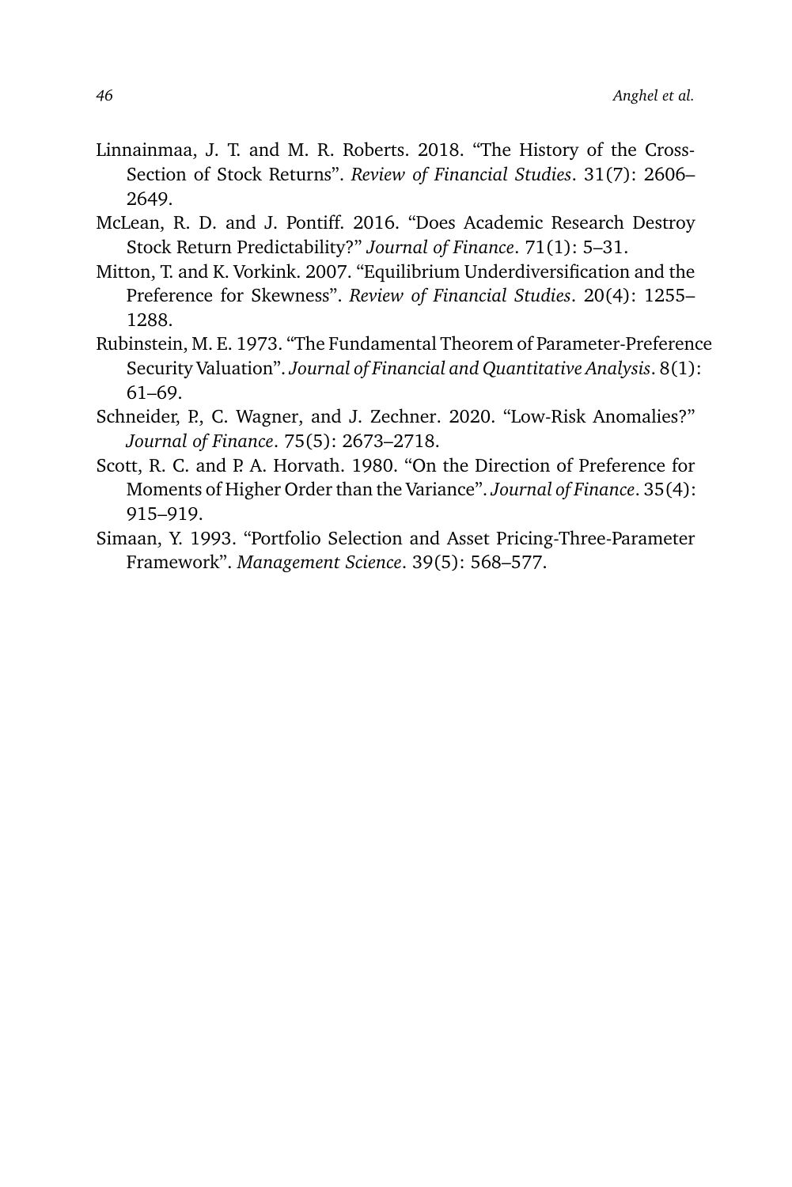Linnainmaa, J. T. and M. R. Roberts. 2018. "The History of the Cross-Section of Stock Returns". *Review of Financial Studies*. 31(7): 2606–2649.

McLean, R. D. and J. Pontiff. 2016. "Does Academic Research Destroy Stock Return Predictability?" *Journal of Finance*. 71(1): 5–31.

Mitton, T. and K. Vorkink. 2007. "Equilibrium Underdiversification and the Preference for Skewness". *Review of Financial Studies*. 20(4): 1255–1288.

Rubinstein, M. E. 1973. "The Fundamental Theorem of Parameter-Preference Security Valuation". *Journal of Financial and Quantitative Analysis*. 8(1): 61–69.

Schneider, P., C. Wagner, and J. Zechner. 2020. "Low-Risk Anomalies?" *Journal of Finance*. 75(5): 2673–2718.

Scott, R. C. and P. A. Horvath. 1980. "On the Direction of Preference for Moments of Higher Order than the Variance". *Journal of Finance*. 35(4): 915–919.

Simaan, Y. 1993. "Portfolio Selection and Asset Pricing-Three-Parameter Framework". *Management Science*. 39(5): 568–577.